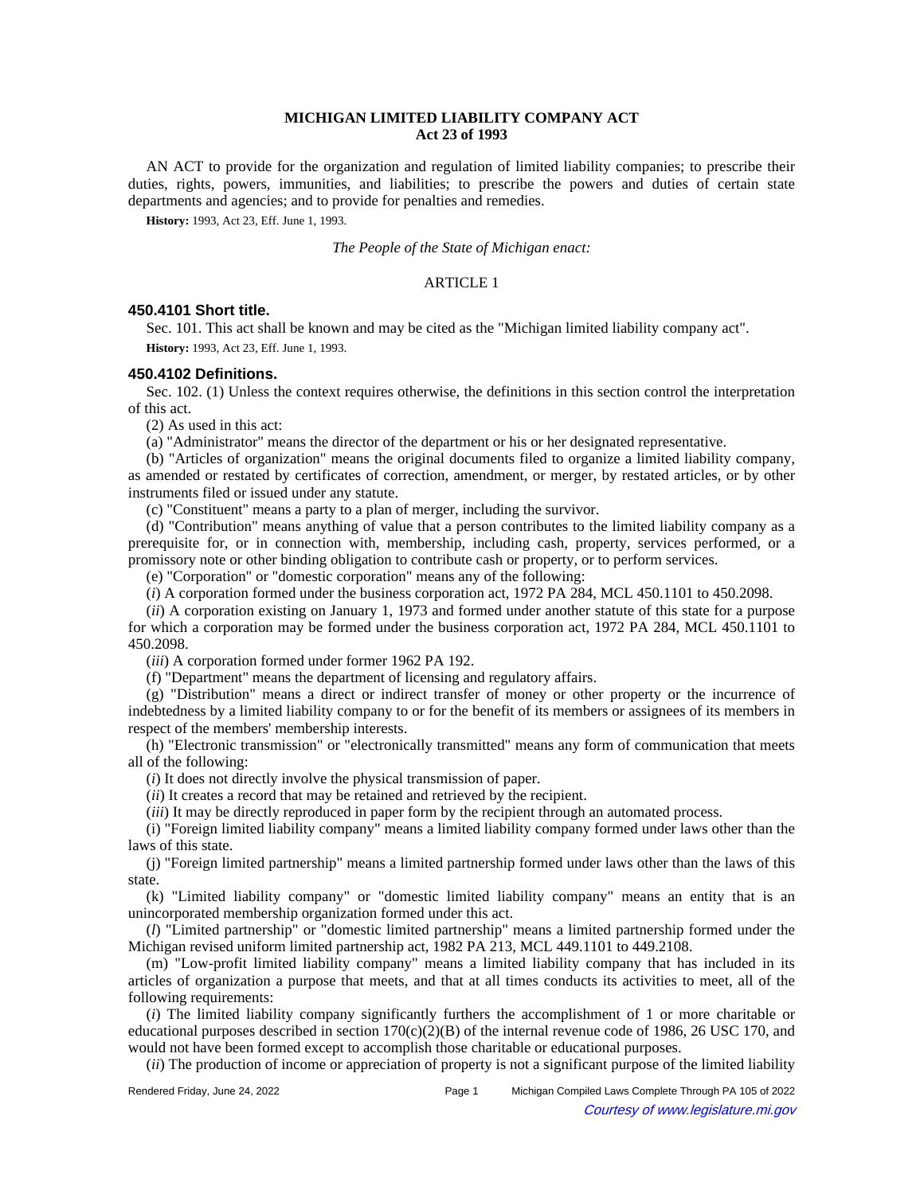# MICHIGAN LIMITED LIABILITY COMPANY ACT
## Act 23 of 1993

AN ACT to provide for the organization and regulation of limited liability companies; to prescribe their duties, rights, powers, immunities, and liabilities; to prescribe the powers and duties of certain state departments and agencies; and to provide for penalties and remedies.

**History:** 1993, Act 23, Eff. June 1, 1993.

*The People of the State of Michigan enact:*

ARTICLE 1

### 450.4101 Short title.

Sec. 101. This act shall be known and may be cited as the "Michigan limited liability company act".

**History:** 1993, Act 23, Eff. June 1, 1993.

### 450.4102 Definitions.

Sec. 102. (1) Unless the context requires otherwise, the definitions in this section control the interpretation of this act.

(2) As used in this act:

(a) "Administrator" means the director of the department or his or her designated representative.

(b) "Articles of organization" means the original documents filed to organize a limited liability company, as amended or restated by certificates of correction, amendment, or merger, by restated articles, or by other instruments filed or issued under any statute.

(c) "Constituent" means a party to a plan of merger, including the survivor.

(d) "Contribution" means anything of value that a person contributes to the limited liability company as a prerequisite for, or in connection with, membership, including cash, property, services performed, or a promissory note or other binding obligation to contribute cash or property, or to perform services.

(e) "Corporation" or "domestic corporation" means any of the following:

(*i*) A corporation formed under the business corporation act, 1972 PA 284, MCL 450.1101 to 450.2098.

(*ii*) A corporation existing on January 1, 1973 and formed under another statute of this state for a purpose for which a corporation may be formed under the business corporation act, 1972 PA 284, MCL 450.1101 to 450.2098.

(*iii*) A corporation formed under former 1962 PA 192.

(f) "Department" means the department of licensing and regulatory affairs.

(g) "Distribution" means a direct or indirect transfer of money or other property or the incurrence of indebtedness by a limited liability company to or for the benefit of its members or assignees of its members in respect of the members' membership interests.

(h) "Electronic transmission" or "electronically transmitted" means any form of communication that meets all of the following:

(*i*) It does not directly involve the physical transmission of paper.

(*ii*) It creates a record that may be retained and retrieved by the recipient.

(*iii*) It may be directly reproduced in paper form by the recipient through an automated process.

(i) "Foreign limited liability company" means a limited liability company formed under laws other than the laws of this state.

(j) "Foreign limited partnership" means a limited partnership formed under laws other than the laws of this state.

(k) "Limited liability company" or "domestic limited liability company" means an entity that is an unincorporated membership organization formed under this act.

(*l*) "Limited partnership" or "domestic limited partnership" means a limited partnership formed under the Michigan revised uniform limited partnership act, 1982 PA 213, MCL 449.1101 to 449.2108.

(m) "Low-profit limited liability company" means a limited liability company that has included in its articles of organization a purpose that meets, and that at all times conducts its activities to meet, all of the following requirements:

(*i*) The limited liability company significantly furthers the accomplishment of 1 or more charitable or educational purposes described in section 170(c)(2)(B) of the internal revenue code of 1986, 26 USC 170, and would not have been formed except to accomplish those charitable or educational purposes.

(*ii*) The production of income or appreciation of property is not a significant purpose of the limited liability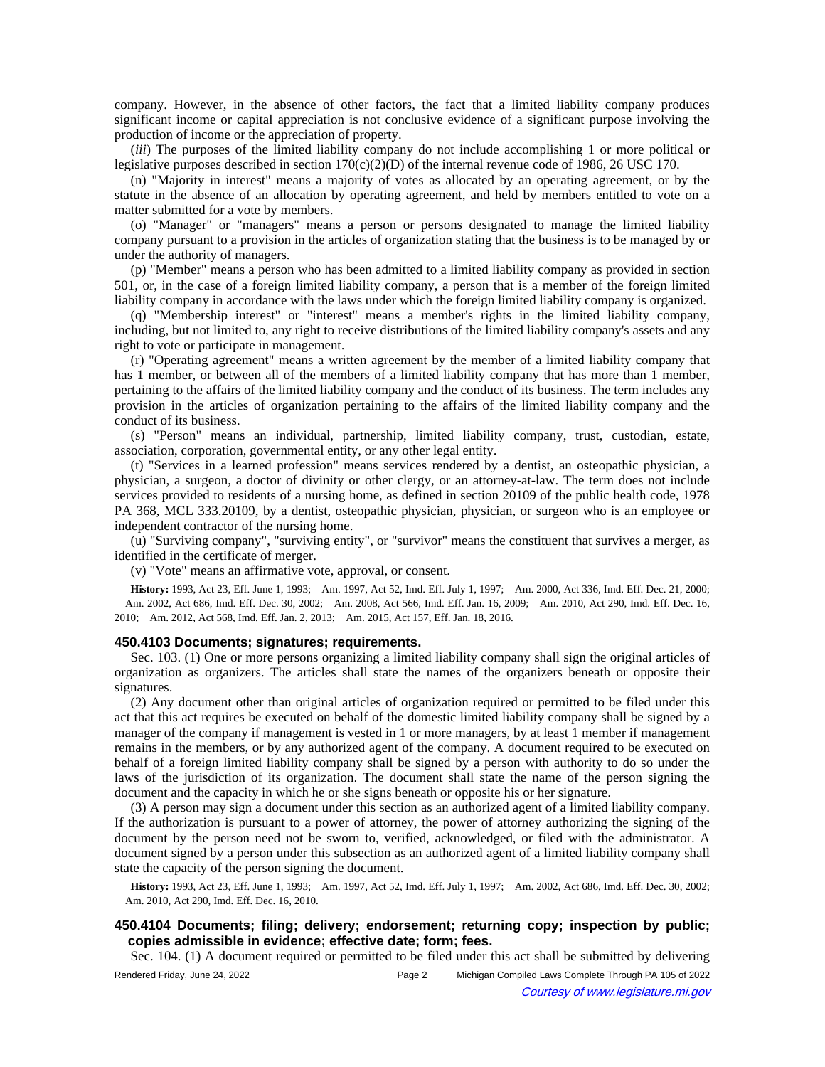company. However, in the absence of other factors, the fact that a limited liability company produces significant income or capital appreciation is not conclusive evidence of a significant purpose involving the production of income or the appreciation of property.

(*iii*) The purposes of the limited liability company do not include accomplishing 1 or more political or legislative purposes described in section 170(c)(2)(D) of the internal revenue code of 1986, 26 USC 170.

(n) "Majority in interest" means a majority of votes as allocated by an operating agreement, or by the statute in the absence of an allocation by operating agreement, and held by members entitled to vote on a matter submitted for a vote by members.

(o) "Manager" or "managers" means a person or persons designated to manage the limited liability company pursuant to a provision in the articles of organization stating that the business is to be managed by or under the authority of managers.

(p) "Member" means a person who has been admitted to a limited liability company as provided in section 501, or, in the case of a foreign limited liability company, a person that is a member of the foreign limited liability company in accordance with the laws under which the foreign limited liability company is organized.

(q) "Membership interest" or "interest" means a member's rights in the limited liability company, including, but not limited to, any right to receive distributions of the limited liability company's assets and any right to vote or participate in management.

(r) "Operating agreement" means a written agreement by the member of a limited liability company that has 1 member, or between all of the members of a limited liability company that has more than 1 member, pertaining to the affairs of the limited liability company and the conduct of its business. The term includes any provision in the articles of organization pertaining to the affairs of the limited liability company and the conduct of its business.

(s) "Person" means an individual, partnership, limited liability company, trust, custodian, estate, association, corporation, governmental entity, or any other legal entity.

(t) "Services in a learned profession" means services rendered by a dentist, an osteopathic physician, a physician, a surgeon, a doctor of divinity or other clergy, or an attorney-at-law. The term does not include services provided to residents of a nursing home, as defined in section 20109 of the public health code, 1978 PA 368, MCL 333.20109, by a dentist, osteopathic physician, physician, or surgeon who is an employee or independent contractor of the nursing home.

(u) "Surviving company", "surviving entity", or "survivor" means the constituent that survives a merger, as identified in the certificate of merger.

(v) "Vote" means an affirmative vote, approval, or consent.

**History:** 1993, Act 23, Eff. June 1, 1993; Am. 1997, Act 52, Imd. Eff. July 1, 1997; Am. 2000, Act 336, Imd. Eff. Dec. 21, 2000; Am. 2002, Act 686, Imd. Eff. Dec. 30, 2002; Am. 2008, Act 566, Imd. Eff. Jan. 16, 2009; Am. 2010, Act 290, Imd. Eff. Dec. 16, 2010; Am. 2012, Act 568, Imd. Eff. Jan. 2, 2013; Am. 2015, Act 157, Eff. Jan. 18, 2016.

### 450.4103 Documents; signatures; requirements.

Sec. 103. (1) One or more persons organizing a limited liability company shall sign the original articles of organization as organizers. The articles shall state the names of the organizers beneath or opposite their signatures.

(2) Any document other than original articles of organization required or permitted to be filed under this act that this act requires be executed on behalf of the domestic limited liability company shall be signed by a manager of the company if management is vested in 1 or more managers, by at least 1 member if management remains in the members, or by any authorized agent of the company. A document required to be executed on behalf of a foreign limited liability company shall be signed by a person with authority to do so under the laws of the jurisdiction of its organization. The document shall state the name of the person signing the document and the capacity in which he or she signs beneath or opposite his or her signature.

(3) A person may sign a document under this section as an authorized agent of a limited liability company. If the authorization is pursuant to a power of attorney, the power of attorney authorizing the signing of the document by the person need not be sworn to, verified, acknowledged, or filed with the administrator. A document signed by a person under this subsection as an authorized agent of a limited liability company shall state the capacity of the person signing the document.

**History:** 1993, Act 23, Eff. June 1, 1993; Am. 1997, Act 52, Imd. Eff. July 1, 1997; Am. 2002, Act 686, Imd. Eff. Dec. 30, 2002; Am. 2010, Act 290, Imd. Eff. Dec. 16, 2010.

### 450.4104 Documents; filing; delivery; endorsement; returning copy; inspection by public; copies admissible in evidence; effective date; form; fees.

Sec. 104. (1) A document required or permitted to be filed under this act shall be submitted by delivering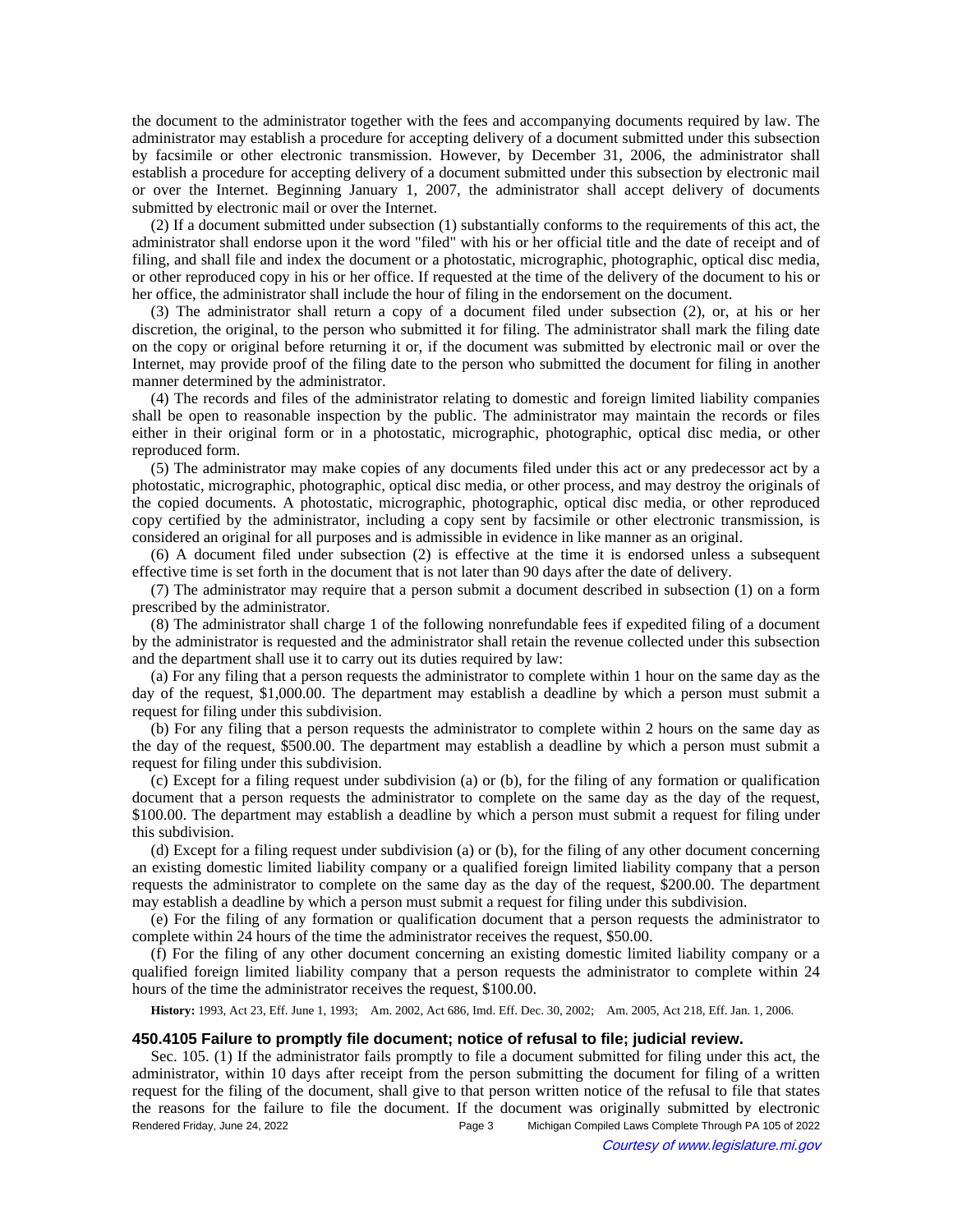the document to the administrator together with the fees and accompanying documents required by law. The administrator may establish a procedure for accepting delivery of a document submitted under this subsection by facsimile or other electronic transmission. However, by December 31, 2006, the administrator shall establish a procedure for accepting delivery of a document submitted under this subsection by electronic mail or over the Internet. Beginning January 1, 2007, the administrator shall accept delivery of documents submitted by electronic mail or over the Internet.

(2) If a document submitted under subsection (1) substantially conforms to the requirements of this act, the administrator shall endorse upon it the word "filed" with his or her official title and the date of receipt and of filing, and shall file and index the document or a photostatic, micrographic, photographic, optical disc media, or other reproduced copy in his or her office. If requested at the time of the delivery of the document to his or her office, the administrator shall include the hour of filing in the endorsement on the document.

(3) The administrator shall return a copy of a document filed under subsection (2), or, at his or her discretion, the original, to the person who submitted it for filing. The administrator shall mark the filing date on the copy or original before returning it or, if the document was submitted by electronic mail or over the Internet, may provide proof of the filing date to the person who submitted the document for filing in another manner determined by the administrator.

(4) The records and files of the administrator relating to domestic and foreign limited liability companies shall be open to reasonable inspection by the public. The administrator may maintain the records or files either in their original form or in a photostatic, micrographic, photographic, optical disc media, or other reproduced form.

(5) The administrator may make copies of any documents filed under this act or any predecessor act by a photostatic, micrographic, photographic, optical disc media, or other process, and may destroy the originals of the copied documents. A photostatic, micrographic, photographic, optical disc media, or other reproduced copy certified by the administrator, including a copy sent by facsimile or other electronic transmission, is considered an original for all purposes and is admissible in evidence in like manner as an original.

(6) A document filed under subsection (2) is effective at the time it is endorsed unless a subsequent effective time is set forth in the document that is not later than 90 days after the date of delivery.

(7) The administrator may require that a person submit a document described in subsection (1) on a form prescribed by the administrator.

(8) The administrator shall charge 1 of the following nonrefundable fees if expedited filing of a document by the administrator is requested and the administrator shall retain the revenue collected under this subsection and the department shall use it to carry out its duties required by law:

(a) For any filing that a person requests the administrator to complete within 1 hour on the same day as the day of the request, $1,000.00. The department may establish a deadline by which a person must submit a request for filing under this subdivision.

(b) For any filing that a person requests the administrator to complete within 2 hours on the same day as the day of the request, $500.00. The department may establish a deadline by which a person must submit a request for filing under this subdivision.

(c) Except for a filing request under subdivision (a) or (b), for the filing of any formation or qualification document that a person requests the administrator to complete on the same day as the day of the request, $100.00. The department may establish a deadline by which a person must submit a request for filing under this subdivision.

(d) Except for a filing request under subdivision (a) or (b), for the filing of any other document concerning an existing domestic limited liability company or a qualified foreign limited liability company that a person requests the administrator to complete on the same day as the day of the request, $200.00. The department may establish a deadline by which a person must submit a request for filing under this subdivision.

(e) For the filing of any formation or qualification document that a person requests the administrator to complete within 24 hours of the time the administrator receives the request, $50.00.

(f) For the filing of any other document concerning an existing domestic limited liability company or a qualified foreign limited liability company that a person requests the administrator to complete within 24 hours of the time the administrator receives the request, $100.00.

**History:** 1993, Act 23, Eff. June 1, 1993;—Am. 2002, Act 686, Imd. Eff. Dec. 30, 2002;—Am. 2005, Act 218, Eff. Jan. 1, 2006.

### 450.4105 Failure to promptly file document; notice of refusal to file; judicial review.

Sec. 105. (1) If the administrator fails promptly to file a document submitted for filing under this act, the administrator, within 10 days after receipt from the person submitting the document for filing of a written request for the filing of the document, shall give to that person written notice of the refusal to file that states the reasons for the failure to file the document. If the document was originally submitted by electronic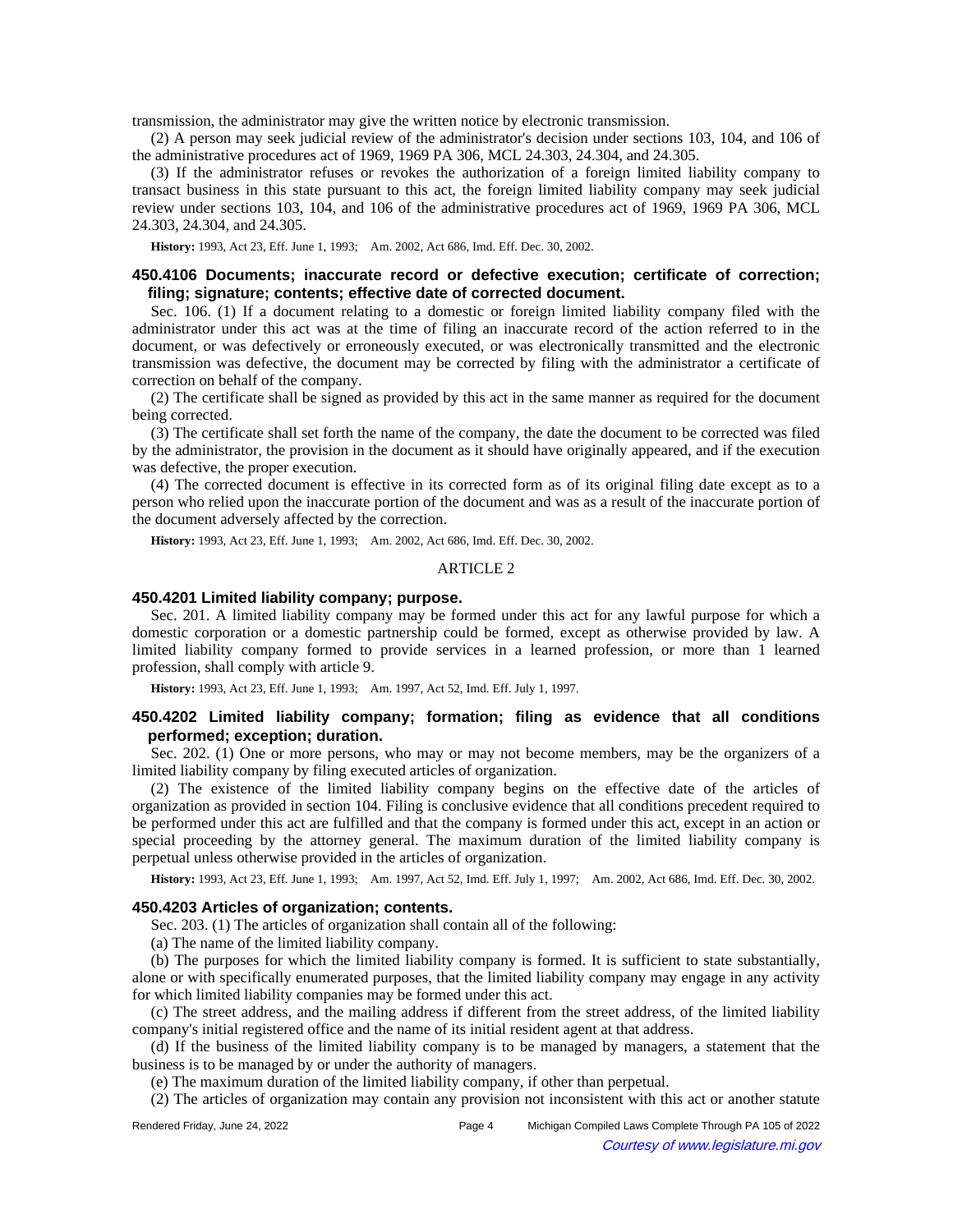transmission, the administrator may give the written notice by electronic transmission.

(2) A person may seek judicial review of the administrator's decision under sections 103, 104, and 106 of the administrative procedures act of 1969, 1969 PA 306, MCL 24.303, 24.304, and 24.305.

(3) If the administrator refuses or revokes the authorization of a foreign limited liability company to transact business in this state pursuant to this act, the foreign limited liability company may seek judicial review under sections 103, 104, and 106 of the administrative procedures act of 1969, 1969 PA 306, MCL 24.303, 24.304, and 24.305.

**History:** 1993, Act 23, Eff. June 1, 1993; Am. 2002, Act 686, Imd. Eff. Dec. 30, 2002.

### 450.4106 Documents; inaccurate record or defective execution; certificate of correction; filing; signature; contents; effective date of corrected document.

Sec. 106. (1) If a document relating to a domestic or foreign limited liability company filed with the administrator under this act was at the time of filing an inaccurate record of the action referred to in the document, or was defectively or erroneously executed, or was electronically transmitted and the electronic transmission was defective, the document may be corrected by filing with the administrator a certificate of correction on behalf of the company.

(2) The certificate shall be signed as provided by this act in the same manner as required for the document being corrected.

(3) The certificate shall set forth the name of the company, the date the document to be corrected was filed by the administrator, the provision in the document as it should have originally appeared, and if the execution was defective, the proper execution.

(4) The corrected document is effective in its corrected form as of its original filing date except as to a person who relied upon the inaccurate portion of the document and was as a result of the inaccurate portion of the document adversely affected by the correction.

**History:** 1993, Act 23, Eff. June 1, 1993; Am. 2002, Act 686, Imd. Eff. Dec. 30, 2002.

## ARTICLE 2

### 450.4201 Limited liability company; purpose.

Sec. 201. A limited liability company may be formed under this act for any lawful purpose for which a domestic corporation or a domestic partnership could be formed, except as otherwise provided by law. A limited liability company formed to provide services in a learned profession, or more than 1 learned profession, shall comply with article 9.

**History:** 1993, Act 23, Eff. June 1, 1993; Am. 1997, Act 52, Imd. Eff. July 1, 1997.

### 450.4202 Limited liability company; formation; filing as evidence that all conditions performed; exception; duration.

Sec. 202. (1) One or more persons, who may or may not become members, may be the organizers of a limited liability company by filing executed articles of organization.

(2) The existence of the limited liability company begins on the effective date of the articles of organization as provided in section 104. Filing is conclusive evidence that all conditions precedent required to be performed under this act are fulfilled and that the company is formed under this act, except in an action or special proceeding by the attorney general. The maximum duration of the limited liability company is perpetual unless otherwise provided in the articles of organization.

**History:** 1993, Act 23, Eff. June 1, 1993; Am. 1997, Act 52, Imd. Eff. July 1, 1997; Am. 2002, Act 686, Imd. Eff. Dec. 30, 2002.

### 450.4203 Articles of organization; contents.

Sec. 203. (1) The articles of organization shall contain all of the following:

(a) The name of the limited liability company.

(b) The purposes for which the limited liability company is formed. It is sufficient to state substantially, alone or with specifically enumerated purposes, that the limited liability company may engage in any activity for which limited liability companies may be formed under this act.

(c) The street address, and the mailing address if different from the street address, of the limited liability company's initial registered office and the name of its initial resident agent at that address.

(d) If the business of the limited liability company is to be managed by managers, a statement that the business is to be managed by or under the authority of managers.

(e) The maximum duration of the limited liability company, if other than perpetual.

(2) The articles of organization may contain any provision not inconsistent with this act or another statute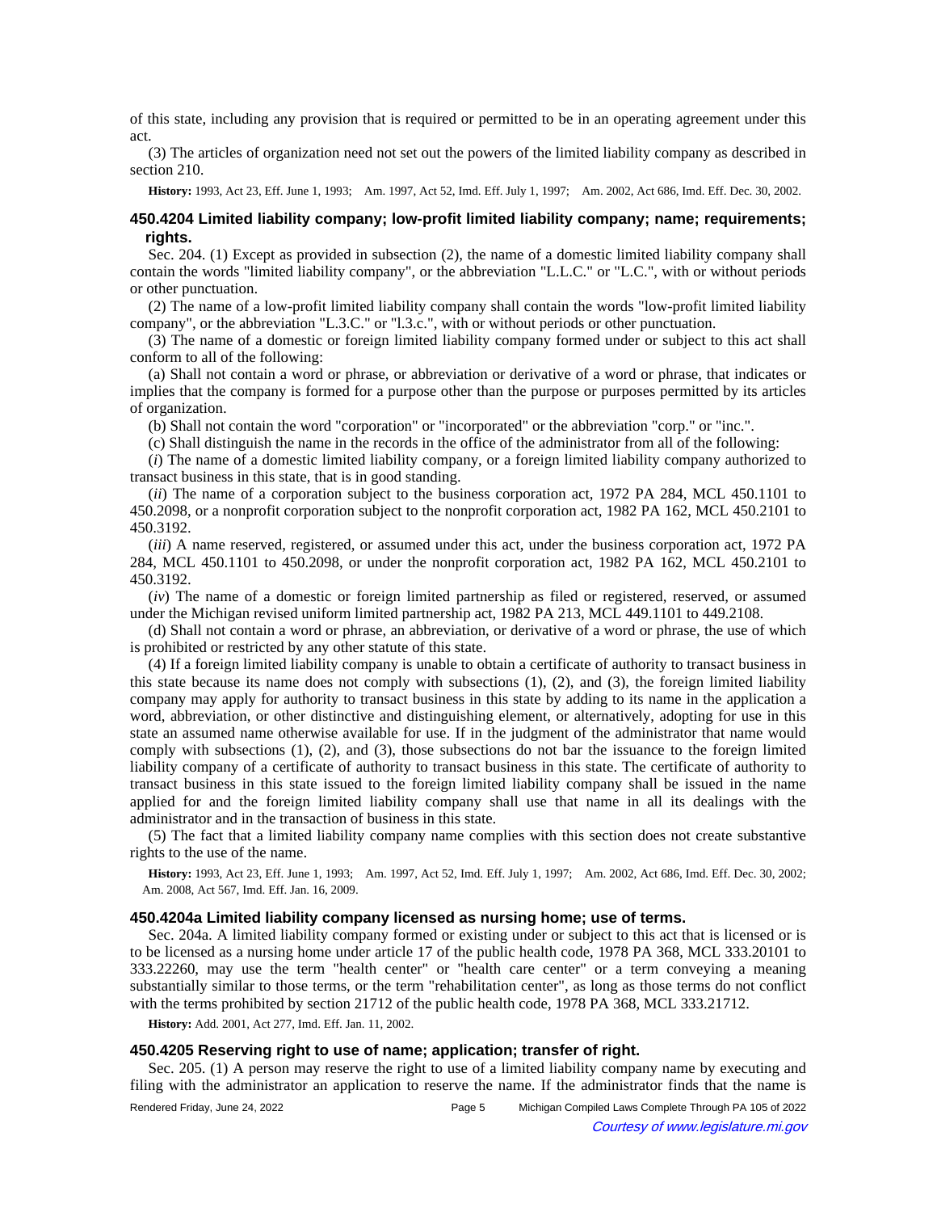of this state, including any provision that is required or permitted to be in an operating agreement under this act.

(3) The articles of organization need not set out the powers of the limited liability company as described in section 210.

**History:** 1993, Act 23, Eff. June 1, 1993; Am. 1997, Act 52, Imd. Eff. July 1, 1997; Am. 2002, Act 686, Imd. Eff. Dec. 30, 2002.

### 450.4204 Limited liability company; low-profit limited liability company; name; requirements; rights.

Sec. 204. (1) Except as provided in subsection (2), the name of a domestic limited liability company shall contain the words "limited liability company", or the abbreviation "L.L.C." or "L.C.", with or without periods or other punctuation.

(2) The name of a low-profit limited liability company shall contain the words "low-profit limited liability company", or the abbreviation "L.3.C." or "l.3.c.", with or without periods or other punctuation.

(3) The name of a domestic or foreign limited liability company formed under or subject to this act shall conform to all of the following:

(a) Shall not contain a word or phrase, or abbreviation or derivative of a word or phrase, that indicates or implies that the company is formed for a purpose other than the purpose or purposes permitted by its articles of organization.

(b) Shall not contain the word "corporation" or "incorporated" or the abbreviation "corp." or "inc.".

(c) Shall distinguish the name in the records in the office of the administrator from all of the following:

(*i*) The name of a domestic limited liability company, or a foreign limited liability company authorized to transact business in this state, that is in good standing.

(*ii*) The name of a corporation subject to the business corporation act, 1972 PA 284, MCL 450.1101 to 450.2098, or a nonprofit corporation subject to the nonprofit corporation act, 1982 PA 162, MCL 450.2101 to 450.3192.

(*iii*) A name reserved, registered, or assumed under this act, under the business corporation act, 1972 PA 284, MCL 450.1101 to 450.2098, or under the nonprofit corporation act, 1982 PA 162, MCL 450.2101 to 450.3192.

(*iv*) The name of a domestic or foreign limited partnership as filed or registered, reserved, or assumed under the Michigan revised uniform limited partnership act, 1982 PA 213, MCL 449.1101 to 449.2108.

(d) Shall not contain a word or phrase, an abbreviation, or derivative of a word or phrase, the use of which is prohibited or restricted by any other statute of this state.

(4) If a foreign limited liability company is unable to obtain a certificate of authority to transact business in this state because its name does not comply with subsections (1), (2), and (3), the foreign limited liability company may apply for authority to transact business in this state by adding to its name in the application a word, abbreviation, or other distinctive and distinguishing element, or alternatively, adopting for use in this state an assumed name otherwise available for use. If in the judgment of the administrator that name would comply with subsections (1), (2), and (3), those subsections do not bar the issuance to the foreign limited liability company of a certificate of authority to transact business in this state. The certificate of authority to transact business in this state issued to the foreign limited liability company shall be issued in the name applied for and the foreign limited liability company shall use that name in all its dealings with the administrator and in the transaction of business in this state.

(5) The fact that a limited liability company name complies with this section does not create substantive rights to the use of the name.

**History:** 1993, Act 23, Eff. June 1, 1993; Am. 1997, Act 52, Imd. Eff. July 1, 1997; Am. 2002, Act 686, Imd. Eff. Dec. 30, 2002; Am. 2008, Act 567, Imd. Eff. Jan. 16, 2009.

### 450.4204a Limited liability company licensed as nursing home; use of terms.

Sec. 204a. A limited liability company formed or existing under or subject to this act that is licensed or is to be licensed as a nursing home under article 17 of the public health code, 1978 PA 368, MCL 333.20101 to 333.22260, may use the term "health center" or "health care center" or a term conveying a meaning substantially similar to those terms, or the term "rehabilitation center", as long as those terms do not conflict with the terms prohibited by section 21712 of the public health code, 1978 PA 368, MCL 333.21712.

**History:** Add. 2001, Act 277, Imd. Eff. Jan. 11, 2002.

### 450.4205 Reserving right to use of name; application; transfer of right.

Sec. 205. (1) A person may reserve the right to use of a limited liability company name by executing and filing with the administrator an application to reserve the name. If the administrator finds that the name is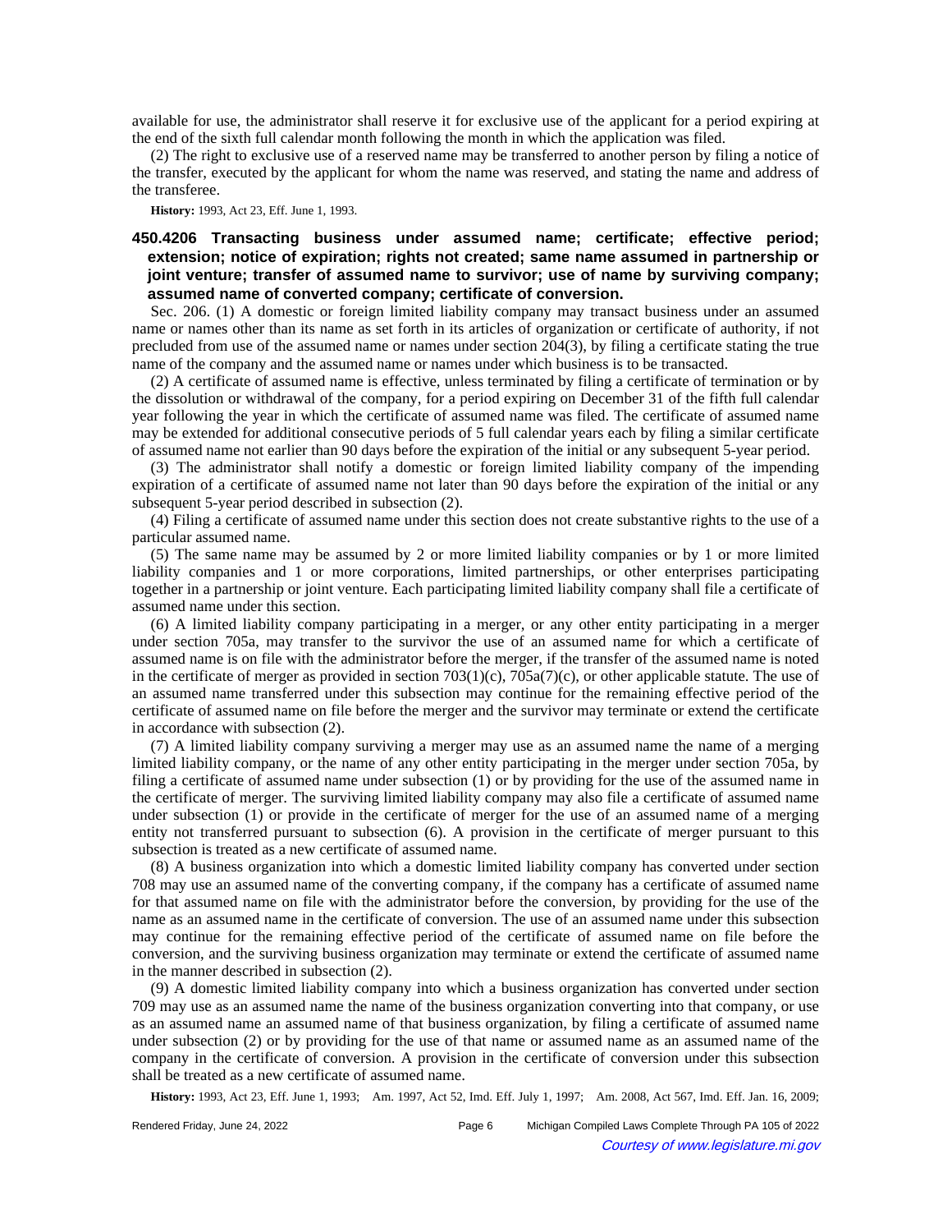available for use, the administrator shall reserve it for exclusive use of the applicant for a period expiring at the end of the sixth full calendar month following the month in which the application was filed.

(2) The right to exclusive use of a reserved name may be transferred to another person by filing a notice of the transfer, executed by the applicant for whom the name was reserved, and stating the name and address of the transferee.

**History:** 1993, Act 23, Eff. June 1, 1993.

### 450.4206 Transacting business under assumed name; certificate; effective period; extension; notice of expiration; rights not created; same name assumed in partnership or joint venture; transfer of assumed name to survivor; use of name by surviving company; assumed name of converted company; certificate of conversion.

Sec. 206. (1) A domestic or foreign limited liability company may transact business under an assumed name or names other than its name as set forth in its articles of organization or certificate of authority, if not precluded from use of the assumed name or names under section 204(3), by filing a certificate stating the true name of the company and the assumed name or names under which business is to be transacted.

(2) A certificate of assumed name is effective, unless terminated by filing a certificate of termination or by the dissolution or withdrawal of the company, for a period expiring on December 31 of the fifth full calendar year following the year in which the certificate of assumed name was filed. The certificate of assumed name may be extended for additional consecutive periods of 5 full calendar years each by filing a similar certificate of assumed name not earlier than 90 days before the expiration of the initial or any subsequent 5-year period.

(3) The administrator shall notify a domestic or foreign limited liability company of the impending expiration of a certificate of assumed name not later than 90 days before the expiration of the initial or any subsequent 5-year period described in subsection (2).

(4) Filing a certificate of assumed name under this section does not create substantive rights to the use of a particular assumed name.

(5) The same name may be assumed by 2 or more limited liability companies or by 1 or more limited liability companies and 1 or more corporations, limited partnerships, or other enterprises participating together in a partnership or joint venture. Each participating limited liability company shall file a certificate of assumed name under this section.

(6) A limited liability company participating in a merger, or any other entity participating in a merger under section 705a, may transfer to the survivor the use of an assumed name for which a certificate of assumed name is on file with the administrator before the merger, if the transfer of the assumed name is noted in the certificate of merger as provided in section 703(1)(c), 705a(7)(c), or other applicable statute. The use of an assumed name transferred under this subsection may continue for the remaining effective period of the certificate of assumed name on file before the merger and the survivor may terminate or extend the certificate in accordance with subsection (2).

(7) A limited liability company surviving a merger may use as an assumed name the name of a merging limited liability company, or the name of any other entity participating in the merger under section 705a, by filing a certificate of assumed name under subsection (1) or by providing for the use of the assumed name in the certificate of merger. The surviving limited liability company may also file a certificate of assumed name under subsection (1) or provide in the certificate of merger for the use of an assumed name of a merging entity not transferred pursuant to subsection (6). A provision in the certificate of merger pursuant to this subsection is treated as a new certificate of assumed name.

(8) A business organization into which a domestic limited liability company has converted under section 708 may use an assumed name of the converting company, if the company has a certificate of assumed name for that assumed name on file with the administrator before the conversion, by providing for the use of the name as an assumed name in the certificate of conversion. The use of an assumed name under this subsection may continue for the remaining effective period of the certificate of assumed name on file before the conversion, and the surviving business organization may terminate or extend the certificate of assumed name in the manner described in subsection (2).

(9) A domestic limited liability company into which a business organization has converted under section 709 may use as an assumed name the name of the business organization converting into that company, or use as an assumed name an assumed name of that business organization, by filing a certificate of assumed name under subsection (2) or by providing for the use of that name or assumed name as an assumed name of the company in the certificate of conversion. A provision in the certificate of conversion under this subsection shall be treated as a new certificate of assumed name.

**History:** 1993, Act 23, Eff. June 1, 1993; Am. 1997, Act 52, Imd. Eff. July 1, 1997; Am. 2008, Act 567, Imd. Eff. Jan. 16, 2009;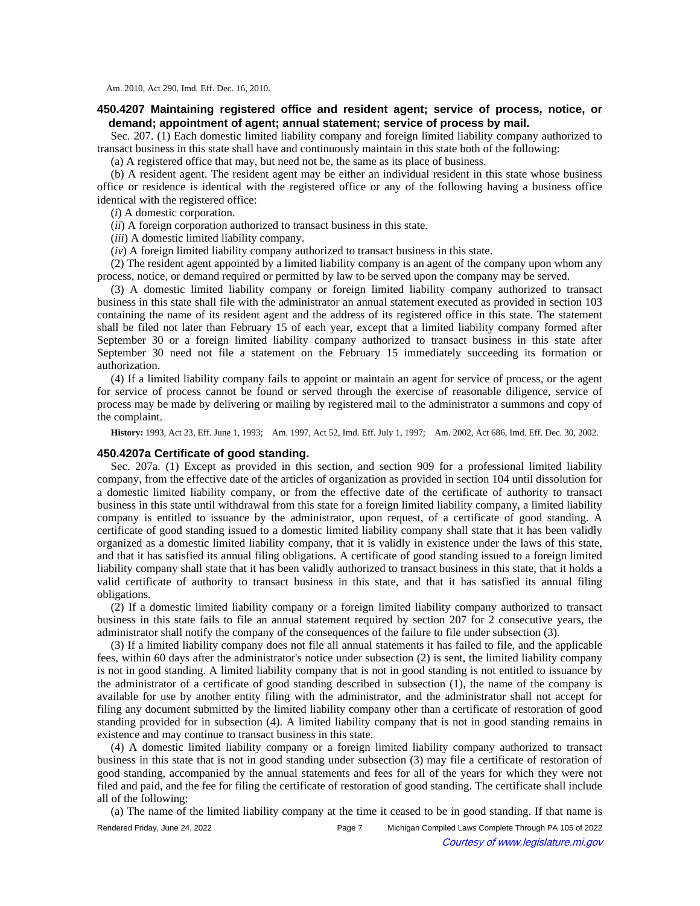Am. 2010, Act 290, Imd. Eff. Dec. 16, 2010.

### 450.4207 Maintaining registered office and resident agent; service of process, notice, or demand; appointment of agent; annual statement; service of process by mail.

Sec. 207. (1) Each domestic limited liability company and foreign limited liability company authorized to transact business in this state shall have and continuously maintain in this state both of the following:

(a) A registered office that may, but need not be, the same as its place of business.

(b) A resident agent. The resident agent may be either an individual resident in this state whose business office or residence is identical with the registered office or any of the following having a business office identical with the registered office:

(*i*) A domestic corporation.

(*ii*) A foreign corporation authorized to transact business in this state.

(*iii*) A domestic limited liability company.

(*iv*) A foreign limited liability company authorized to transact business in this state.

(2) The resident agent appointed by a limited liability company is an agent of the company upon whom any process, notice, or demand required or permitted by law to be served upon the company may be served.

(3) A domestic limited liability company or foreign limited liability company authorized to transact business in this state shall file with the administrator an annual statement executed as provided in section 103 containing the name of its resident agent and the address of its registered office in this state. The statement shall be filed not later than February 15 of each year, except that a limited liability company formed after September 30 or a foreign limited liability company authorized to transact business in this state after September 30 need not file a statement on the February 15 immediately succeeding its formation or authorization.

(4) If a limited liability company fails to appoint or maintain an agent for service of process, or the agent for service of process cannot be found or served through the exercise of reasonable diligence, service of process may be made by delivering or mailing by registered mail to the administrator a summons and copy of the complaint.

**History:** 1993, Act 23, Eff. June 1, 1993; Am. 1997, Act 52, Imd. Eff. July 1, 1997; Am. 2002, Act 686, Imd. Eff. Dec. 30, 2002.

### 450.4207a Certificate of good standing.

Sec. 207a. (1) Except as provided in this section, and section 909 for a professional limited liability company, from the effective date of the articles of organization as provided in section 104 until dissolution for a domestic limited liability company, or from the effective date of the certificate of authority to transact business in this state until withdrawal from this state for a foreign limited liability company, a limited liability company is entitled to issuance by the administrator, upon request, of a certificate of good standing. A certificate of good standing issued to a domestic limited liability company shall state that it has been validly organized as a domestic limited liability company, that it is validly in existence under the laws of this state, and that it has satisfied its annual filing obligations. A certificate of good standing issued to a foreign limited liability company shall state that it has been validly authorized to transact business in this state, that it holds a valid certificate of authority to transact business in this state, and that it has satisfied its annual filing obligations.

(2) If a domestic limited liability company or a foreign limited liability company authorized to transact business in this state fails to file an annual statement required by section 207 for 2 consecutive years, the administrator shall notify the company of the consequences of the failure to file under subsection (3).

(3) If a limited liability company does not file all annual statements it has failed to file, and the applicable fees, within 60 days after the administrator's notice under subsection (2) is sent, the limited liability company is not in good standing. A limited liability company that is not in good standing is not entitled to issuance by the administrator of a certificate of good standing described in subsection (1), the name of the company is available for use by another entity filing with the administrator, and the administrator shall not accept for filing any document submitted by the limited liability company other than a certificate of restoration of good standing provided for in subsection (4). A limited liability company that is not in good standing remains in existence and may continue to transact business in this state.

(4) A domestic limited liability company or a foreign limited liability company authorized to transact business in this state that is not in good standing under subsection (3) may file a certificate of restoration of good standing, accompanied by the annual statements and fees for all of the years for which they were not filed and paid, and the fee for filing the certificate of restoration of good standing. The certificate shall include all of the following:

(a) The name of the limited liability company at the time it ceased to be in good standing. If that name is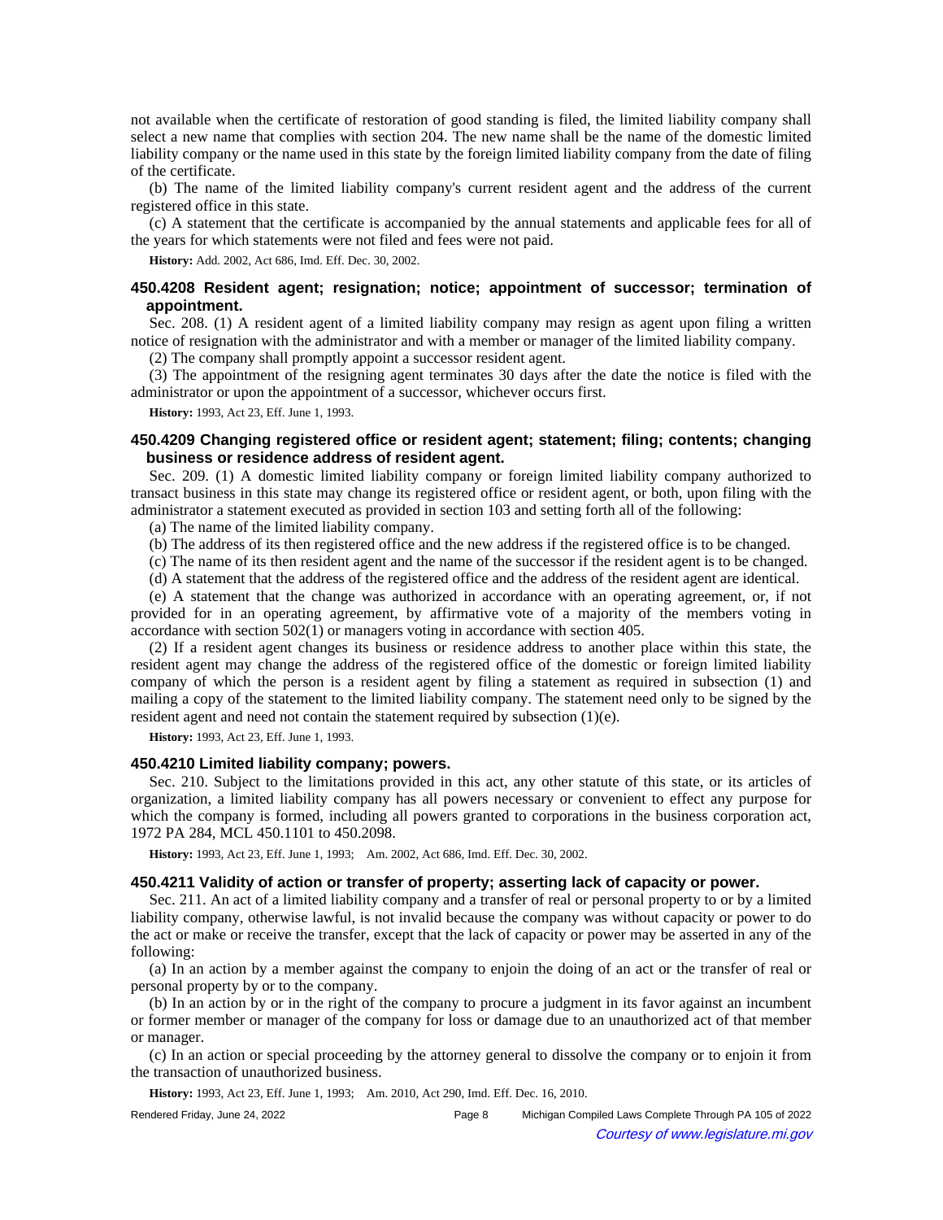not available when the certificate of restoration of good standing is filed, the limited liability company shall select a new name that complies with section 204. The new name shall be the name of the domestic limited liability company or the name used in this state by the foreign limited liability company from the date of filing of the certificate.

(b) The name of the limited liability company's current resident agent and the address of the current registered office in this state.

(c) A statement that the certificate is accompanied by the annual statements and applicable fees for all of the years for which statements were not filed and fees were not paid.

**History:** Add. 2002, Act 686, Imd. Eff. Dec. 30, 2002.

### 450.4208 Resident agent; resignation; notice; appointment of successor; termination of appointment.

Sec. 208. (1) A resident agent of a limited liability company may resign as agent upon filing a written notice of resignation with the administrator and with a member or manager of the limited liability company.

(2) The company shall promptly appoint a successor resident agent.

(3) The appointment of the resigning agent terminates 30 days after the date the notice is filed with the administrator or upon the appointment of a successor, whichever occurs first.

**History:** 1993, Act 23, Eff. June 1, 1993.

### 450.4209 Changing registered office or resident agent; statement; filing; contents; changing business or residence address of resident agent.

Sec. 209. (1) A domestic limited liability company or foreign limited liability company authorized to transact business in this state may change its registered office or resident agent, or both, upon filing with the administrator a statement executed as provided in section 103 and setting forth all of the following:

(a) The name of the limited liability company.

(b) The address of its then registered office and the new address if the registered office is to be changed.

(c) The name of its then resident agent and the name of the successor if the resident agent is to be changed.

(d) A statement that the address of the registered office and the address of the resident agent are identical.

(e) A statement that the change was authorized in accordance with an operating agreement, or, if not provided for in an operating agreement, by affirmative vote of a majority of the members voting in accordance with section 502(1) or managers voting in accordance with section 405.

(2) If a resident agent changes its business or residence address to another place within this state, the resident agent may change the address of the registered office of the domestic or foreign limited liability company of which the person is a resident agent by filing a statement as required in subsection (1) and mailing a copy of the statement to the limited liability company. The statement need only to be signed by the resident agent and need not contain the statement required by subsection (1)(e).

**History:** 1993, Act 23, Eff. June 1, 1993.

### 450.4210 Limited liability company; powers.

Sec. 210. Subject to the limitations provided in this act, any other statute of this state, or its articles of organization, a limited liability company has all powers necessary or convenient to effect any purpose for which the company is formed, including all powers granted to corporations in the business corporation act, 1972 PA 284, MCL 450.1101 to 450.2098.

**History:** 1993, Act 23, Eff. June 1, 1993; Am. 2002, Act 686, Imd. Eff. Dec. 30, 2002.

### 450.4211 Validity of action or transfer of property; asserting lack of capacity or power.

Sec. 211. An act of a limited liability company and a transfer of real or personal property to or by a limited liability company, otherwise lawful, is not invalid because the company was without capacity or power to do the act or make or receive the transfer, except that the lack of capacity or power may be asserted in any of the following:

(a) In an action by a member against the company to enjoin the doing of an act or the transfer of real or personal property by or to the company.

(b) In an action by or in the right of the company to procure a judgment in its favor against an incumbent or former member or manager of the company for loss or damage due to an unauthorized act of that member or manager.

(c) In an action or special proceeding by the attorney general to dissolve the company or to enjoin it from the transaction of unauthorized business.

**History:** 1993, Act 23, Eff. June 1, 1993; Am. 2010, Act 290, Imd. Eff. Dec. 16, 2010.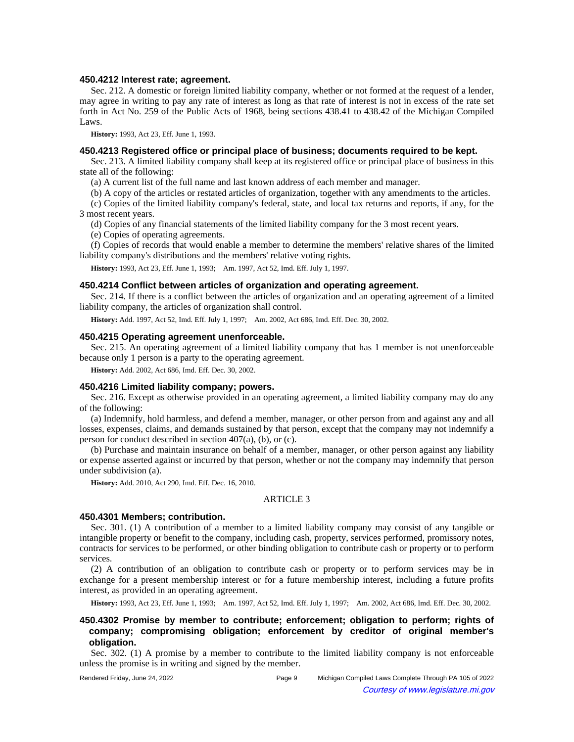### 450.4212 Interest rate; agreement.

Sec. 212. A domestic or foreign limited liability company, whether or not formed at the request of a lender, may agree in writing to pay any rate of interest as long as that rate of interest is not in excess of the rate set forth in Act No. 259 of the Public Acts of 1968, being sections 438.41 to 438.42 of the Michigan Compiled Laws.

**History:** 1993, Act 23, Eff. June 1, 1993.

### 450.4213 Registered office or principal place of business; documents required to be kept.

Sec. 213. A limited liability company shall keep at its registered office or principal place of business in this state all of the following:

(a) A current list of the full name and last known address of each member and manager.

(b) A copy of the articles or restated articles of organization, together with any amendments to the articles.

(c) Copies of the limited liability company's federal, state, and local tax returns and reports, if any, for the 3 most recent years.

(d) Copies of any financial statements of the limited liability company for the 3 most recent years.

(e) Copies of operating agreements.

(f) Copies of records that would enable a member to determine the members' relative shares of the limited liability company's distributions and the members' relative voting rights.

**History:** 1993, Act 23, Eff. June 1, 1993; Am. 1997, Act 52, Imd. Eff. July 1, 1997.

### 450.4214 Conflict between articles of organization and operating agreement.

Sec. 214. If there is a conflict between the articles of organization and an operating agreement of a limited liability company, the articles of organization shall control.

**History:** Add. 1997, Act 52, Imd. Eff. July 1, 1997; Am. 2002, Act 686, Imd. Eff. Dec. 30, 2002.

### 450.4215 Operating agreement unenforceable.

Sec. 215. An operating agreement of a limited liability company that has 1 member is not unenforceable because only 1 person is a party to the operating agreement.

**History:** Add. 2002, Act 686, Imd. Eff. Dec. 30, 2002.

### 450.4216 Limited liability company; powers.

Sec. 216. Except as otherwise provided in an operating agreement, a limited liability company may do any of the following:

(a) Indemnify, hold harmless, and defend a member, manager, or other person from and against any and all losses, expenses, claims, and demands sustained by that person, except that the company may not indemnify a person for conduct described in section 407(a), (b), or (c).

(b) Purchase and maintain insurance on behalf of a member, manager, or other person against any liability or expense asserted against or incurred by that person, whether or not the company may indemnify that person under subdivision (a).

**History:** Add. 2010, Act 290, Imd. Eff. Dec. 16, 2010.

## ARTICLE 3

### 450.4301 Members; contribution.

Sec. 301. (1) A contribution of a member to a limited liability company may consist of any tangible or intangible property or benefit to the company, including cash, property, services performed, promissory notes, contracts for services to be performed, or other binding obligation to contribute cash or property or to perform services.

(2) A contribution of an obligation to contribute cash or property or to perform services may be in exchange for a present membership interest or for a future membership interest, including a future profits interest, as provided in an operating agreement.

**History:** 1993, Act 23, Eff. June 1, 1993; Am. 1997, Act 52, Imd. Eff. July 1, 1997; Am. 2002, Act 686, Imd. Eff. Dec. 30, 2002.

### 450.4302 Promise by member to contribute; enforcement; obligation to perform; rights of company; compromising obligation; enforcement by creditor of original member's obligation.

Sec. 302. (1) A promise by a member to contribute to the limited liability company is not enforceable unless the promise is in writing and signed by the member.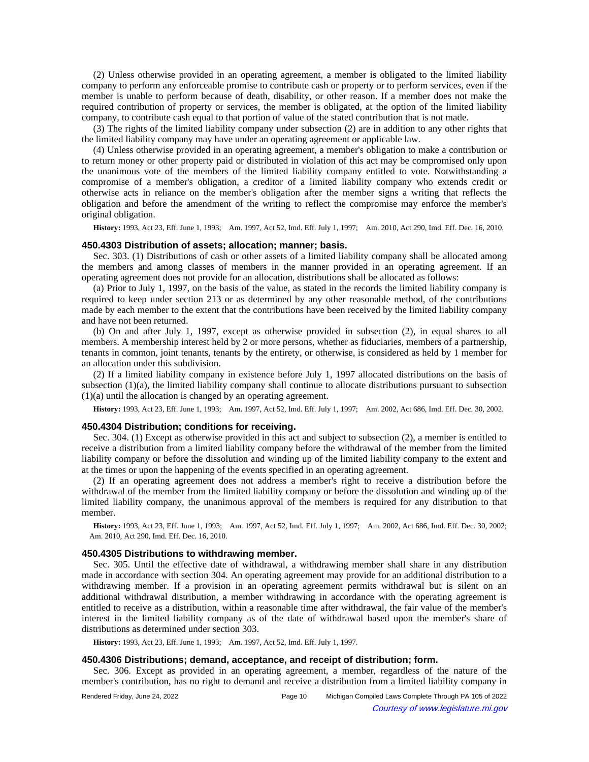(2) Unless otherwise provided in an operating agreement, a member is obligated to the limited liability company to perform any enforceable promise to contribute cash or property or to perform services, even if the member is unable to perform because of death, disability, or other reason. If a member does not make the required contribution of property or services, the member is obligated, at the option of the limited liability company, to contribute cash equal to that portion of value of the stated contribution that is not made.

(3) The rights of the limited liability company under subsection (2) are in addition to any other rights that the limited liability company may have under an operating agreement or applicable law.

(4) Unless otherwise provided in an operating agreement, a member's obligation to make a contribution or to return money or other property paid or distributed in violation of this act may be compromised only upon the unanimous vote of the members of the limited liability company entitled to vote. Notwithstanding a compromise of a member's obligation, a creditor of a limited liability company who extends credit or otherwise acts in reliance on the member's obligation after the member signs a writing that reflects the obligation and before the amendment of the writing to reflect the compromise may enforce the member's original obligation.

**History:** 1993, Act 23, Eff. June 1, 1993; Am. 1997, Act 52, Imd. Eff. July 1, 1997; Am. 2010, Act 290, Imd. Eff. Dec. 16, 2010.

### 450.4303 Distribution of assets; allocation; manner; basis.

Sec. 303. (1) Distributions of cash or other assets of a limited liability company shall be allocated among the members and among classes of members in the manner provided in an operating agreement. If an operating agreement does not provide for an allocation, distributions shall be allocated as follows:

(a) Prior to July 1, 1997, on the basis of the value, as stated in the records the limited liability company is required to keep under section 213 or as determined by any other reasonable method, of the contributions made by each member to the extent that the contributions have been received by the limited liability company and have not been returned.

(b) On and after July 1, 1997, except as otherwise provided in subsection (2), in equal shares to all members. A membership interest held by 2 or more persons, whether as fiduciaries, members of a partnership, tenants in common, joint tenants, tenants by the entirety, or otherwise, is considered as held by 1 member for an allocation under this subdivision.

(2) If a limited liability company in existence before July 1, 1997 allocated distributions on the basis of subsection (1)(a), the limited liability company shall continue to allocate distributions pursuant to subsection (1)(a) until the allocation is changed by an operating agreement.

**History:** 1993, Act 23, Eff. June 1, 1993; Am. 1997, Act 52, Imd. Eff. July 1, 1997; Am. 2002, Act 686, Imd. Eff. Dec. 30, 2002.

### 450.4304 Distribution; conditions for receiving.

Sec. 304. (1) Except as otherwise provided in this act and subject to subsection (2), a member is entitled to receive a distribution from a limited liability company before the withdrawal of the member from the limited liability company or before the dissolution and winding up of the limited liability company to the extent and at the times or upon the happening of the events specified in an operating agreement.

(2) If an operating agreement does not address a member's right to receive a distribution before the withdrawal of the member from the limited liability company or before the dissolution and winding up of the limited liability company, the unanimous approval of the members is required for any distribution to that member.

**History:** 1993, Act 23, Eff. June 1, 1993; Am. 1997, Act 52, Imd. Eff. July 1, 1997; Am. 2002, Act 686, Imd. Eff. Dec. 30, 2002; Am. 2010, Act 290, Imd. Eff. Dec. 16, 2010.

### 450.4305 Distributions to withdrawing member.

Sec. 305. Until the effective date of withdrawal, a withdrawing member shall share in any distribution made in accordance with section 304. An operating agreement may provide for an additional distribution to a withdrawing member. If a provision in an operating agreement permits withdrawal but is silent on an additional withdrawal distribution, a member withdrawing in accordance with the operating agreement is entitled to receive as a distribution, within a reasonable time after withdrawal, the fair value of the member's interest in the limited liability company as of the date of withdrawal based upon the member's share of distributions as determined under section 303.

**History:** 1993, Act 23, Eff. June 1, 1993; Am. 1997, Act 52, Imd. Eff. July 1, 1997.

### 450.4306 Distributions; demand, acceptance, and receipt of distribution; form.

Sec. 306. Except as provided in an operating agreement, a member, regardless of the nature of the member's contribution, has no right to demand and receive a distribution from a limited liability company in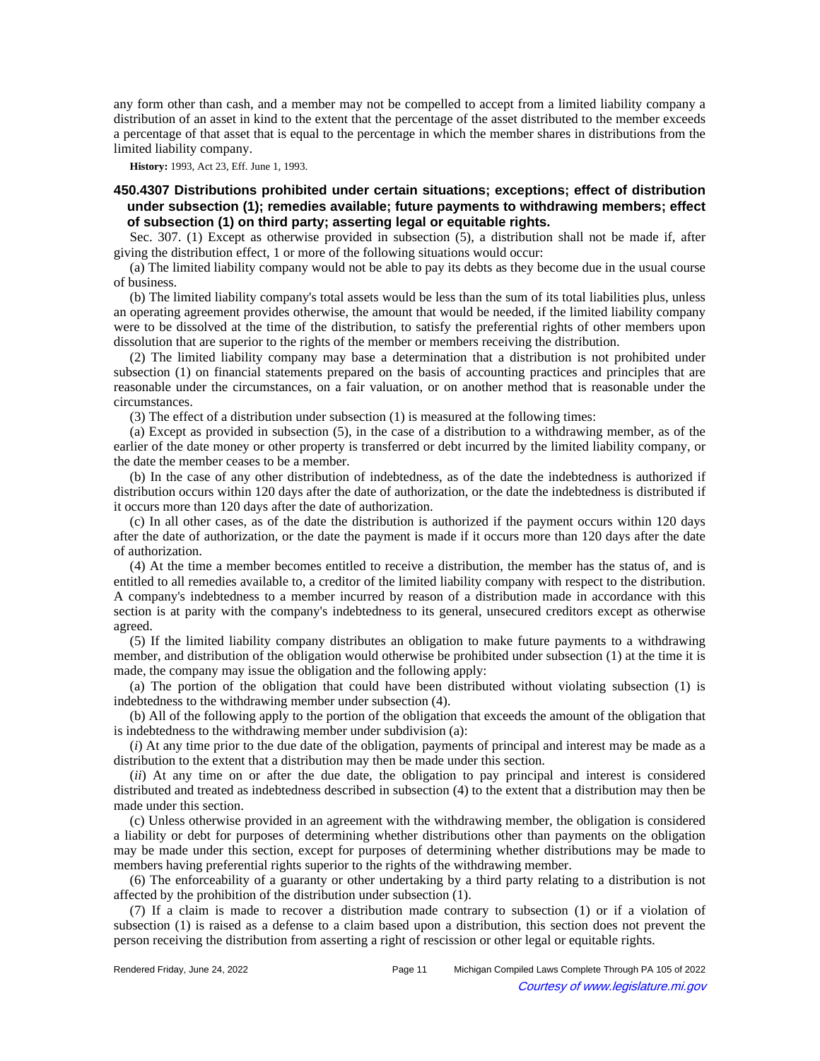any form other than cash, and a member may not be compelled to accept from a limited liability company a distribution of an asset in kind to the extent that the percentage of the asset distributed to the member exceeds a percentage of that asset that is equal to the percentage in which the member shares in distributions from the limited liability company.

**History:** 1993, Act 23, Eff. June 1, 1993.

### 450.4307 Distributions prohibited under certain situations; exceptions; effect of distribution under subsection (1); remedies available; future payments to withdrawing members; effect of subsection (1) on third party; asserting legal or equitable rights.

Sec. 307. (1) Except as otherwise provided in subsection (5), a distribution shall not be made if, after giving the distribution effect, 1 or more of the following situations would occur:

(a) The limited liability company would not be able to pay its debts as they become due in the usual course of business.

(b) The limited liability company's total assets would be less than the sum of its total liabilities plus, unless an operating agreement provides otherwise, the amount that would be needed, if the limited liability company were to be dissolved at the time of the distribution, to satisfy the preferential rights of other members upon dissolution that are superior to the rights of the member or members receiving the distribution.

(2) The limited liability company may base a determination that a distribution is not prohibited under subsection (1) on financial statements prepared on the basis of accounting practices and principles that are reasonable under the circumstances, on a fair valuation, or on another method that is reasonable under the circumstances.

(3) The effect of a distribution under subsection (1) is measured at the following times:

(a) Except as provided in subsection (5), in the case of a distribution to a withdrawing member, as of the earlier of the date money or other property is transferred or debt incurred by the limited liability company, or the date the member ceases to be a member.

(b) In the case of any other distribution of indebtedness, as of the date the indebtedness is authorized if distribution occurs within 120 days after the date of authorization, or the date the indebtedness is distributed if it occurs more than 120 days after the date of authorization.

(c) In all other cases, as of the date the distribution is authorized if the payment occurs within 120 days after the date of authorization, or the date the payment is made if it occurs more than 120 days after the date of authorization.

(4) At the time a member becomes entitled to receive a distribution, the member has the status of, and is entitled to all remedies available to, a creditor of the limited liability company with respect to the distribution. A company's indebtedness to a member incurred by reason of a distribution made in accordance with this section is at parity with the company's indebtedness to its general, unsecured creditors except as otherwise agreed.

(5) If the limited liability company distributes an obligation to make future payments to a withdrawing member, and distribution of the obligation would otherwise be prohibited under subsection (1) at the time it is made, the company may issue the obligation and the following apply:

(a) The portion of the obligation that could have been distributed without violating subsection (1) is indebtedness to the withdrawing member under subsection (4).

(b) All of the following apply to the portion of the obligation that exceeds the amount of the obligation that is indebtedness to the withdrawing member under subdivision (a):

(*i*) At any time prior to the due date of the obligation, payments of principal and interest may be made as a distribution to the extent that a distribution may then be made under this section.

(*ii*) At any time on or after the due date, the obligation to pay principal and interest is considered distributed and treated as indebtedness described in subsection (4) to the extent that a distribution may then be made under this section.

(c) Unless otherwise provided in an agreement with the withdrawing member, the obligation is considered a liability or debt for purposes of determining whether distributions other than payments on the obligation may be made under this section, except for purposes of determining whether distributions may be made to members having preferential rights superior to the rights of the withdrawing member.

(6) The enforceability of a guaranty or other undertaking by a third party relating to a distribution is not affected by the prohibition of the distribution under subsection (1).

(7) If a claim is made to recover a distribution made contrary to subsection (1) or if a violation of subsection (1) is raised as a defense to a claim based upon a distribution, this section does not prevent the person receiving the distribution from asserting a right of rescission or other legal or equitable rights.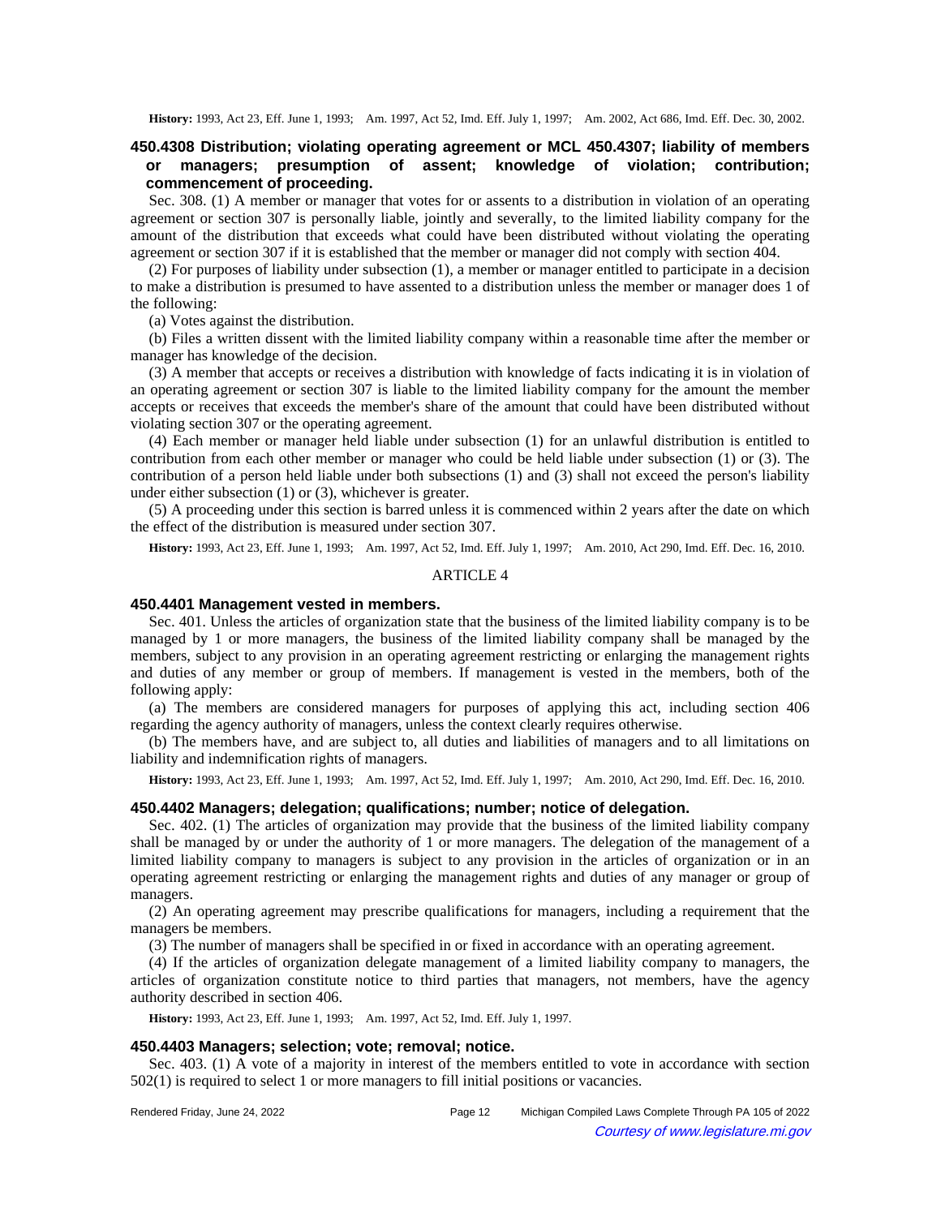**History:** 1993, Act 23, Eff. June 1, 1993; Am. 1997, Act 52, Imd. Eff. July 1, 1997; Am. 2002, Act 686, Imd. Eff. Dec. 30, 2002.

### 450.4308 Distribution; violating operating agreement or MCL 450.4307; liability of members or managers; presumption of assent; knowledge of violation; contribution; commencement of proceeding.

Sec. 308. (1) A member or manager that votes for or assents to a distribution in violation of an operating agreement or section 307 is personally liable, jointly and severally, to the limited liability company for the amount of the distribution that exceeds what could have been distributed without violating the operating agreement or section 307 if it is established that the member or manager did not comply with section 404.

(2) For purposes of liability under subsection (1), a member or manager entitled to participate in a decision to make a distribution is presumed to have assented to a distribution unless the member or manager does 1 of the following:

(a) Votes against the distribution.

(b) Files a written dissent with the limited liability company within a reasonable time after the member or manager has knowledge of the decision.

(3) A member that accepts or receives a distribution with knowledge of facts indicating it is in violation of an operating agreement or section 307 is liable to the limited liability company for the amount the member accepts or receives that exceeds the member's share of the amount that could have been distributed without violating section 307 or the operating agreement.

(4) Each member or manager held liable under subsection (1) for an unlawful distribution is entitled to contribution from each other member or manager who could be held liable under subsection (1) or (3). The contribution of a person held liable under both subsections (1) and (3) shall not exceed the person's liability under either subsection (1) or (3), whichever is greater.

(5) A proceeding under this section is barred unless it is commenced within 2 years after the date on which the effect of the distribution is measured under section 307.

**History:** 1993, Act 23, Eff. June 1, 1993; Am. 1997, Act 52, Imd. Eff. July 1, 1997; Am. 2010, Act 290, Imd. Eff. Dec. 16, 2010.

## ARTICLE 4

### 450.4401 Management vested in members.

Sec. 401. Unless the articles of organization state that the business of the limited liability company is to be managed by 1 or more managers, the business of the limited liability company shall be managed by the members, subject to any provision in an operating agreement restricting or enlarging the management rights and duties of any member or group of members. If management is vested in the members, both of the following apply:

(a) The members are considered managers for purposes of applying this act, including section 406 regarding the agency authority of managers, unless the context clearly requires otherwise.

(b) The members have, and are subject to, all duties and liabilities of managers and to all limitations on liability and indemnification rights of managers.

**History:** 1993, Act 23, Eff. June 1, 1993; Am. 1997, Act 52, Imd. Eff. July 1, 1997; Am. 2010, Act 290, Imd. Eff. Dec. 16, 2010.

### 450.4402 Managers; delegation; qualifications; number; notice of delegation.

Sec. 402. (1) The articles of organization may provide that the business of the limited liability company shall be managed by or under the authority of 1 or more managers. The delegation of the management of a limited liability company to managers is subject to any provision in the articles of organization or in an operating agreement restricting or enlarging the management rights and duties of any manager or group of managers.

(2) An operating agreement may prescribe qualifications for managers, including a requirement that the managers be members.

(3) The number of managers shall be specified in or fixed in accordance with an operating agreement.

(4) If the articles of organization delegate management of a limited liability company to managers, the articles of organization constitute notice to third parties that managers, not members, have the agency authority described in section 406.

**History:** 1993, Act 23, Eff. June 1, 1993; Am. 1997, Act 52, Imd. Eff. July 1, 1997.

### 450.4403 Managers; selection; vote; removal; notice.

Sec. 403. (1) A vote of a majority in interest of the members entitled to vote in accordance with section 502(1) is required to select 1 or more managers to fill initial positions or vacancies.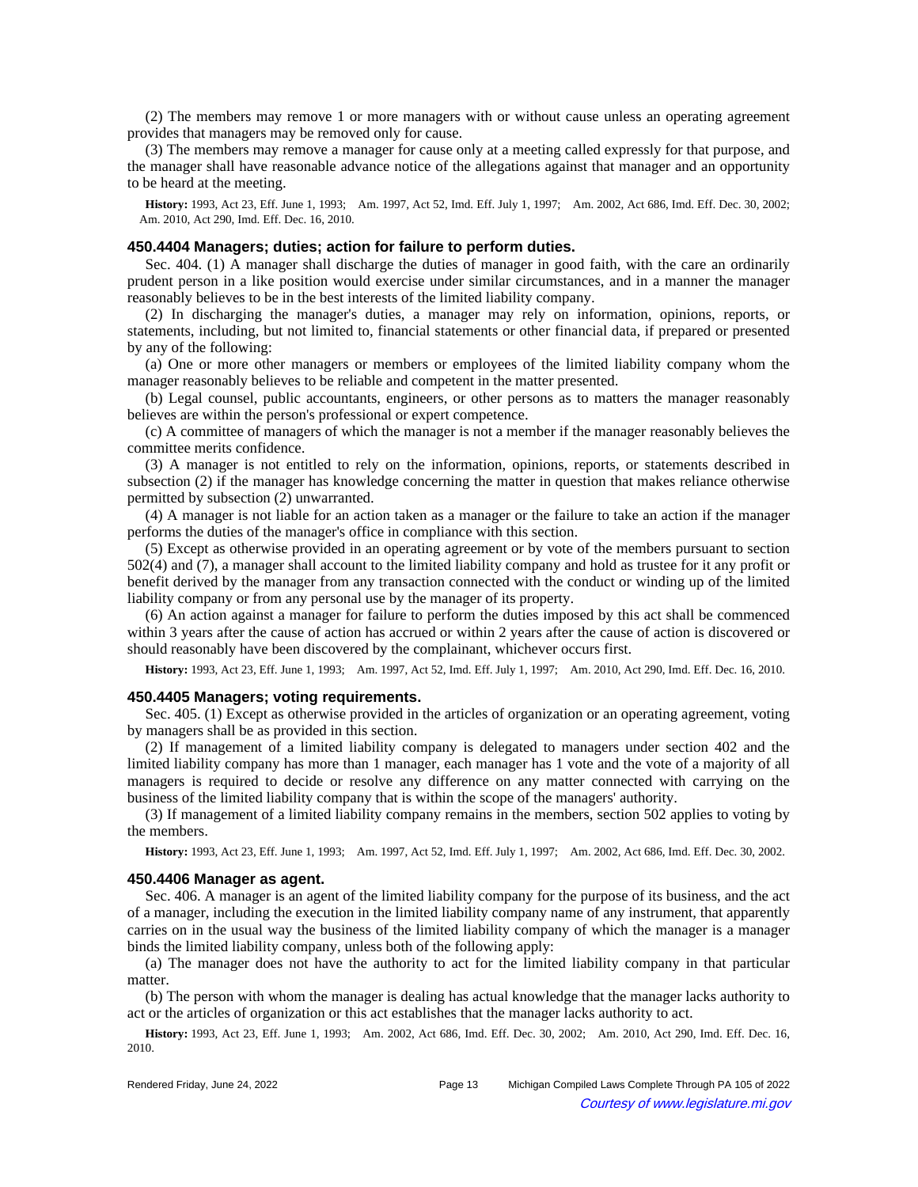(2) The members may remove 1 or more managers with or without cause unless an operating agreement provides that managers may be removed only for cause.

(3) The members may remove a manager for cause only at a meeting called expressly for that purpose, and the manager shall have reasonable advance notice of the allegations against that manager and an opportunity to be heard at the meeting.

**History:** 1993, Act 23, Eff. June 1, 1993; Am. 1997, Act 52, Imd. Eff. July 1, 1997; Am. 2002, Act 686, Imd. Eff. Dec. 30, 2002; Am. 2010, Act 290, Imd. Eff. Dec. 16, 2010.

### 450.4404 Managers; duties; action for failure to perform duties.

Sec. 404. (1) A manager shall discharge the duties of manager in good faith, with the care an ordinarily prudent person in a like position would exercise under similar circumstances, and in a manner the manager reasonably believes to be in the best interests of the limited liability company.

(2) In discharging the manager's duties, a manager may rely on information, opinions, reports, or statements, including, but not limited to, financial statements or other financial data, if prepared or presented by any of the following:

(a) One or more other managers or members or employees of the limited liability company whom the manager reasonably believes to be reliable and competent in the matter presented.

(b) Legal counsel, public accountants, engineers, or other persons as to matters the manager reasonably believes are within the person's professional or expert competence.

(c) A committee of managers of which the manager is not a member if the manager reasonably believes the committee merits confidence.

(3) A manager is not entitled to rely on the information, opinions, reports, or statements described in subsection (2) if the manager has knowledge concerning the matter in question that makes reliance otherwise permitted by subsection (2) unwarranted.

(4) A manager is not liable for an action taken as a manager or the failure to take an action if the manager performs the duties of the manager's office in compliance with this section.

(5) Except as otherwise provided in an operating agreement or by vote of the members pursuant to section 502(4) and (7), a manager shall account to the limited liability company and hold as trustee for it any profit or benefit derived by the manager from any transaction connected with the conduct or winding up of the limited liability company or from any personal use by the manager of its property.

(6) An action against a manager for failure to perform the duties imposed by this act shall be commenced within 3 years after the cause of action has accrued or within 2 years after the cause of action is discovered or should reasonably have been discovered by the complainant, whichever occurs first.

**History:** 1993, Act 23, Eff. June 1, 1993; Am. 1997, Act 52, Imd. Eff. July 1, 1997; Am. 2010, Act 290, Imd. Eff. Dec. 16, 2010.

### 450.4405 Managers; voting requirements.

Sec. 405. (1) Except as otherwise provided in the articles of organization or an operating agreement, voting by managers shall be as provided in this section.

(2) If management of a limited liability company is delegated to managers under section 402 and the limited liability company has more than 1 manager, each manager has 1 vote and the vote of a majority of all managers is required to decide or resolve any difference on any matter connected with carrying on the business of the limited liability company that is within the scope of the managers' authority.

(3) If management of a limited liability company remains in the members, section 502 applies to voting by the members.

**History:** 1993, Act 23, Eff. June 1, 1993; Am. 1997, Act 52, Imd. Eff. July 1, 1997; Am. 2002, Act 686, Imd. Eff. Dec. 30, 2002.

### 450.4406 Manager as agent.

Sec. 406. A manager is an agent of the limited liability company for the purpose of its business, and the act of a manager, including the execution in the limited liability company name of any instrument, that apparently carries on in the usual way the business of the limited liability company of which the manager is a manager binds the limited liability company, unless both of the following apply:

(a) The manager does not have the authority to act for the limited liability company in that particular matter.

(b) The person with whom the manager is dealing has actual knowledge that the manager lacks authority to act or the articles of organization or this act establishes that the manager lacks authority to act.

**History:** 1993, Act 23, Eff. June 1, 1993; Am. 2002, Act 686, Imd. Eff. Dec. 30, 2002; Am. 2010, Act 290, Imd. Eff. Dec. 16, 2010.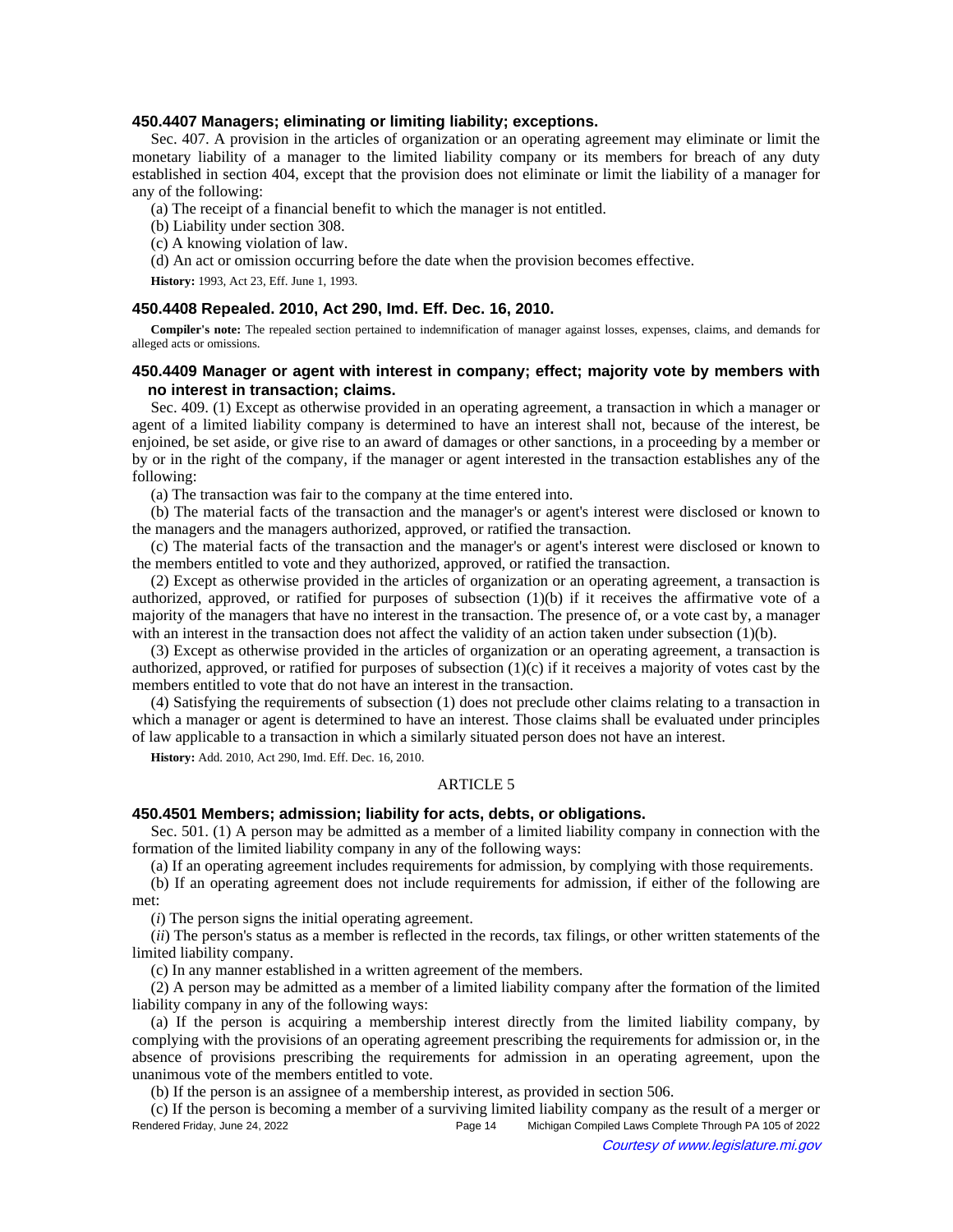### 450.4407 Managers; eliminating or limiting liability; exceptions.

Sec. 407. A provision in the articles of organization or an operating agreement may eliminate or limit the monetary liability of a manager to the limited liability company or its members for breach of any duty established in section 404, except that the provision does not eliminate or limit the liability of a manager for any of the following:

(a) The receipt of a financial benefit to which the manager is not entitled.

(b) Liability under section 308.

(c) A knowing violation of law.

(d) An act or omission occurring before the date when the provision becomes effective.

**History:** 1993, Act 23, Eff. June 1, 1993.

### 450.4408 Repealed. 2010, Act 290, Imd. Eff. Dec. 16, 2010.

**Compiler's note:** The repealed section pertained to indemnification of manager against losses, expenses, claims, and demands for alleged acts or omissions.

### 450.4409 Manager or agent with interest in company; effect; majority vote by members with no interest in transaction; claims.

Sec. 409. (1) Except as otherwise provided in an operating agreement, a transaction in which a manager or agent of a limited liability company is determined to have an interest shall not, because of the interest, be enjoined, be set aside, or give rise to an award of damages or other sanctions, in a proceeding by a member or by or in the right of the company, if the manager or agent interested in the transaction establishes any of the following:

(a) The transaction was fair to the company at the time entered into.

(b) The material facts of the transaction and the manager's or agent's interest were disclosed or known to the managers and the managers authorized, approved, or ratified the transaction.

(c) The material facts of the transaction and the manager's or agent's interest were disclosed or known to the members entitled to vote and they authorized, approved, or ratified the transaction.

(2) Except as otherwise provided in the articles of organization or an operating agreement, a transaction is authorized, approved, or ratified for purposes of subsection (1)(b) if it receives the affirmative vote of a majority of the managers that have no interest in the transaction. The presence of, or a vote cast by, a manager with an interest in the transaction does not affect the validity of an action taken under subsection (1)(b).

(3) Except as otherwise provided in the articles of organization or an operating agreement, a transaction is authorized, approved, or ratified for purposes of subsection (1)(c) if it receives a majority of votes cast by the members entitled to vote that do not have an interest in the transaction.

(4) Satisfying the requirements of subsection (1) does not preclude other claims relating to a transaction in which a manager or agent is determined to have an interest. Those claims shall be evaluated under principles of law applicable to a transaction in which a similarly situated person does not have an interest.

**History:** Add. 2010, Act 290, Imd. Eff. Dec. 16, 2010.

ARTICLE 5

### 450.4501 Members; admission; liability for acts, debts, or obligations.

Sec. 501. (1) A person may be admitted as a member of a limited liability company in connection with the formation of the limited liability company in any of the following ways:

(a) If an operating agreement includes requirements for admission, by complying with those requirements.

(b) If an operating agreement does not include requirements for admission, if either of the following are met:

(*i*) The person signs the initial operating agreement.

(*ii*) The person's status as a member is reflected in the records, tax filings, or other written statements of the limited liability company.

(c) In any manner established in a written agreement of the members.

(2) A person may be admitted as a member of a limited liability company after the formation of the limited liability company in any of the following ways:

(a) If the person is acquiring a membership interest directly from the limited liability company, by complying with the provisions of an operating agreement prescribing the requirements for admission or, in the absence of provisions prescribing the requirements for admission in an operating agreement, upon the unanimous vote of the members entitled to vote.

(b) If the person is an assignee of a membership interest, as provided in section 506.

(c) If the person is becoming a member of a surviving limited liability company as the result of a merger or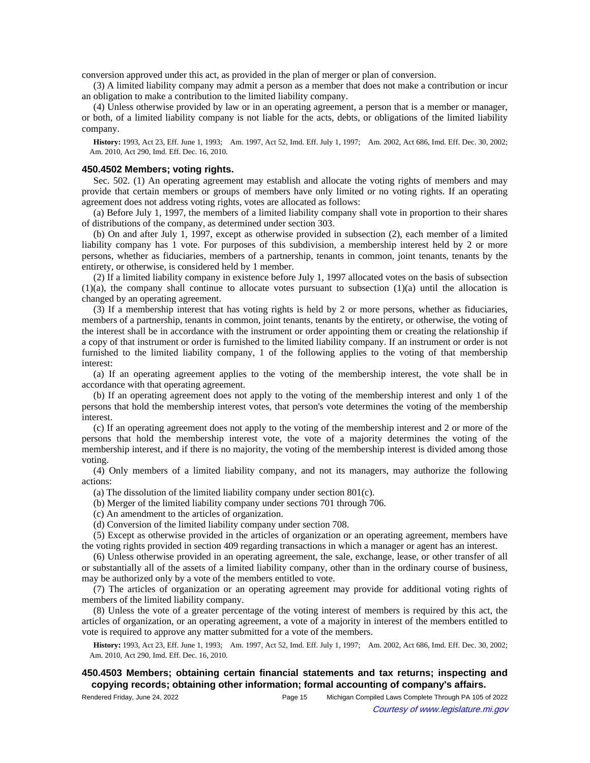conversion approved under this act, as provided in the plan of merger or plan of conversion.

(3) A limited liability company may admit a person as a member that does not make a contribution or incur an obligation to make a contribution to the limited liability company.

(4) Unless otherwise provided by law or in an operating agreement, a person that is a member or manager, or both, of a limited liability company is not liable for the acts, debts, or obligations of the limited liability company.

**History:** 1993, Act 23, Eff. June 1, 1993; Am. 1997, Act 52, Imd. Eff. July 1, 1997; Am. 2002, Act 686, Imd. Eff. Dec. 30, 2002; Am. 2010, Act 290, Imd. Eff. Dec. 16, 2010.

### 450.4502 Members; voting rights.

Sec. 502. (1) An operating agreement may establish and allocate the voting rights of members and may provide that certain members or groups of members have only limited or no voting rights. If an operating agreement does not address voting rights, votes are allocated as follows:

(a) Before July 1, 1997, the members of a limited liability company shall vote in proportion to their shares of distributions of the company, as determined under section 303.

(b) On and after July 1, 1997, except as otherwise provided in subsection (2), each member of a limited liability company has 1 vote. For purposes of this subdivision, a membership interest held by 2 or more persons, whether as fiduciaries, members of a partnership, tenants in common, joint tenants, tenants by the entirety, or otherwise, is considered held by 1 member.

(2) If a limited liability company in existence before July 1, 1997 allocated votes on the basis of subsection (1)(a), the company shall continue to allocate votes pursuant to subsection (1)(a) until the allocation is changed by an operating agreement.

(3) If a membership interest that has voting rights is held by 2 or more persons, whether as fiduciaries, members of a partnership, tenants in common, joint tenants, tenants by the entirety, or otherwise, the voting of the interest shall be in accordance with the instrument or order appointing them or creating the relationship if a copy of that instrument or order is furnished to the limited liability company. If an instrument or order is not furnished to the limited liability company, 1 of the following applies to the voting of that membership interest:

(a) If an operating agreement applies to the voting of the membership interest, the vote shall be in accordance with that operating agreement.

(b) If an operating agreement does not apply to the voting of the membership interest and only 1 of the persons that hold the membership interest votes, that person's vote determines the voting of the membership interest.

(c) If an operating agreement does not apply to the voting of the membership interest and 2 or more of the persons that hold the membership interest vote, the vote of a majority determines the voting of the membership interest, and if there is no majority, the voting of the membership interest is divided among those voting.

(4) Only members of a limited liability company, and not its managers, may authorize the following actions:

(a) The dissolution of the limited liability company under section 801(c).

(b) Merger of the limited liability company under sections 701 through 706.

(c) An amendment to the articles of organization.

(d) Conversion of the limited liability company under section 708.

(5) Except as otherwise provided in the articles of organization or an operating agreement, members have the voting rights provided in section 409 regarding transactions in which a manager or agent has an interest.

(6) Unless otherwise provided in an operating agreement, the sale, exchange, lease, or other transfer of all or substantially all of the assets of a limited liability company, other than in the ordinary course of business, may be authorized only by a vote of the members entitled to vote.

(7) The articles of organization or an operating agreement may provide for additional voting rights of members of the limited liability company.

(8) Unless the vote of a greater percentage of the voting interest of members is required by this act, the articles of organization, or an operating agreement, a vote of a majority in interest of the members entitled to vote is required to approve any matter submitted for a vote of the members.

**History:** 1993, Act 23, Eff. June 1, 1993; Am. 1997, Act 52, Imd. Eff. July 1, 1997; Am. 2002, Act 686, Imd. Eff. Dec. 30, 2002; Am. 2010, Act 290, Imd. Eff. Dec. 16, 2010.

### 450.4503 Members; obtaining certain financial statements and tax returns; inspecting and copying records; obtaining other information; formal accounting of company's affairs.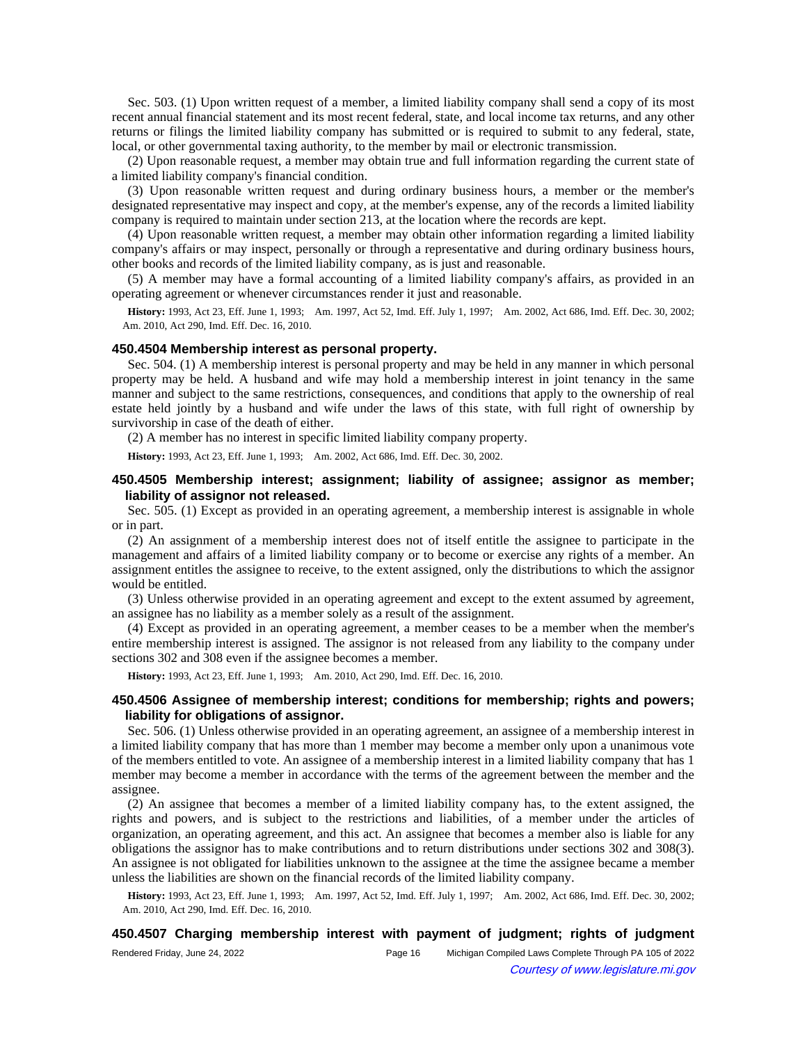Sec. 503. (1) Upon written request of a member, a limited liability company shall send a copy of its most recent annual financial statement and its most recent federal, state, and local income tax returns, and any other returns or filings the limited liability company has submitted or is required to submit to any federal, state, local, or other governmental taxing authority, to the member by mail or electronic transmission.

(2) Upon reasonable request, a member may obtain true and full information regarding the current state of a limited liability company's financial condition.

(3) Upon reasonable written request and during ordinary business hours, a member or the member's designated representative may inspect and copy, at the member's expense, any of the records a limited liability company is required to maintain under section 213, at the location where the records are kept.

(4) Upon reasonable written request, a member may obtain other information regarding a limited liability company's affairs or may inspect, personally or through a representative and during ordinary business hours, other books and records of the limited liability company, as is just and reasonable.

(5) A member may have a formal accounting of a limited liability company's affairs, as provided in an operating agreement or whenever circumstances render it just and reasonable.

**History:** 1993, Act 23, Eff. June 1, 1993; Am. 1997, Act 52, Imd. Eff. July 1, 1997; Am. 2002, Act 686, Imd. Eff. Dec. 30, 2002; Am. 2010, Act 290, Imd. Eff. Dec. 16, 2010.

### 450.4504 Membership interest as personal property.

Sec. 504. (1) A membership interest is personal property and may be held in any manner in which personal property may be held. A husband and wife may hold a membership interest in joint tenancy in the same manner and subject to the same restrictions, consequences, and conditions that apply to the ownership of real estate held jointly by a husband and wife under the laws of this state, with full right of ownership by survivorship in case of the death of either.

(2) A member has no interest in specific limited liability company property.

**History:** 1993, Act 23, Eff. June 1, 1993; Am. 2002, Act 686, Imd. Eff. Dec. 30, 2002.

### 450.4505 Membership interest; assignment; liability of assignee; assignor as member; liability of assignor not released.

Sec. 505. (1) Except as provided in an operating agreement, a membership interest is assignable in whole or in part.

(2) An assignment of a membership interest does not of itself entitle the assignee to participate in the management and affairs of a limited liability company or to become or exercise any rights of a member. An assignment entitles the assignee to receive, to the extent assigned, only the distributions to which the assignor would be entitled.

(3) Unless otherwise provided in an operating agreement and except to the extent assumed by agreement, an assignee has no liability as a member solely as a result of the assignment.

(4) Except as provided in an operating agreement, a member ceases to be a member when the member's entire membership interest is assigned. The assignor is not released from any liability to the company under sections 302 and 308 even if the assignee becomes a member.

**History:** 1993, Act 23, Eff. June 1, 1993; Am. 2010, Act 290, Imd. Eff. Dec. 16, 2010.

### 450.4506 Assignee of membership interest; conditions for membership; rights and powers; liability for obligations of assignor.

Sec. 506. (1) Unless otherwise provided in an operating agreement, an assignee of a membership interest in a limited liability company that has more than 1 member may become a member only upon a unanimous vote of the members entitled to vote. An assignee of a membership interest in a limited liability company that has 1 member may become a member in accordance with the terms of the agreement between the member and the assignee.

(2) An assignee that becomes a member of a limited liability company has, to the extent assigned, the rights and powers, and is subject to the restrictions and liabilities, of a member under the articles of organization, an operating agreement, and this act. An assignee that becomes a member also is liable for any obligations the assignor has to make contributions and to return distributions under sections 302 and 308(3). An assignee is not obligated for liabilities unknown to the assignee at the time the assignee became a member unless the liabilities are shown on the financial records of the limited liability company.

**History:** 1993, Act 23, Eff. June 1, 1993; Am. 1997, Act 52, Imd. Eff. July 1, 1997; Am. 2002, Act 686, Imd. Eff. Dec. 30, 2002; Am. 2010, Act 290, Imd. Eff. Dec. 16, 2010.

### 450.4507 Charging membership interest with payment of judgment; rights of judgment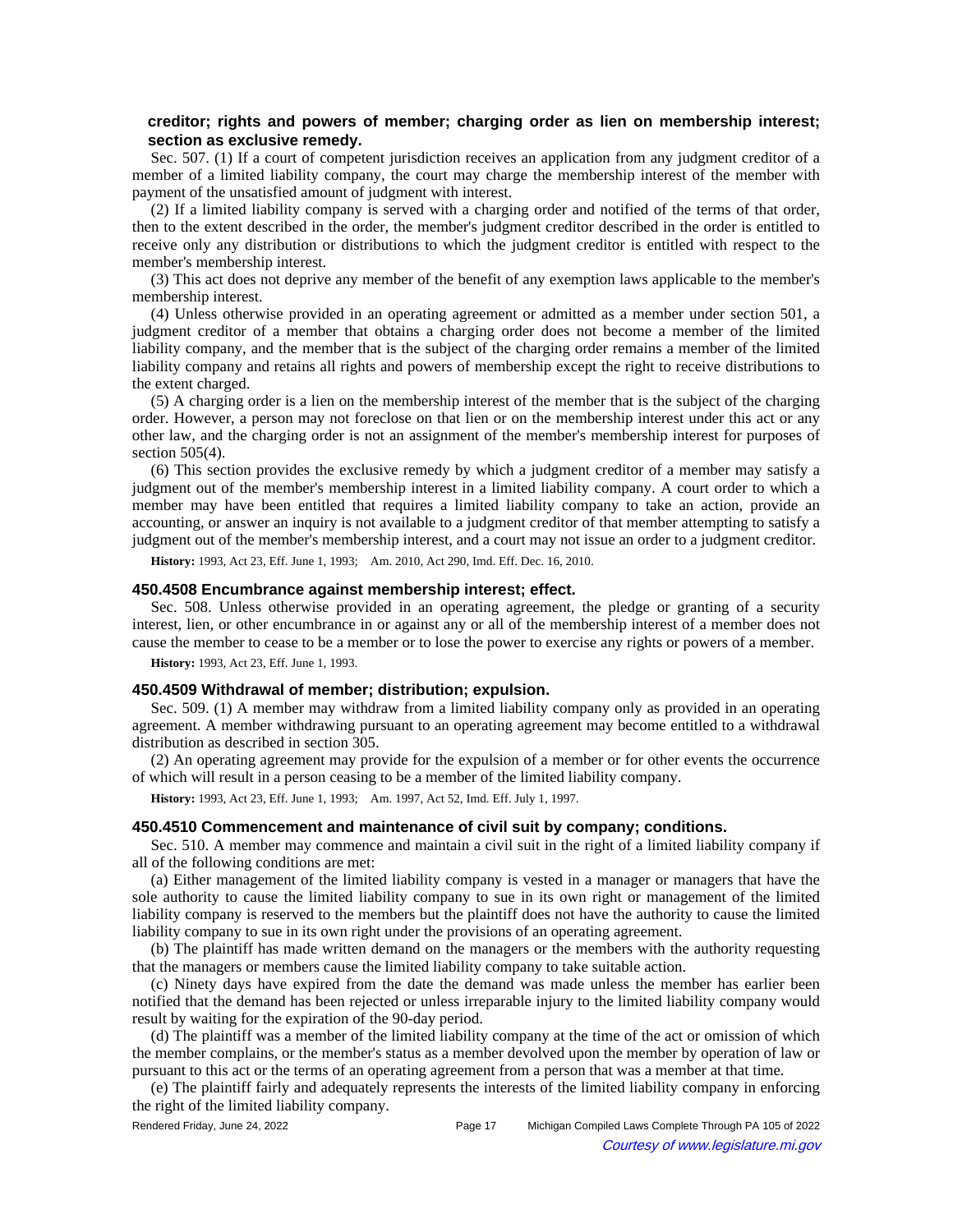**creditor; rights and powers of member; charging order as lien on membership interest; section as exclusive remedy.**

Sec. 507. (1) If a court of competent jurisdiction receives an application from any judgment creditor of a member of a limited liability company, the court may charge the membership interest of the member with payment of the unsatisfied amount of judgment with interest.

(2) If a limited liability company is served with a charging order and notified of the terms of that order, then to the extent described in the order, the member's judgment creditor described in the order is entitled to receive only any distribution or distributions to which the judgment creditor is entitled with respect to the member's membership interest.

(3) This act does not deprive any member of the benefit of any exemption laws applicable to the member's membership interest.

(4) Unless otherwise provided in an operating agreement or admitted as a member under section 501, a judgment creditor of a member that obtains a charging order does not become a member of the limited liability company, and the member that is the subject of the charging order remains a member of the limited liability company and retains all rights and powers of membership except the right to receive distributions to the extent charged.

(5) A charging order is a lien on the membership interest of the member that is the subject of the charging order. However, a person may not foreclose on that lien or on the membership interest under this act or any other law, and the charging order is not an assignment of the member's membership interest for purposes of section 505(4).

(6) This section provides the exclusive remedy by which a judgment creditor of a member may satisfy a judgment out of the member's membership interest in a limited liability company. A court order to which a member may have been entitled that requires a limited liability company to take an action, provide an accounting, or answer an inquiry is not available to a judgment creditor of that member attempting to satisfy a judgment out of the member's membership interest, and a court may not issue an order to a judgment creditor.

**History:** 1993, Act 23, Eff. June 1, 1993; Am. 2010, Act 290, Imd. Eff. Dec. 16, 2010.

### 450.4508 Encumbrance against membership interest; effect.

Sec. 508. Unless otherwise provided in an operating agreement, the pledge or granting of a security interest, lien, or other encumbrance in or against any or all of the membership interest of a member does not cause the member to cease to be a member or to lose the power to exercise any rights or powers of a member.

**History:** 1993, Act 23, Eff. June 1, 1993.

### 450.4509 Withdrawal of member; distribution; expulsion.

Sec. 509. (1) A member may withdraw from a limited liability company only as provided in an operating agreement. A member withdrawing pursuant to an operating agreement may become entitled to a withdrawal distribution as described in section 305.

(2) An operating agreement may provide for the expulsion of a member or for other events the occurrence of which will result in a person ceasing to be a member of the limited liability company.

**History:** 1993, Act 23, Eff. June 1, 1993; Am. 1997, Act 52, Imd. Eff. July 1, 1997.

### 450.4510 Commencement and maintenance of civil suit by company; conditions.

Sec. 510. A member may commence and maintain a civil suit in the right of a limited liability company if all of the following conditions are met:

(a) Either management of the limited liability company is vested in a manager or managers that have the sole authority to cause the limited liability company to sue in its own right or management of the limited liability company is reserved to the members but the plaintiff does not have the authority to cause the limited liability company to sue in its own right under the provisions of an operating agreement.

(b) The plaintiff has made written demand on the managers or the members with the authority requesting that the managers or members cause the limited liability company to take suitable action.

(c) Ninety days have expired from the date the demand was made unless the member has earlier been notified that the demand has been rejected or unless irreparable injury to the limited liability company would result by waiting for the expiration of the 90-day period.

(d) The plaintiff was a member of the limited liability company at the time of the act or omission of which the member complains, or the member's status as a member devolved upon the member by operation of law or pursuant to this act or the terms of an operating agreement from a person that was a member at that time.

(e) The plaintiff fairly and adequately represents the interests of the limited liability company in enforcing the right of the limited liability company.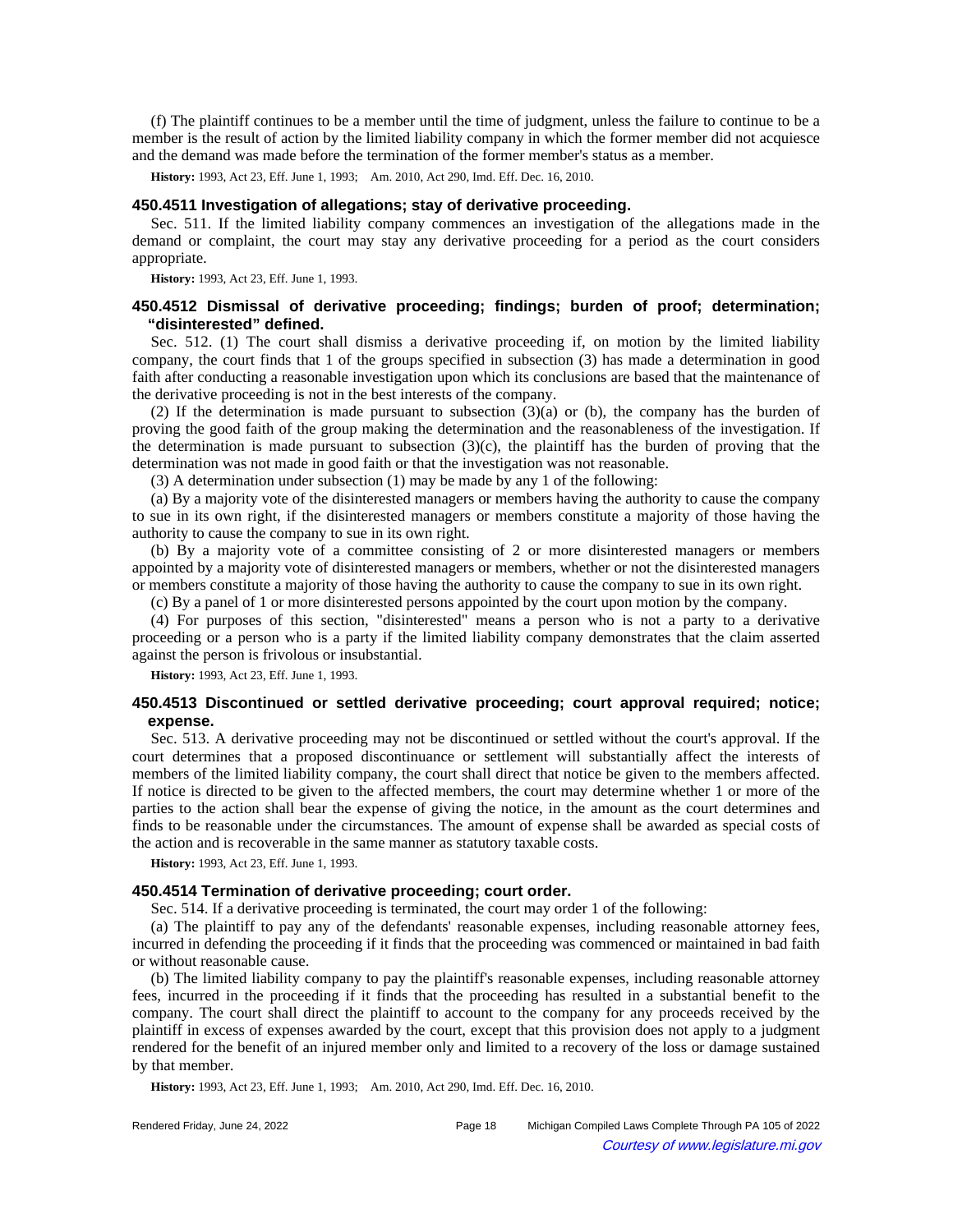(f) The plaintiff continues to be a member until the time of judgment, unless the failure to continue to be a member is the result of action by the limited liability company in which the former member did not acquiesce and the demand was made before the termination of the former member's status as a member.

**History:** 1993, Act 23, Eff. June 1, 1993; Am. 2010, Act 290, Imd. Eff. Dec. 16, 2010.

### 450.4511 Investigation of allegations; stay of derivative proceeding.

Sec. 511. If the limited liability company commences an investigation of the allegations made in the demand or complaint, the court may stay any derivative proceeding for a period as the court considers appropriate.

**History:** 1993, Act 23, Eff. June 1, 1993.

### 450.4512 Dismissal of derivative proceeding; findings; burden of proof; determination; "disinterested" defined.

Sec. 512. (1) The court shall dismiss a derivative proceeding if, on motion by the limited liability company, the court finds that 1 of the groups specified in subsection (3) has made a determination in good faith after conducting a reasonable investigation upon which its conclusions are based that the maintenance of the derivative proceeding is not in the best interests of the company.

(2) If the determination is made pursuant to subsection (3)(a) or (b), the company has the burden of proving the good faith of the group making the determination and the reasonableness of the investigation. If the determination is made pursuant to subsection (3)(c), the plaintiff has the burden of proving that the determination was not made in good faith or that the investigation was not reasonable.

(3) A determination under subsection (1) may be made by any 1 of the following:

(a) By a majority vote of the disinterested managers or members having the authority to cause the company to sue in its own right, if the disinterested managers or members constitute a majority of those having the authority to cause the company to sue in its own right.

(b) By a majority vote of a committee consisting of 2 or more disinterested managers or members appointed by a majority vote of disinterested managers or members, whether or not the disinterested managers or members constitute a majority of those having the authority to cause the company to sue in its own right.

(c) By a panel of 1 or more disinterested persons appointed by the court upon motion by the company.

(4) For purposes of this section, "disinterested" means a person who is not a party to a derivative proceeding or a person who is a party if the limited liability company demonstrates that the claim asserted against the person is frivolous or insubstantial.

**History:** 1993, Act 23, Eff. June 1, 1993.

### 450.4513 Discontinued or settled derivative proceeding; court approval required; notice; expense.

Sec. 513. A derivative proceeding may not be discontinued or settled without the court's approval. If the court determines that a proposed discontinuance or settlement will substantially affect the interests of members of the limited liability company, the court shall direct that notice be given to the members affected. If notice is directed to be given to the affected members, the court may determine whether 1 or more of the parties to the action shall bear the expense of giving the notice, in the amount as the court determines and finds to be reasonable under the circumstances. The amount of expense shall be awarded as special costs of the action and is recoverable in the same manner as statutory taxable costs.

**History:** 1993, Act 23, Eff. June 1, 1993.

### 450.4514 Termination of derivative proceeding; court order.

Sec. 514. If a derivative proceeding is terminated, the court may order 1 of the following:

(a) The plaintiff to pay any of the defendants' reasonable expenses, including reasonable attorney fees, incurred in defending the proceeding if it finds that the proceeding was commenced or maintained in bad faith or without reasonable cause.

(b) The limited liability company to pay the plaintiff's reasonable expenses, including reasonable attorney fees, incurred in the proceeding if it finds that the proceeding has resulted in a substantial benefit to the company. The court shall direct the plaintiff to account to the company for any proceeds received by the plaintiff in excess of expenses awarded by the court, except that this provision does not apply to a judgment rendered for the benefit of an injured member only and limited to a recovery of the loss or damage sustained by that member.

**History:** 1993, Act 23, Eff. June 1, 1993; Am. 2010, Act 290, Imd. Eff. Dec. 16, 2010.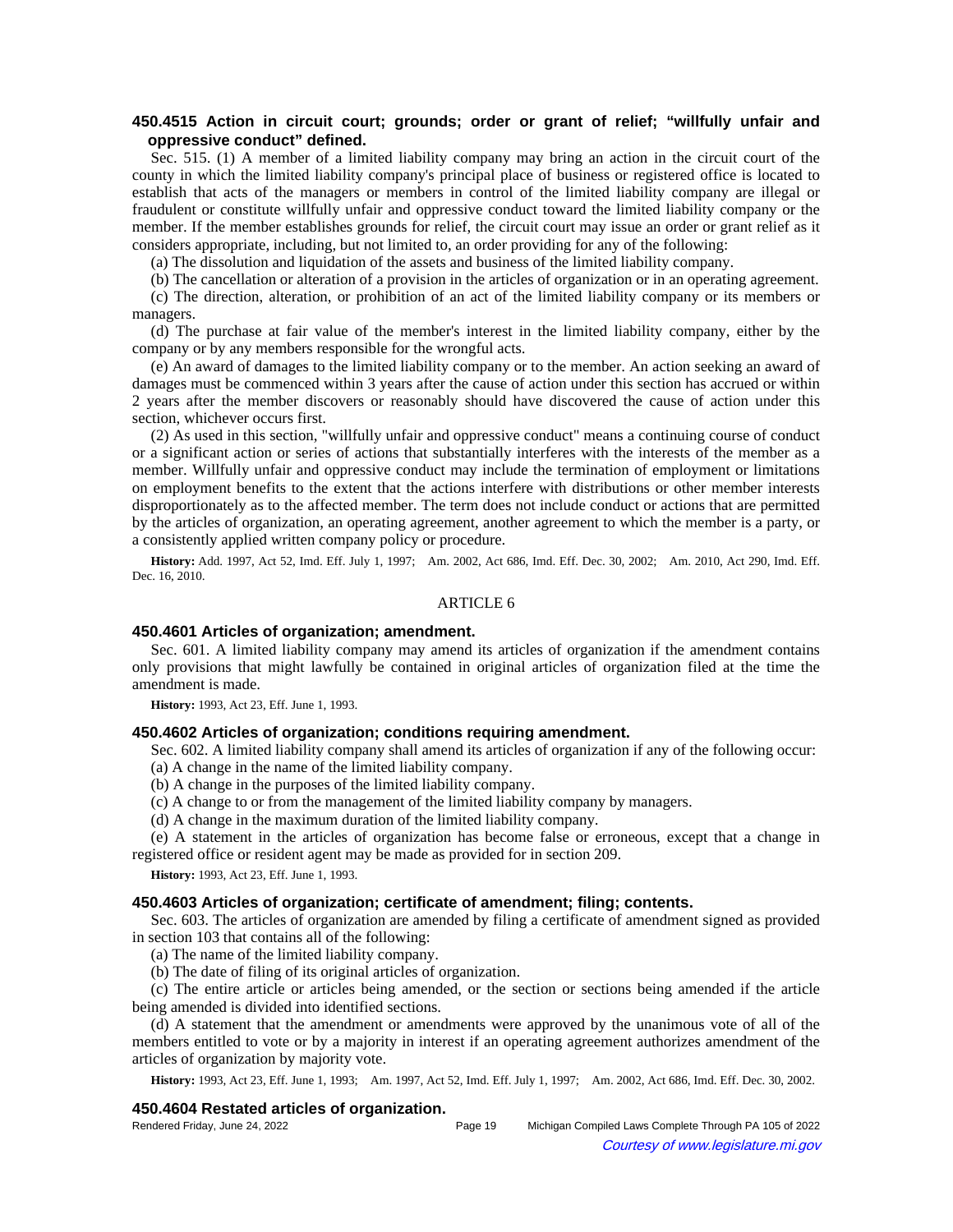### 450.4515 Action in circuit court; grounds; order or grant of relief; "willfully unfair and oppressive conduct" defined.

Sec. 515. (1) A member of a limited liability company may bring an action in the circuit court of the county in which the limited liability company's principal place of business or registered office is located to establish that acts of the managers or members in control of the limited liability company are illegal or fraudulent or constitute willfully unfair and oppressive conduct toward the limited liability company or the member. If the member establishes grounds for relief, the circuit court may issue an order or grant relief as it considers appropriate, including, but not limited to, an order providing for any of the following:

(a) The dissolution and liquidation of the assets and business of the limited liability company.

(b) The cancellation or alteration of a provision in the articles of organization or in an operating agreement.

(c) The direction, alteration, or prohibition of an act of the limited liability company or its members or managers.

(d) The purchase at fair value of the member's interest in the limited liability company, either by the company or by any members responsible for the wrongful acts.

(e) An award of damages to the limited liability company or to the member. An action seeking an award of damages must be commenced within 3 years after the cause of action under this section has accrued or within 2 years after the member discovers or reasonably should have discovered the cause of action under this section, whichever occurs first.

(2) As used in this section, "willfully unfair and oppressive conduct" means a continuing course of conduct or a significant action or series of actions that substantially interferes with the interests of the member as a member. Willfully unfair and oppressive conduct may include the termination of employment or limitations on employment benefits to the extent that the actions interfere with distributions or other member interests disproportionately as to the affected member. The term does not include conduct or actions that are permitted by the articles of organization, an operating agreement, another agreement to which the member is a party, or a consistently applied written company policy or procedure.

**History:** Add. 1997, Act 52, Imd. Eff. July 1, 1997; Am. 2002, Act 686, Imd. Eff. Dec. 30, 2002; Am. 2010, Act 290, Imd. Eff. Dec. 16, 2010.

## ARTICLE 6

### 450.4601 Articles of organization; amendment.

Sec. 601. A limited liability company may amend its articles of organization if the amendment contains only provisions that might lawfully be contained in original articles of organization filed at the time the amendment is made.

**History:** 1993, Act 23, Eff. June 1, 1993.

### 450.4602 Articles of organization; conditions requiring amendment.

Sec. 602. A limited liability company shall amend its articles of organization if any of the following occur:

(a) A change in the name of the limited liability company.

(b) A change in the purposes of the limited liability company.

(c) A change to or from the management of the limited liability company by managers.

(d) A change in the maximum duration of the limited liability company.

(e) A statement in the articles of organization has become false or erroneous, except that a change in registered office or resident agent may be made as provided for in section 209.

**History:** 1993, Act 23, Eff. June 1, 1993.

### 450.4603 Articles of organization; certificate of amendment; filing; contents.

Sec. 603. The articles of organization are amended by filing a certificate of amendment signed as provided in section 103 that contains all of the following:

(a) The name of the limited liability company.

(b) The date of filing of its original articles of organization.

(c) The entire article or articles being amended, or the section or sections being amended if the article being amended is divided into identified sections.

(d) A statement that the amendment or amendments were approved by the unanimous vote of all of the members entitled to vote or by a majority in interest if an operating agreement authorizes amendment of the articles of organization by majority vote.

**History:** 1993, Act 23, Eff. June 1, 1993; Am. 1997, Act 52, Imd. Eff. July 1, 1997; Am. 2002, Act 686, Imd. Eff. Dec. 30, 2002.

### 450.4604 Restated articles of organization.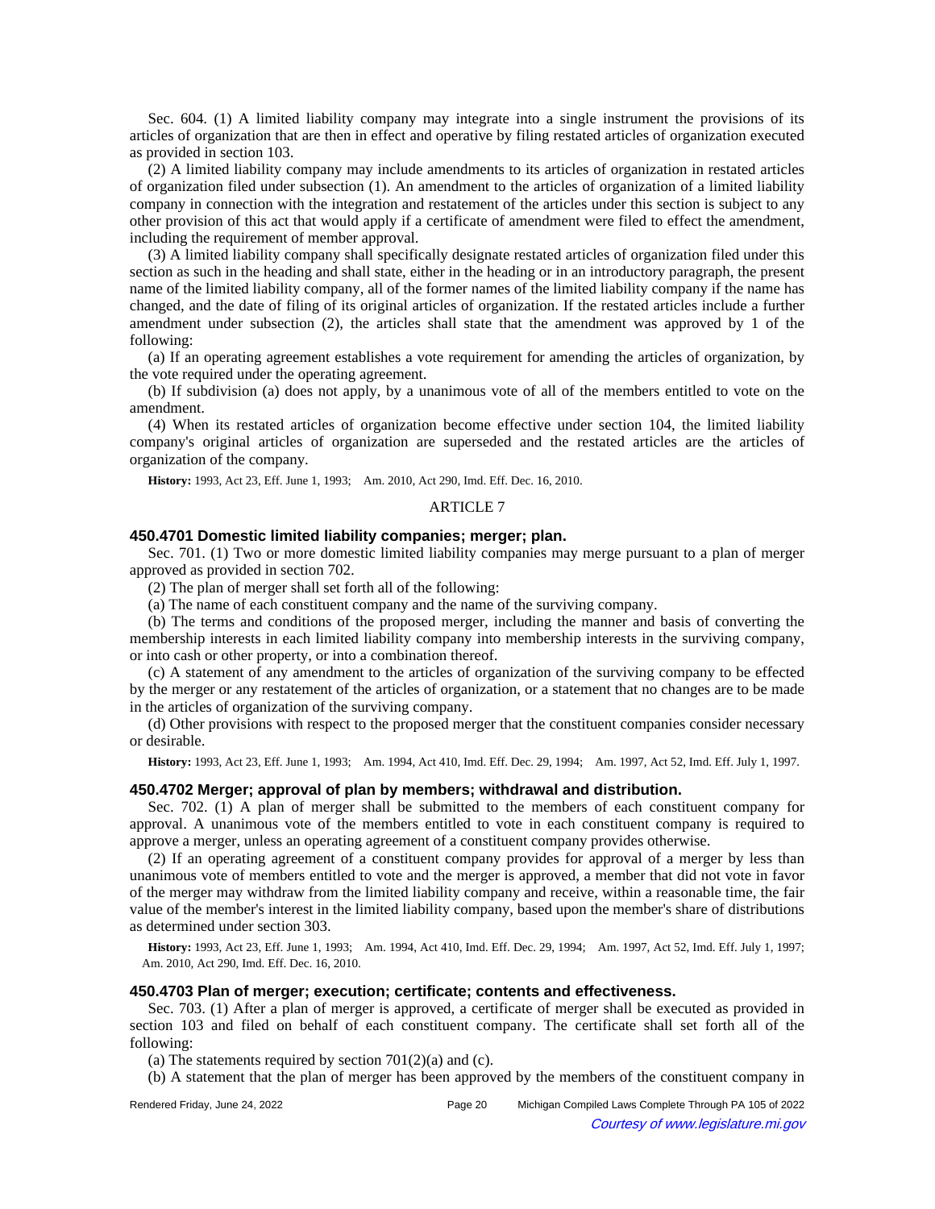Sec. 604. (1) A limited liability company may integrate into a single instrument the provisions of its articles of organization that are then in effect and operative by filing restated articles of organization executed as provided in section 103.

(2) A limited liability company may include amendments to its articles of organization in restated articles of organization filed under subsection (1). An amendment to the articles of organization of a limited liability company in connection with the integration and restatement of the articles under this section is subject to any other provision of this act that would apply if a certificate of amendment were filed to effect the amendment, including the requirement of member approval.

(3) A limited liability company shall specifically designate restated articles of organization filed under this section as such in the heading and shall state, either in the heading or in an introductory paragraph, the present name of the limited liability company, all of the former names of the limited liability company if the name has changed, and the date of filing of its original articles of organization. If the restated articles include a further amendment under subsection (2), the articles shall state that the amendment was approved by 1 of the following:

(a) If an operating agreement establishes a vote requirement for amending the articles of organization, by the vote required under the operating agreement.

(b) If subdivision (a) does not apply, by a unanimous vote of all of the members entitled to vote on the amendment.

(4) When its restated articles of organization become effective under section 104, the limited liability company's original articles of organization are superseded and the restated articles are the articles of organization of the company.

**History:** 1993, Act 23, Eff. June 1, 1993; Am. 2010, Act 290, Imd. Eff. Dec. 16, 2010.

ARTICLE 7

### 450.4701 Domestic limited liability companies; merger; plan.

Sec. 701. (1) Two or more domestic limited liability companies may merge pursuant to a plan of merger approved as provided in section 702.

(2) The plan of merger shall set forth all of the following:

(a) The name of each constituent company and the name of the surviving company.

(b) The terms and conditions of the proposed merger, including the manner and basis of converting the membership interests in each limited liability company into membership interests in the surviving company, or into cash or other property, or into a combination thereof.

(c) A statement of any amendment to the articles of organization of the surviving company to be effected by the merger or any restatement of the articles of organization, or a statement that no changes are to be made in the articles of organization of the surviving company.

(d) Other provisions with respect to the proposed merger that the constituent companies consider necessary or desirable.

**History:** 1993, Act 23, Eff. June 1, 1993; Am. 1994, Act 410, Imd. Eff. Dec. 29, 1994; Am. 1997, Act 52, Imd. Eff. July 1, 1997.

### 450.4702 Merger; approval of plan by members; withdrawal and distribution.

Sec. 702. (1) A plan of merger shall be submitted to the members of each constituent company for approval. A unanimous vote of the members entitled to vote in each constituent company is required to approve a merger, unless an operating agreement of a constituent company provides otherwise.

(2) If an operating agreement of a constituent company provides for approval of a merger by less than unanimous vote of members entitled to vote and the merger is approved, a member that did not vote in favor of the merger may withdraw from the limited liability company and receive, within a reasonable time, the fair value of the member's interest in the limited liability company, based upon the member's share of distributions as determined under section 303.

**History:** 1993, Act 23, Eff. June 1, 1993; Am. 1994, Act 410, Imd. Eff. Dec. 29, 1994; Am. 1997, Act 52, Imd. Eff. July 1, 1997; Am. 2010, Act 290, Imd. Eff. Dec. 16, 2010.

### 450.4703 Plan of merger; execution; certificate; contents and effectiveness.

Sec. 703. (1) After a plan of merger is approved, a certificate of merger shall be executed as provided in section 103 and filed on behalf of each constituent company. The certificate shall set forth all of the following:

(a) The statements required by section 701(2)(a) and (c).

(b) A statement that the plan of merger has been approved by the members of the constituent company in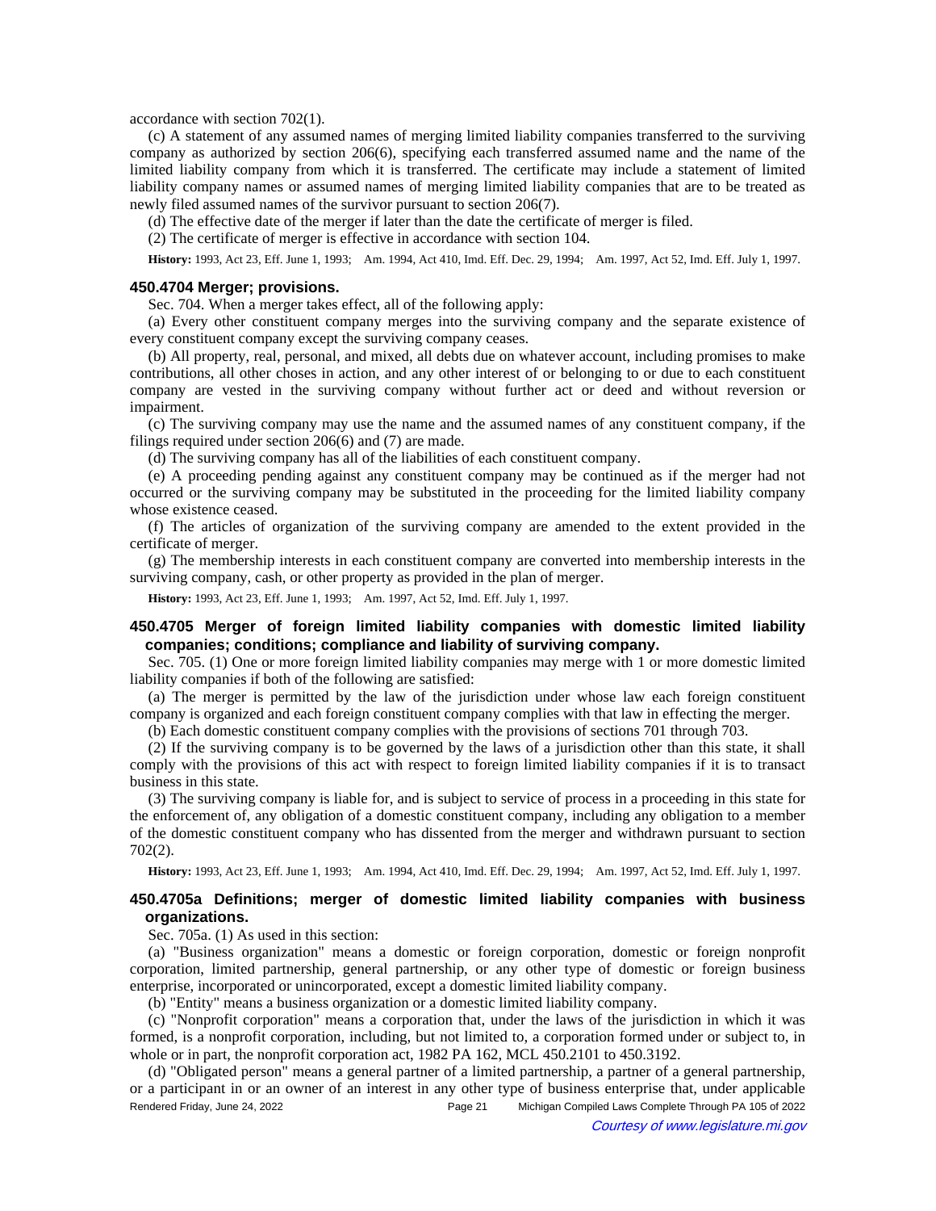accordance with section 702(1).

(c) A statement of any assumed names of merging limited liability companies transferred to the surviving company as authorized by section 206(6), specifying each transferred assumed name and the name of the limited liability company from which it is transferred. The certificate may include a statement of limited liability company names or assumed names of merging limited liability companies that are to be treated as newly filed assumed names of the survivor pursuant to section 206(7).

(d) The effective date of the merger if later than the date the certificate of merger is filed.

(2) The certificate of merger is effective in accordance with section 104.

**History:** 1993, Act 23, Eff. June 1, 1993; Am. 1994, Act 410, Imd. Eff. Dec. 29, 1994; Am. 1997, Act 52, Imd. Eff. July 1, 1997.

### 450.4704 Merger; provisions.

Sec. 704. When a merger takes effect, all of the following apply:

(a) Every other constituent company merges into the surviving company and the separate existence of every constituent company except the surviving company ceases.

(b) All property, real, personal, and mixed, all debts due on whatever account, including promises to make contributions, all other choses in action, and any other interest of or belonging to or due to each constituent company are vested in the surviving company without further act or deed and without reversion or impairment.

(c) The surviving company may use the name and the assumed names of any constituent company, if the filings required under section 206(6) and (7) are made.

(d) The surviving company has all of the liabilities of each constituent company.

(e) A proceeding pending against any constituent company may be continued as if the merger had not occurred or the surviving company may be substituted in the proceeding for the limited liability company whose existence ceased.

(f) The articles of organization of the surviving company are amended to the extent provided in the certificate of merger.

(g) The membership interests in each constituent company are converted into membership interests in the surviving company, cash, or other property as provided in the plan of merger.

**History:** 1993, Act 23, Eff. June 1, 1993; Am. 1997, Act 52, Imd. Eff. July 1, 1997.

### 450.4705 Merger of foreign limited liability companies with domestic limited liability companies; conditions; compliance and liability of surviving company.

Sec. 705. (1) One or more foreign limited liability companies may merge with 1 or more domestic limited liability companies if both of the following are satisfied:

(a) The merger is permitted by the law of the jurisdiction under whose law each foreign constituent company is organized and each foreign constituent company complies with that law in effecting the merger.

(b) Each domestic constituent company complies with the provisions of sections 701 through 703.

(2) If the surviving company is to be governed by the laws of a jurisdiction other than this state, it shall comply with the provisions of this act with respect to foreign limited liability companies if it is to transact business in this state.

(3) The surviving company is liable for, and is subject to service of process in a proceeding in this state for the enforcement of, any obligation of a domestic constituent company, including any obligation to a member of the domestic constituent company who has dissented from the merger and withdrawn pursuant to section 702(2).

**History:** 1993, Act 23, Eff. June 1, 1993; Am. 1994, Act 410, Imd. Eff. Dec. 29, 1994; Am. 1997, Act 52, Imd. Eff. July 1, 1997.

### 450.4705a Definitions; merger of domestic limited liability companies with business organizations.

Sec. 705a. (1) As used in this section:

(a) "Business organization" means a domestic or foreign corporation, domestic or foreign nonprofit corporation, limited partnership, general partnership, or any other type of domestic or foreign business enterprise, incorporated or unincorporated, except a domestic limited liability company.

(b) "Entity" means a business organization or a domestic limited liability company.

(c) "Nonprofit corporation" means a corporation that, under the laws of the jurisdiction in which it was formed, is a nonprofit corporation, including, but not limited to, a corporation formed under or subject to, in whole or in part, the nonprofit corporation act, 1982 PA 162, MCL 450.2101 to 450.3192.

(d) "Obligated person" means a general partner of a limited partnership, a partner of a general partnership, or a participant in or an owner of an interest in any other type of business enterprise that, under applicable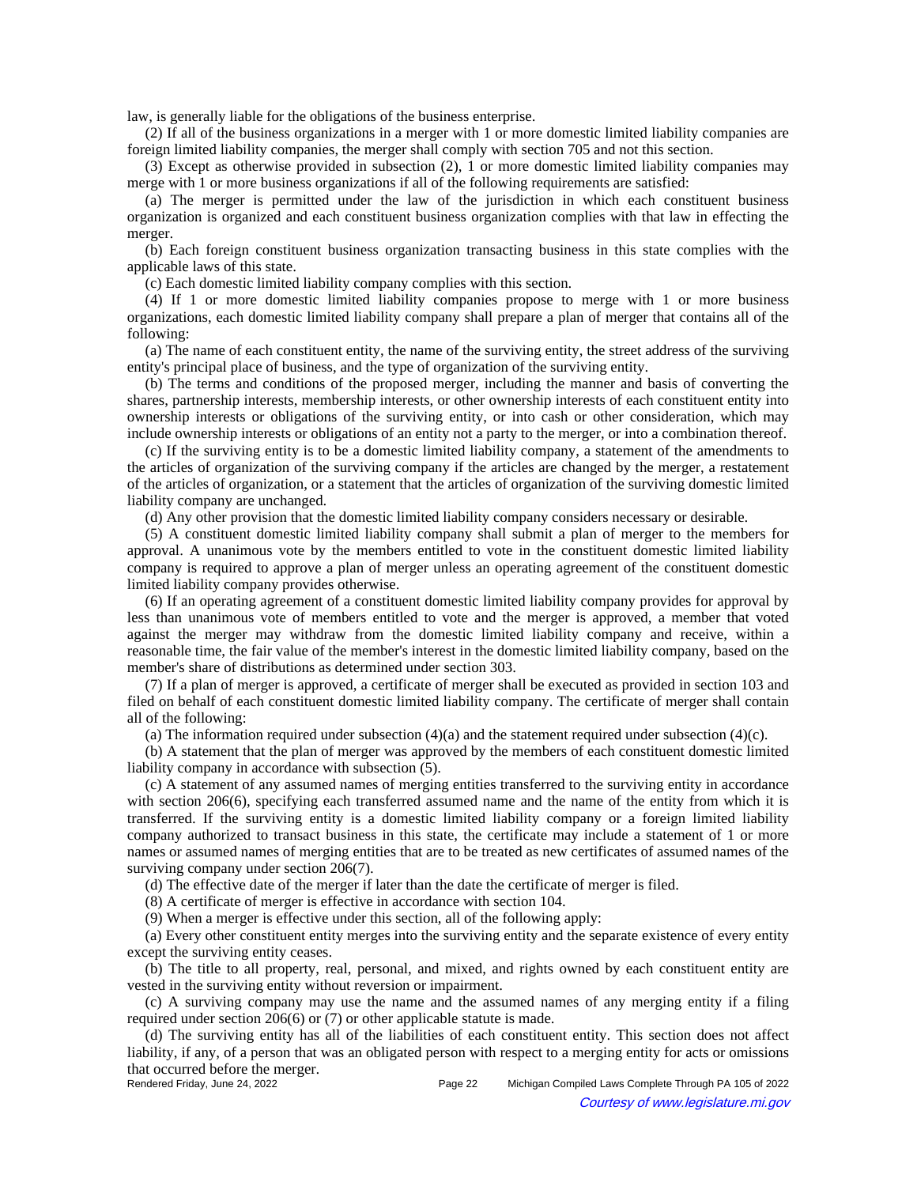law, is generally liable for the obligations of the business enterprise.

(2) If all of the business organizations in a merger with 1 or more domestic limited liability companies are foreign limited liability companies, the merger shall comply with section 705 and not this section.

(3) Except as otherwise provided in subsection (2), 1 or more domestic limited liability companies may merge with 1 or more business organizations if all of the following requirements are satisfied:

(a) The merger is permitted under the law of the jurisdiction in which each constituent business organization is organized and each constituent business organization complies with that law in effecting the merger.

(b) Each foreign constituent business organization transacting business in this state complies with the applicable laws of this state.

(c) Each domestic limited liability company complies with this section.

(4) If 1 or more domestic limited liability companies propose to merge with 1 or more business organizations, each domestic limited liability company shall prepare a plan of merger that contains all of the following:

(a) The name of each constituent entity, the name of the surviving entity, the street address of the surviving entity's principal place of business, and the type of organization of the surviving entity.

(b) The terms and conditions of the proposed merger, including the manner and basis of converting the shares, partnership interests, membership interests, or other ownership interests of each constituent entity into ownership interests or obligations of the surviving entity, or into cash or other consideration, which may include ownership interests or obligations of an entity not a party to the merger, or into a combination thereof.

(c) If the surviving entity is to be a domestic limited liability company, a statement of the amendments to the articles of organization of the surviving company if the articles are changed by the merger, a restatement of the articles of organization, or a statement that the articles of organization of the surviving domestic limited liability company are unchanged.

(d) Any other provision that the domestic limited liability company considers necessary or desirable.

(5) A constituent domestic limited liability company shall submit a plan of merger to the members for approval. A unanimous vote by the members entitled to vote in the constituent domestic limited liability company is required to approve a plan of merger unless an operating agreement of the constituent domestic limited liability company provides otherwise.

(6) If an operating agreement of a constituent domestic limited liability company provides for approval by less than unanimous vote of members entitled to vote and the merger is approved, a member that voted against the merger may withdraw from the domestic limited liability company and receive, within a reasonable time, the fair value of the member's interest in the domestic limited liability company, based on the member's share of distributions as determined under section 303.

(7) If a plan of merger is approved, a certificate of merger shall be executed as provided in section 103 and filed on behalf of each constituent domestic limited liability company. The certificate of merger shall contain all of the following:

(a) The information required under subsection (4)(a) and the statement required under subsection (4)(c).

(b) A statement that the plan of merger was approved by the members of each constituent domestic limited liability company in accordance with subsection (5).

(c) A statement of any assumed names of merging entities transferred to the surviving entity in accordance with section 206(6), specifying each transferred assumed name and the name of the entity from which it is transferred. If the surviving entity is a domestic limited liability company or a foreign limited liability company authorized to transact business in this state, the certificate may include a statement of 1 or more names or assumed names of merging entities that are to be treated as new certificates of assumed names of the surviving company under section 206(7).

(d) The effective date of the merger if later than the date the certificate of merger is filed.

(8) A certificate of merger is effective in accordance with section 104.

(9) When a merger is effective under this section, all of the following apply:

(a) Every other constituent entity merges into the surviving entity and the separate existence of every entity except the surviving entity ceases.

(b) The title to all property, real, personal, and mixed, and rights owned by each constituent entity are vested in the surviving entity without reversion or impairment.

(c) A surviving company may use the name and the assumed names of any merging entity if a filing required under section 206(6) or (7) or other applicable statute is made.

(d) The surviving entity has all of the liabilities of each constituent entity. This section does not affect liability, if any, of a person that was an obligated person with respect to a merging entity for acts or omissions that occurred before the merger.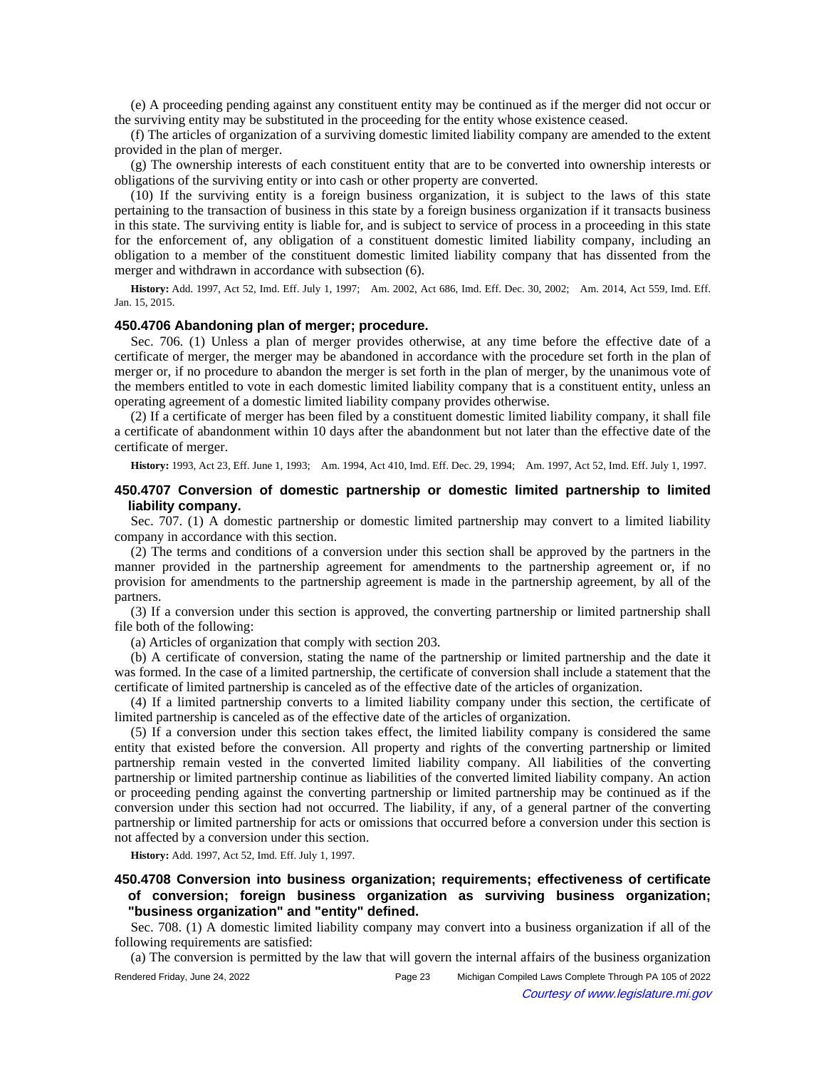(e) A proceeding pending against any constituent entity may be continued as if the merger did not occur or the surviving entity may be substituted in the proceeding for the entity whose existence ceased.

(f) The articles of organization of a surviving domestic limited liability company are amended to the extent provided in the plan of merger.

(g) The ownership interests of each constituent entity that are to be converted into ownership interests or obligations of the surviving entity or into cash or other property are converted.

(10) If the surviving entity is a foreign business organization, it is subject to the laws of this state pertaining to the transaction of business in this state by a foreign business organization if it transacts business in this state. The surviving entity is liable for, and is subject to service of process in a proceeding in this state for the enforcement of, any obligation of a constituent domestic limited liability company, including an obligation to a member of the constituent domestic limited liability company that has dissented from the merger and withdrawn in accordance with subsection (6).

**History:** Add. 1997, Act 52, Imd. Eff. July 1, 1997; Am. 2002, Act 686, Imd. Eff. Dec. 30, 2002; Am. 2014, Act 559, Imd. Eff. Jan. 15, 2015.

### 450.4706 Abandoning plan of merger; procedure.

Sec. 706. (1) Unless a plan of merger provides otherwise, at any time before the effective date of a certificate of merger, the merger may be abandoned in accordance with the procedure set forth in the plan of merger or, if no procedure to abandon the merger is set forth in the plan of merger, by the unanimous vote of the members entitled to vote in each domestic limited liability company that is a constituent entity, unless an operating agreement of a domestic limited liability company provides otherwise.

(2) If a certificate of merger has been filed by a constituent domestic limited liability company, it shall file a certificate of abandonment within 10 days after the abandonment but not later than the effective date of the certificate of merger.

**History:** 1993, Act 23, Eff. June 1, 1993; Am. 1994, Act 410, Imd. Eff. Dec. 29, 1994; Am. 1997, Act 52, Imd. Eff. July 1, 1997.

### 450.4707 Conversion of domestic partnership or domestic limited partnership to limited liability company.

Sec. 707. (1) A domestic partnership or domestic limited partnership may convert to a limited liability company in accordance with this section.

(2) The terms and conditions of a conversion under this section shall be approved by the partners in the manner provided in the partnership agreement for amendments to the partnership agreement or, if no provision for amendments to the partnership agreement is made in the partnership agreement, by all of the partners.

(3) If a conversion under this section is approved, the converting partnership or limited partnership shall file both of the following:

(a) Articles of organization that comply with section 203.

(b) A certificate of conversion, stating the name of the partnership or limited partnership and the date it was formed. In the case of a limited partnership, the certificate of conversion shall include a statement that the certificate of limited partnership is canceled as of the effective date of the articles of organization.

(4) If a limited partnership converts to a limited liability company under this section, the certificate of limited partnership is canceled as of the effective date of the articles of organization.

(5) If a conversion under this section takes effect, the limited liability company is considered the same entity that existed before the conversion. All property and rights of the converting partnership or limited partnership remain vested in the converted limited liability company. All liabilities of the converting partnership or limited partnership continue as liabilities of the converted limited liability company. An action or proceeding pending against the converting partnership or limited partnership may be continued as if the conversion under this section had not occurred. The liability, if any, of a general partner of the converting partnership or limited partnership for acts or omissions that occurred before a conversion under this section is not affected by a conversion under this section.

**History:** Add. 1997, Act 52, Imd. Eff. July 1, 1997.

### 450.4708 Conversion into business organization; requirements; effectiveness of certificate of conversion; foreign business organization as surviving business organization; "business organization" and "entity" defined.

Sec. 708. (1) A domestic limited liability company may convert into a business organization if all of the following requirements are satisfied:

(a) The conversion is permitted by the law that will govern the internal affairs of the business organization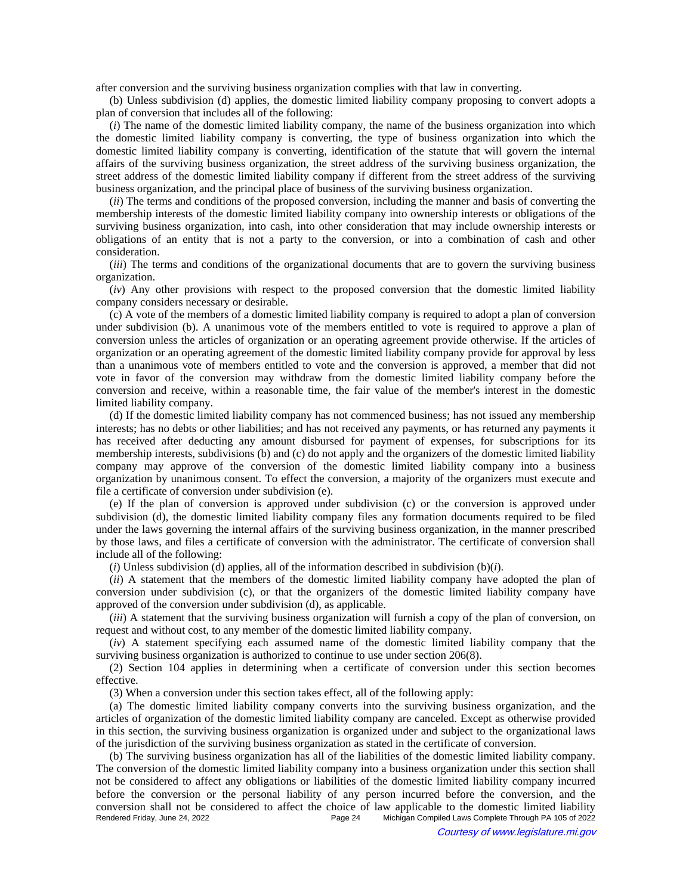after conversion and the surviving business organization complies with that law in converting.

(b) Unless subdivision (d) applies, the domestic limited liability company proposing to convert adopts a plan of conversion that includes all of the following:

(*i*) The name of the domestic limited liability company, the name of the business organization into which the domestic limited liability company is converting, the type of business organization into which the domestic limited liability company is converting, identification of the statute that will govern the internal affairs of the surviving business organization, the street address of the surviving business organization, the street address of the domestic limited liability company if different from the street address of the surviving business organization, and the principal place of business of the surviving business organization.

(*ii*) The terms and conditions of the proposed conversion, including the manner and basis of converting the membership interests of the domestic limited liability company into ownership interests or obligations of the surviving business organization, into cash, into other consideration that may include ownership interests or obligations of an entity that is not a party to the conversion, or into a combination of cash and other consideration.

(*iii*) The terms and conditions of the organizational documents that are to govern the surviving business organization.

(*iv*) Any other provisions with respect to the proposed conversion that the domestic limited liability company considers necessary or desirable.

(c) A vote of the members of a domestic limited liability company is required to adopt a plan of conversion under subdivision (b). A unanimous vote of the members entitled to vote is required to approve a plan of conversion unless the articles of organization or an operating agreement provide otherwise. If the articles of organization or an operating agreement of the domestic limited liability company provide for approval by less than a unanimous vote of members entitled to vote and the conversion is approved, a member that did not vote in favor of the conversion may withdraw from the domestic limited liability company before the conversion and receive, within a reasonable time, the fair value of the member's interest in the domestic limited liability company.

(d) If the domestic limited liability company has not commenced business; has not issued any membership interests; has no debts or other liabilities; and has not received any payments, or has returned any payments it has received after deducting any amount disbursed for payment of expenses, for subscriptions for its membership interests, subdivisions (b) and (c) do not apply and the organizers of the domestic limited liability company may approve of the conversion of the domestic limited liability company into a business organization by unanimous consent. To effect the conversion, a majority of the organizers must execute and file a certificate of conversion under subdivision (e).

(e) If the plan of conversion is approved under subdivision (c) or the conversion is approved under subdivision (d), the domestic limited liability company files any formation documents required to be filed under the laws governing the internal affairs of the surviving business organization, in the manner prescribed by those laws, and files a certificate of conversion with the administrator. The certificate of conversion shall include all of the following:

(*i*) Unless subdivision (d) applies, all of the information described in subdivision (b)(*i*).

(*ii*) A statement that the members of the domestic limited liability company have adopted the plan of conversion under subdivision (c), or that the organizers of the domestic limited liability company have approved of the conversion under subdivision (d), as applicable.

(*iii*) A statement that the surviving business organization will furnish a copy of the plan of conversion, on request and without cost, to any member of the domestic limited liability company.

(*iv*) A statement specifying each assumed name of the domestic limited liability company that the surviving business organization is authorized to continue to use under section 206(8).

(2) Section 104 applies in determining when a certificate of conversion under this section becomes effective.

(3) When a conversion under this section takes effect, all of the following apply:

(a) The domestic limited liability company converts into the surviving business organization, and the articles of organization of the domestic limited liability company are canceled. Except as otherwise provided in this section, the surviving business organization is organized under and subject to the organizational laws of the jurisdiction of the surviving business organization as stated in the certificate of conversion.

(b) The surviving business organization has all of the liabilities of the domestic limited liability company. The conversion of the domestic limited liability company into a business organization under this section shall not be considered to affect any obligations or liabilities of the domestic limited liability company incurred before the conversion or the personal liability of any person incurred before the conversion, and the conversion shall not be considered to affect the choice of law applicable to the domestic limited liability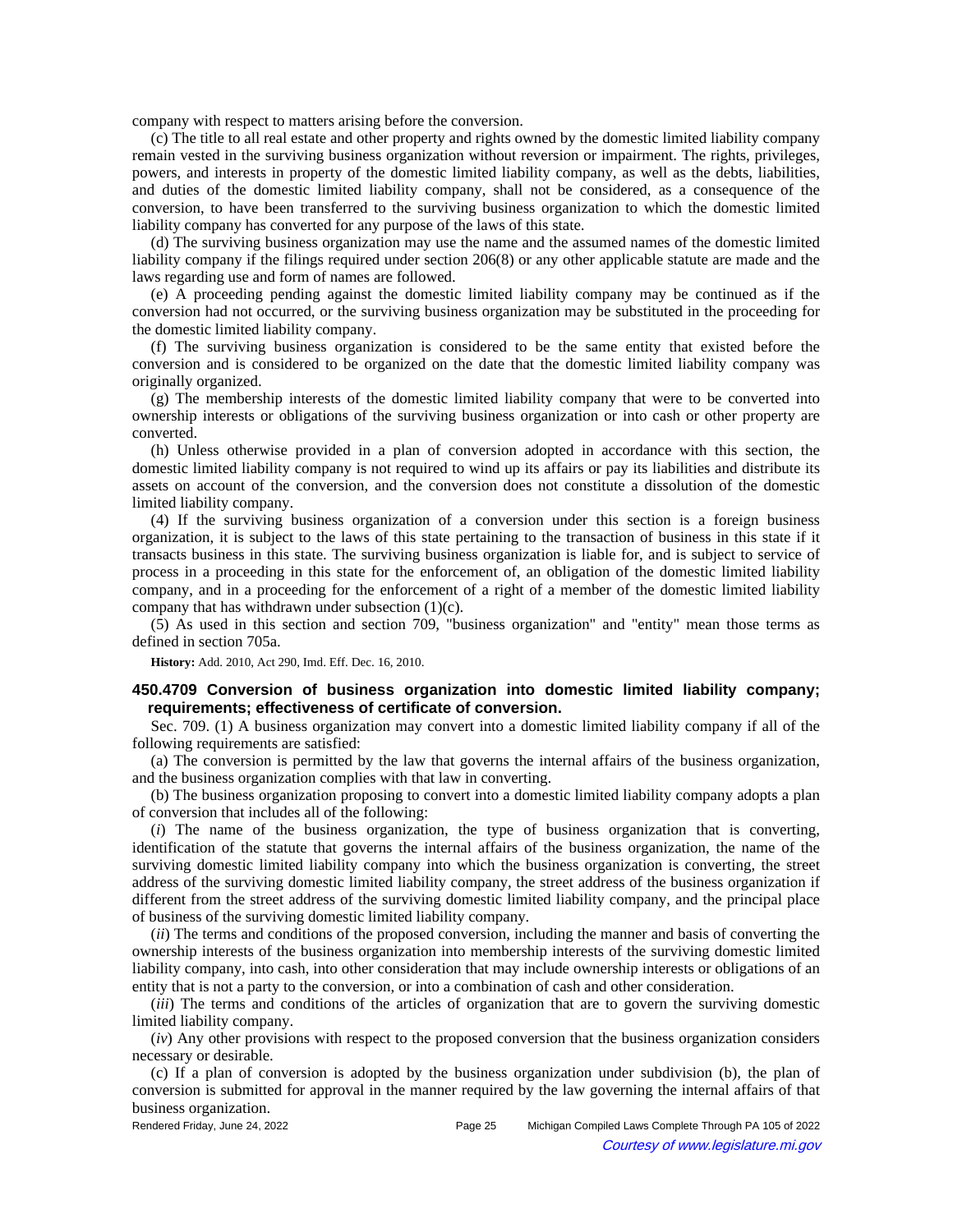company with respect to matters arising before the conversion.

(c) The title to all real estate and other property and rights owned by the domestic limited liability company remain vested in the surviving business organization without reversion or impairment. The rights, privileges, powers, and interests in property of the domestic limited liability company, as well as the debts, liabilities, and duties of the domestic limited liability company, shall not be considered, as a consequence of the conversion, to have been transferred to the surviving business organization to which the domestic limited liability company has converted for any purpose of the laws of this state.

(d) The surviving business organization may use the name and the assumed names of the domestic limited liability company if the filings required under section 206(8) or any other applicable statute are made and the laws regarding use and form of names are followed.

(e) A proceeding pending against the domestic limited liability company may be continued as if the conversion had not occurred, or the surviving business organization may be substituted in the proceeding for the domestic limited liability company.

(f) The surviving business organization is considered to be the same entity that existed before the conversion and is considered to be organized on the date that the domestic limited liability company was originally organized.

(g) The membership interests of the domestic limited liability company that were to be converted into ownership interests or obligations of the surviving business organization or into cash or other property are converted.

(h) Unless otherwise provided in a plan of conversion adopted in accordance with this section, the domestic limited liability company is not required to wind up its affairs or pay its liabilities and distribute its assets on account of the conversion, and the conversion does not constitute a dissolution of the domestic limited liability company.

(4) If the surviving business organization of a conversion under this section is a foreign business organization, it is subject to the laws of this state pertaining to the transaction of business in this state if it transacts business in this state. The surviving business organization is liable for, and is subject to service of process in a proceeding in this state for the enforcement of, an obligation of the domestic limited liability company, and in a proceeding for the enforcement of a right of a member of the domestic limited liability company that has withdrawn under subsection (1)(c).

(5) As used in this section and section 709, "business organization" and "entity" mean those terms as defined in section 705a.

**History:** Add. 2010, Act 290, Imd. Eff. Dec. 16, 2010.

### 450.4709 Conversion of business organization into domestic limited liability company; requirements; effectiveness of certificate of conversion.

Sec. 709. (1) A business organization may convert into a domestic limited liability company if all of the following requirements are satisfied:

(a) The conversion is permitted by the law that governs the internal affairs of the business organization, and the business organization complies with that law in converting.

(b) The business organization proposing to convert into a domestic limited liability company adopts a plan of conversion that includes all of the following:

(*i*) The name of the business organization, the type of business organization that is converting, identification of the statute that governs the internal affairs of the business organization, the name of the surviving domestic limited liability company into which the business organization is converting, the street address of the surviving domestic limited liability company, the street address of the business organization if different from the street address of the surviving domestic limited liability company, and the principal place of business of the surviving domestic limited liability company.

(*ii*) The terms and conditions of the proposed conversion, including the manner and basis of converting the ownership interests of the business organization into membership interests of the surviving domestic limited liability company, into cash, into other consideration that may include ownership interests or obligations of an entity that is not a party to the conversion, or into a combination of cash and other consideration.

(*iii*) The terms and conditions of the articles of organization that are to govern the surviving domestic limited liability company.

(*iv*) Any other provisions with respect to the proposed conversion that the business organization considers necessary or desirable.

(c) If a plan of conversion is adopted by the business organization under subdivision (b), the plan of conversion is submitted for approval in the manner required by the law governing the internal affairs of that business organization.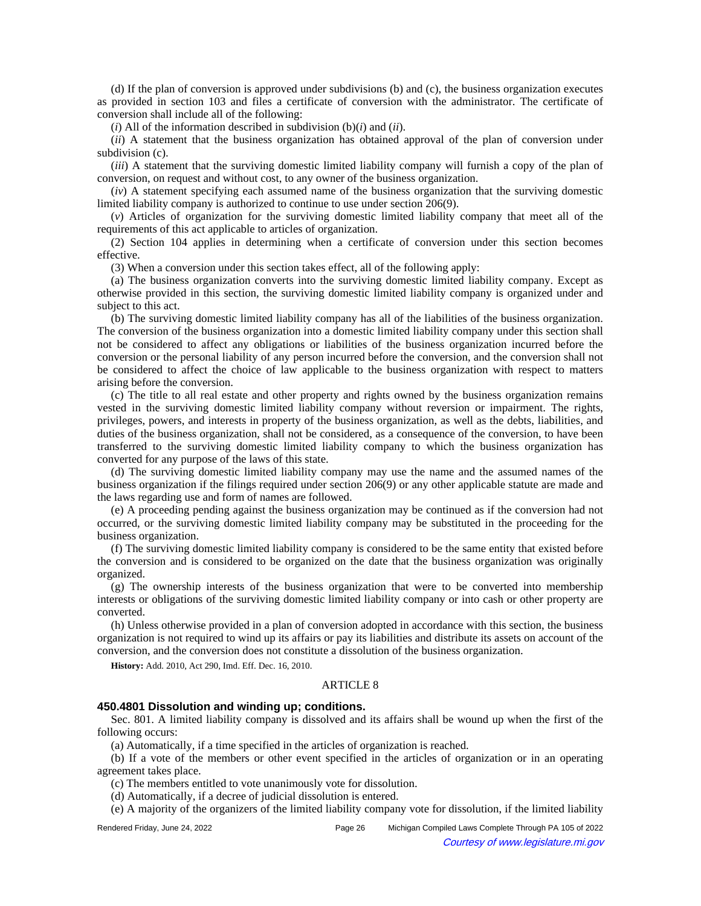(d) If the plan of conversion is approved under subdivisions (b) and (c), the business organization executes as provided in section 103 and files a certificate of conversion with the administrator. The certificate of conversion shall include all of the following:

(*i*) All of the information described in subdivision (b)(*i*) and (*ii*).

(*ii*) A statement that the business organization has obtained approval of the plan of conversion under subdivision (c).

(*iii*) A statement that the surviving domestic limited liability company will furnish a copy of the plan of conversion, on request and without cost, to any owner of the business organization.

(*iv*) A statement specifying each assumed name of the business organization that the surviving domestic limited liability company is authorized to continue to use under section 206(9).

(*v*) Articles of organization for the surviving domestic limited liability company that meet all of the requirements of this act applicable to articles of organization.

(2) Section 104 applies in determining when a certificate of conversion under this section becomes effective.

(3) When a conversion under this section takes effect, all of the following apply:

(a) The business organization converts into the surviving domestic limited liability company. Except as otherwise provided in this section, the surviving domestic limited liability company is organized under and subject to this act.

(b) The surviving domestic limited liability company has all of the liabilities of the business organization. The conversion of the business organization into a domestic limited liability company under this section shall not be considered to affect any obligations or liabilities of the business organization incurred before the conversion or the personal liability of any person incurred before the conversion, and the conversion shall not be considered to affect the choice of law applicable to the business organization with respect to matters arising before the conversion.

(c) The title to all real estate and other property and rights owned by the business organization remains vested in the surviving domestic limited liability company without reversion or impairment. The rights, privileges, powers, and interests in property of the business organization, as well as the debts, liabilities, and duties of the business organization, shall not be considered, as a consequence of the conversion, to have been transferred to the surviving domestic limited liability company to which the business organization has converted for any purpose of the laws of this state.

(d) The surviving domestic limited liability company may use the name and the assumed names of the business organization if the filings required under section 206(9) or any other applicable statute are made and the laws regarding use and form of names are followed.

(e) A proceeding pending against the business organization may be continued as if the conversion had not occurred, or the surviving domestic limited liability company may be substituted in the proceeding for the business organization.

(f) The surviving domestic limited liability company is considered to be the same entity that existed before the conversion and is considered to be organized on the date that the business organization was originally organized.

(g) The ownership interests of the business organization that were to be converted into membership interests or obligations of the surviving domestic limited liability company or into cash or other property are converted.

(h) Unless otherwise provided in a plan of conversion adopted in accordance with this section, the business organization is not required to wind up its affairs or pay its liabilities and distribute its assets on account of the conversion, and the conversion does not constitute a dissolution of the business organization.

**History:** Add. 2010, Act 290, Imd. Eff. Dec. 16, 2010.

## ARTICLE 8

### 450.4801 Dissolution and winding up; conditions.

Sec. 801. A limited liability company is dissolved and its affairs shall be wound up when the first of the following occurs:

(a) Automatically, if a time specified in the articles of organization is reached.

(b) If a vote of the members or other event specified in the articles of organization or in an operating agreement takes place.

(c) The members entitled to vote unanimously vote for dissolution.

(d) Automatically, if a decree of judicial dissolution is entered.

(e) A majority of the organizers of the limited liability company vote for dissolution, if the limited liability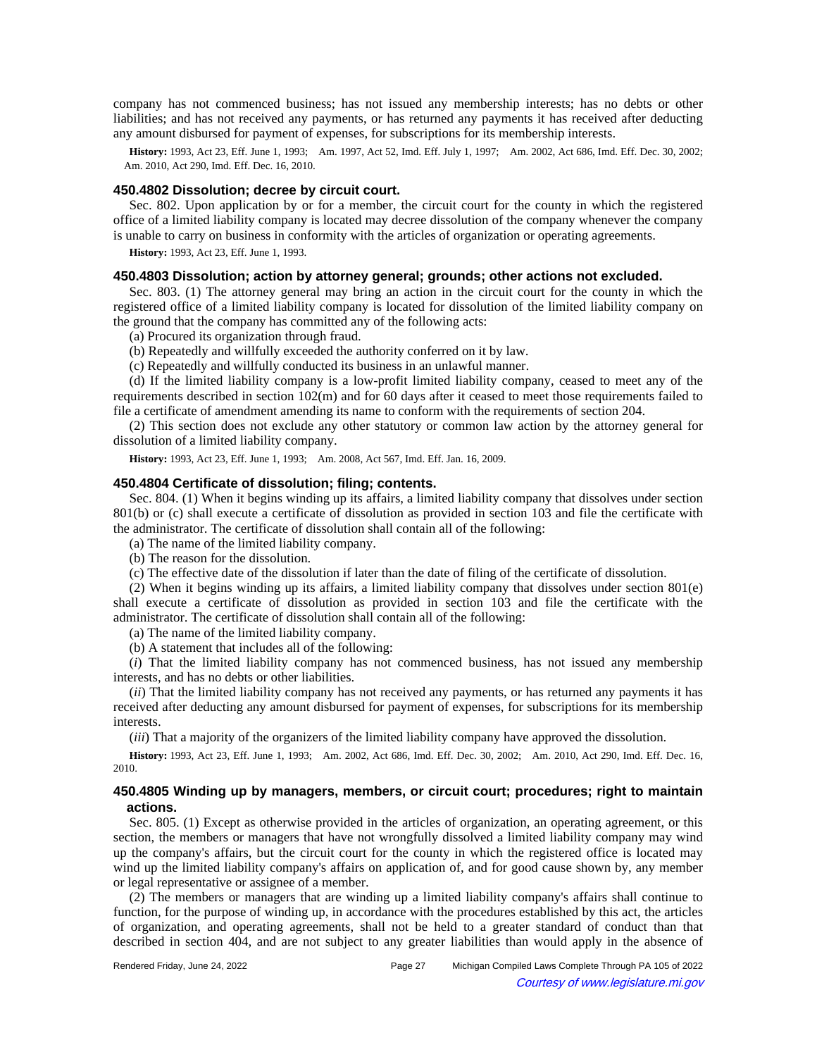company has not commenced business; has not issued any membership interests; has no debts or other liabilities; and has not received any payments, or has returned any payments it has received after deducting any amount disbursed for payment of expenses, for subscriptions for its membership interests.

**History:** 1993, Act 23, Eff. June 1, 1993; Am. 1997, Act 52, Imd. Eff. July 1, 1997; Am. 2002, Act 686, Imd. Eff. Dec. 30, 2002; Am. 2010, Act 290, Imd. Eff. Dec. 16, 2010.

### 450.4802 Dissolution; decree by circuit court.

Sec. 802. Upon application by or for a member, the circuit court for the county in which the registered office of a limited liability company is located may decree dissolution of the company whenever the company is unable to carry on business in conformity with the articles of organization or operating agreements.

**History:** 1993, Act 23, Eff. June 1, 1993.

### 450.4803 Dissolution; action by attorney general; grounds; other actions not excluded.

Sec. 803. (1) The attorney general may bring an action in the circuit court for the county in which the registered office of a limited liability company is located for dissolution of the limited liability company on the ground that the company has committed any of the following acts:

(a) Procured its organization through fraud.

(b) Repeatedly and willfully exceeded the authority conferred on it by law.

(c) Repeatedly and willfully conducted its business in an unlawful manner.

(d) If the limited liability company is a low-profit limited liability company, ceased to meet any of the requirements described in section 102(m) and for 60 days after it ceased to meet those requirements failed to file a certificate of amendment amending its name to conform with the requirements of section 204.

(2) This section does not exclude any other statutory or common law action by the attorney general for dissolution of a limited liability company.

**History:** 1993, Act 23, Eff. June 1, 1993; Am. 2008, Act 567, Imd. Eff. Jan. 16, 2009.

### 450.4804 Certificate of dissolution; filing; contents.

Sec. 804. (1) When it begins winding up its affairs, a limited liability company that dissolves under section 801(b) or (c) shall execute a certificate of dissolution as provided in section 103 and file the certificate with the administrator. The certificate of dissolution shall contain all of the following:

(a) The name of the limited liability company.

(b) The reason for the dissolution.

(c) The effective date of the dissolution if later than the date of filing of the certificate of dissolution.

(2) When it begins winding up its affairs, a limited liability company that dissolves under section 801(e) shall execute a certificate of dissolution as provided in section 103 and file the certificate with the administrator. The certificate of dissolution shall contain all of the following:

(a) The name of the limited liability company.

(b) A statement that includes all of the following:

(*i*) That the limited liability company has not commenced business, has not issued any membership interests, and has no debts or other liabilities.

(*ii*) That the limited liability company has not received any payments, or has returned any payments it has received after deducting any amount disbursed for payment of expenses, for subscriptions for its membership interests.

(*iii*) That a majority of the organizers of the limited liability company have approved the dissolution.

**History:** 1993, Act 23, Eff. June 1, 1993; Am. 2002, Act 686, Imd. Eff. Dec. 30, 2002; Am. 2010, Act 290, Imd. Eff. Dec. 16, 2010.

### 450.4805 Winding up by managers, members, or circuit court; procedures; right to maintain actions.

Sec. 805. (1) Except as otherwise provided in the articles of organization, an operating agreement, or this section, the members or managers that have not wrongfully dissolved a limited liability company may wind up the company's affairs, but the circuit court for the county in which the registered office is located may wind up the limited liability company's affairs on application of, and for good cause shown by, any member or legal representative or assignee of a member.

(2) The members or managers that are winding up a limited liability company's affairs shall continue to function, for the purpose of winding up, in accordance with the procedures established by this act, the articles of organization, and operating agreements, shall not be held to a greater standard of conduct than that described in section 404, and are not subject to any greater liabilities than would apply in the absence of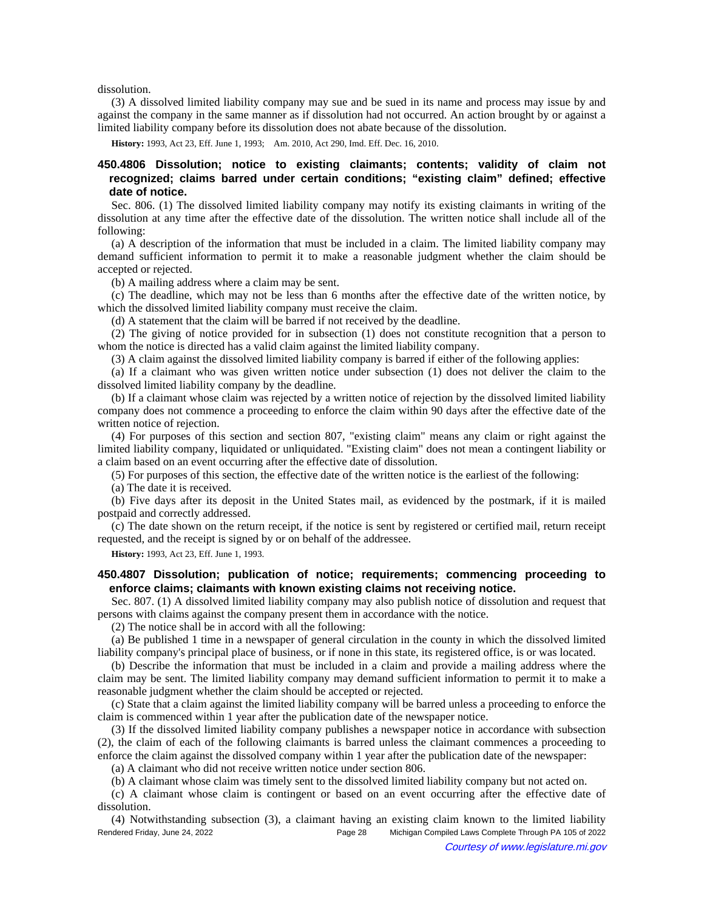dissolution.

(3) A dissolved limited liability company may sue and be sued in its name and process may issue by and against the company in the same manner as if dissolution had not occurred. An action brought by or against a limited liability company before its dissolution does not abate because of the dissolution.

**History:** 1993, Act 23, Eff. June 1, 1993; Am. 2010, Act 290, Imd. Eff. Dec. 16, 2010.

### 450.4806 Dissolution; notice to existing claimants; contents; validity of claim not recognized; claims barred under certain conditions; "existing claim" defined; effective date of notice.

Sec. 806. (1) The dissolved limited liability company may notify its existing claimants in writing of the dissolution at any time after the effective date of the dissolution. The written notice shall include all of the following:

(a) A description of the information that must be included in a claim. The limited liability company may demand sufficient information to permit it to make a reasonable judgment whether the claim should be accepted or rejected.

(b) A mailing address where a claim may be sent.

(c) The deadline, which may not be less than 6 months after the effective date of the written notice, by which the dissolved limited liability company must receive the claim.

(d) A statement that the claim will be barred if not received by the deadline.

(2) The giving of notice provided for in subsection (1) does not constitute recognition that a person to whom the notice is directed has a valid claim against the limited liability company.

(3) A claim against the dissolved limited liability company is barred if either of the following applies:

(a) If a claimant who was given written notice under subsection (1) does not deliver the claim to the dissolved limited liability company by the deadline.

(b) If a claimant whose claim was rejected by a written notice of rejection by the dissolved limited liability company does not commence a proceeding to enforce the claim within 90 days after the effective date of the written notice of rejection.

(4) For purposes of this section and section 807, "existing claim" means any claim or right against the limited liability company, liquidated or unliquidated. "Existing claim" does not mean a contingent liability or a claim based on an event occurring after the effective date of dissolution.

(5) For purposes of this section, the effective date of the written notice is the earliest of the following:

(a) The date it is received.

(b) Five days after its deposit in the United States mail, as evidenced by the postmark, if it is mailed postpaid and correctly addressed.

(c) The date shown on the return receipt, if the notice is sent by registered or certified mail, return receipt requested, and the receipt is signed by or on behalf of the addressee.

**History:** 1993, Act 23, Eff. June 1, 1993.

### 450.4807 Dissolution; publication of notice; requirements; commencing proceeding to enforce claims; claimants with known existing claims not receiving notice.

Sec. 807. (1) A dissolved limited liability company may also publish notice of dissolution and request that persons with claims against the company present them in accordance with the notice.

(2) The notice shall be in accord with all the following:

(a) Be published 1 time in a newspaper of general circulation in the county in which the dissolved limited liability company's principal place of business, or if none in this state, its registered office, is or was located.

(b) Describe the information that must be included in a claim and provide a mailing address where the claim may be sent. The limited liability company may demand sufficient information to permit it to make a reasonable judgment whether the claim should be accepted or rejected.

(c) State that a claim against the limited liability company will be barred unless a proceeding to enforce the claim is commenced within 1 year after the publication date of the newspaper notice.

(3) If the dissolved limited liability company publishes a newspaper notice in accordance with subsection (2), the claim of each of the following claimants is barred unless the claimant commences a proceeding to enforce the claim against the dissolved company within 1 year after the publication date of the newspaper:

(a) A claimant who did not receive written notice under section 806.

(b) A claimant whose claim was timely sent to the dissolved limited liability company but not acted on.

(c) A claimant whose claim is contingent or based on an event occurring after the effective date of dissolution.

(4) Notwithstanding subsection (3), a claimant having an existing claim known to the limited liability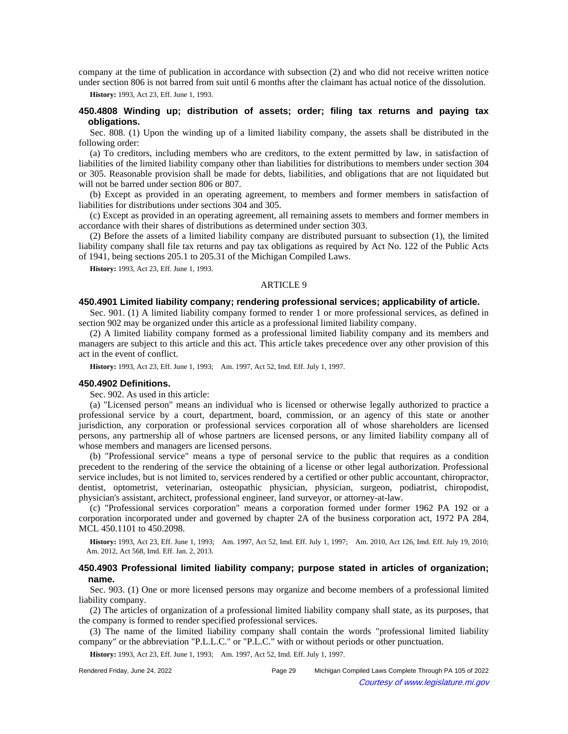company at the time of publication in accordance with subsection (2) and who did not receive written notice under section 806 is not barred from suit until 6 months after the claimant has actual notice of the dissolution.

**History:** 1993, Act 23, Eff. June 1, 1993.

### 450.4808 Winding up; distribution of assets; order; filing tax returns and paying tax obligations.

Sec. 808. (1) Upon the winding up of a limited liability company, the assets shall be distributed in the following order:

(a) To creditors, including members who are creditors, to the extent permitted by law, in satisfaction of liabilities of the limited liability company other than liabilities for distributions to members under section 304 or 305. Reasonable provision shall be made for debts, liabilities, and obligations that are not liquidated but will not be barred under section 806 or 807.

(b) Except as provided in an operating agreement, to members and former members in satisfaction of liabilities for distributions under sections 304 and 305.

(c) Except as provided in an operating agreement, all remaining assets to members and former members in accordance with their shares of distributions as determined under section 303.

(2) Before the assets of a limited liability company are distributed pursuant to subsection (1), the limited liability company shall file tax returns and pay tax obligations as required by Act No. 122 of the Public Acts of 1941, being sections 205.1 to 205.31 of the Michigan Compiled Laws.

**History:** 1993, Act 23, Eff. June 1, 1993.

## ARTICLE 9

### 450.4901 Limited liability company; rendering professional services; applicability of article.

Sec. 901. (1) A limited liability company formed to render 1 or more professional services, as defined in section 902 may be organized under this article as a professional limited liability company.

(2) A limited liability company formed as a professional limited liability company and its members and managers are subject to this article and this act. This article takes precedence over any other provision of this act in the event of conflict.

**History:** 1993, Act 23, Eff. June 1, 1993; Am. 1997, Act 52, Imd. Eff. July 1, 1997.

### 450.4902 Definitions.

Sec. 902. As used in this article:

(a) "Licensed person" means an individual who is licensed or otherwise legally authorized to practice a professional service by a court, department, board, commission, or an agency of this state or another jurisdiction, any corporation or professional services corporation all of whose shareholders are licensed persons, any partnership all of whose partners are licensed persons, or any limited liability company all of whose members and managers are licensed persons.

(b) "Professional service" means a type of personal service to the public that requires as a condition precedent to the rendering of the service the obtaining of a license or other legal authorization. Professional service includes, but is not limited to, services rendered by a certified or other public accountant, chiropractor, dentist, optometrist, veterinarian, osteopathic physician, physician, surgeon, podiatrist, chiropodist, physician's assistant, architect, professional engineer, land surveyor, or attorney-at-law.

(c) "Professional services corporation" means a corporation formed under former 1962 PA 192 or a corporation incorporated under and governed by chapter 2A of the business corporation act, 1972 PA 284, MCL 450.1101 to 450.2098.

**History:** 1993, Act 23, Eff. June 1, 1993; Am. 1997, Act 52, Imd. Eff. July 1, 1997; Am. 2010, Act 126, Imd. Eff. July 19, 2010; Am. 2012, Act 568, Imd. Eff. Jan. 2, 2013.

### 450.4903 Professional limited liability company; purpose stated in articles of organization; name.

Sec. 903. (1) One or more licensed persons may organize and become members of a professional limited liability company.

(2) The articles of organization of a professional limited liability company shall state, as its purposes, that the company is formed to render specified professional services.

(3) The name of the limited liability company shall contain the words "professional limited liability company" or the abbreviation "P.L.L.C." or "P.L.C." with or without periods or other punctuation.

**History:** 1993, Act 23, Eff. June 1, 1993; Am. 1997, Act 52, Imd. Eff. July 1, 1997.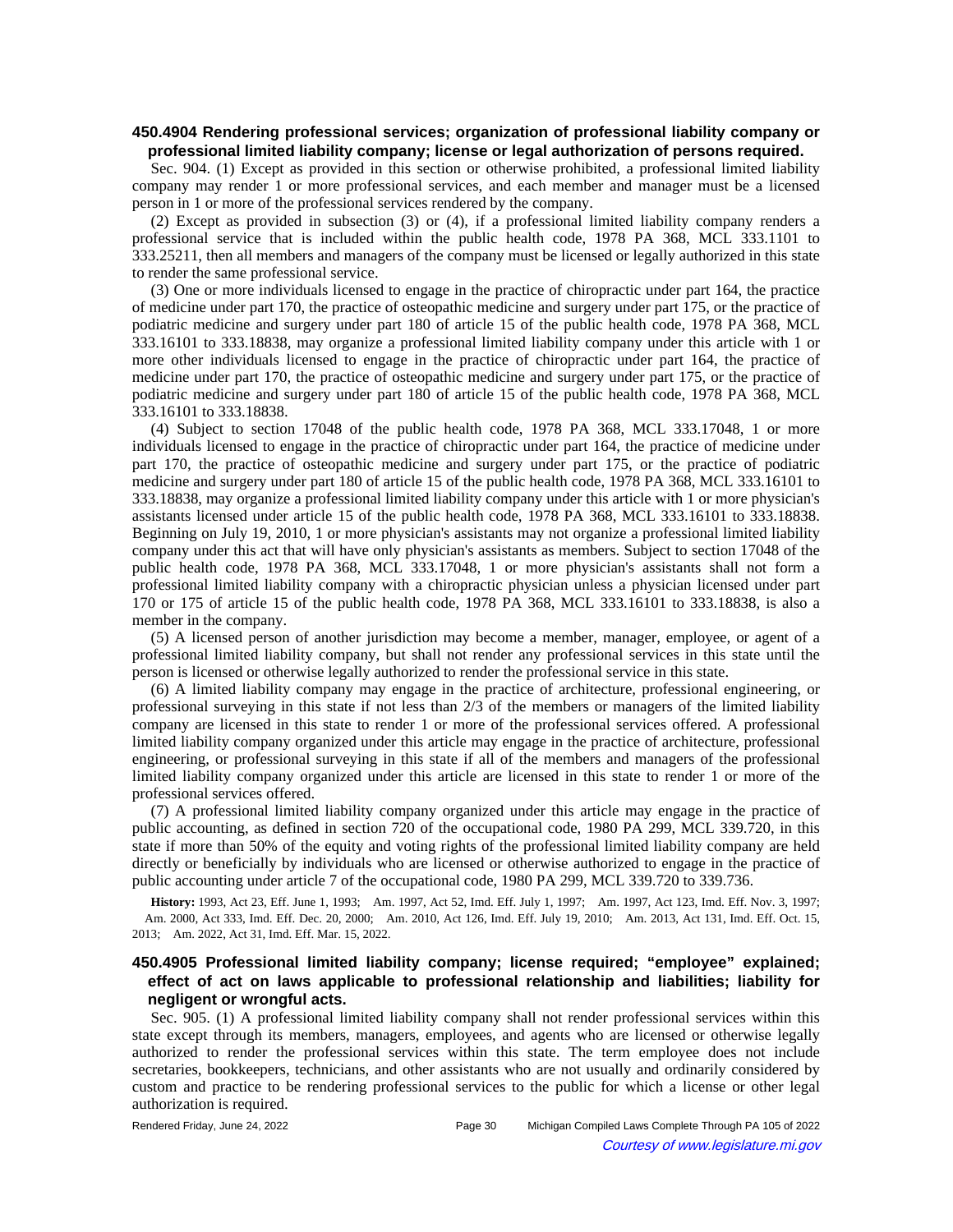### 450.4904 Rendering professional services; organization of professional liability company or professional limited liability company; license or legal authorization of persons required.

Sec. 904. (1) Except as provided in this section or otherwise prohibited, a professional limited liability company may render 1 or more professional services, and each member and manager must be a licensed person in 1 or more of the professional services rendered by the company.

(2) Except as provided in subsection (3) or (4), if a professional limited liability company renders a professional service that is included within the public health code, 1978 PA 368, MCL 333.1101 to 333.25211, then all members and managers of the company must be licensed or legally authorized in this state to render the same professional service.

(3) One or more individuals licensed to engage in the practice of chiropractic under part 164, the practice of medicine under part 170, the practice of osteopathic medicine and surgery under part 175, or the practice of podiatric medicine and surgery under part 180 of article 15 of the public health code, 1978 PA 368, MCL 333.16101 to 333.18838, may organize a professional limited liability company under this article with 1 or more other individuals licensed to engage in the practice of chiropractic under part 164, the practice of medicine under part 170, the practice of osteopathic medicine and surgery under part 175, or the practice of podiatric medicine and surgery under part 180 of article 15 of the public health code, 1978 PA 368, MCL 333.16101 to 333.18838.

(4) Subject to section 17048 of the public health code, 1978 PA 368, MCL 333.17048, 1 or more individuals licensed to engage in the practice of chiropractic under part 164, the practice of medicine under part 170, the practice of osteopathic medicine and surgery under part 175, or the practice of podiatric medicine and surgery under part 180 of article 15 of the public health code, 1978 PA 368, MCL 333.16101 to 333.18838, may organize a professional limited liability company under this article with 1 or more physician's assistants licensed under article 15 of the public health code, 1978 PA 368, MCL 333.16101 to 333.18838. Beginning on July 19, 2010, 1 or more physician's assistants may not organize a professional limited liability company under this act that will have only physician's assistants as members. Subject to section 17048 of the public health code, 1978 PA 368, MCL 333.17048, 1 or more physician's assistants shall not form a professional limited liability company with a chiropractic physician unless a physician licensed under part 170 or 175 of article 15 of the public health code, 1978 PA 368, MCL 333.16101 to 333.18838, is also a member in the company.

(5) A licensed person of another jurisdiction may become a member, manager, employee, or agent of a professional limited liability company, but shall not render any professional services in this state until the person is licensed or otherwise legally authorized to render the professional service in this state.

(6) A limited liability company may engage in the practice of architecture, professional engineering, or professional surveying in this state if not less than 2/3 of the members or managers of the limited liability company are licensed in this state to render 1 or more of the professional services offered. A professional limited liability company organized under this article may engage in the practice of architecture, professional engineering, or professional surveying in this state if all of the members and managers of the professional limited liability company organized under this article are licensed in this state to render 1 or more of the professional services offered.

(7) A professional limited liability company organized under this article may engage in the practice of public accounting, as defined in section 720 of the occupational code, 1980 PA 299, MCL 339.720, in this state if more than 50% of the equity and voting rights of the professional limited liability company are held directly or beneficially by individuals who are licensed or otherwise authorized to engage in the practice of public accounting under article 7 of the occupational code, 1980 PA 299, MCL 339.720 to 339.736.

**History:** 1993, Act 23, Eff. June 1, 1993;—Am. 1997, Act 52, Imd. Eff. July 1, 1997;—Am. 1997, Act 123, Imd. Eff. Nov. 3, 1997;—Am. 2000, Act 333, Imd. Eff. Dec. 20, 2000;—Am. 2010, Act 126, Imd. Eff. July 19, 2010;—Am. 2013, Act 131, Imd. Eff. Oct. 15, 2013;—Am. 2022, Act 31, Imd. Eff. Mar. 15, 2022.

### 450.4905 Professional limited liability company; license required; "employee" explained; effect of act on laws applicable to professional relationship and liabilities; liability for negligent or wrongful acts.

Sec. 905. (1) A professional limited liability company shall not render professional services within this state except through its members, managers, employees, and agents who are licensed or otherwise legally authorized to render the professional services within this state. The term employee does not include secretaries, bookkeepers, technicians, and other assistants who are not usually and ordinarily considered by custom and practice to be rendering professional services to the public for which a license or other legal authorization is required.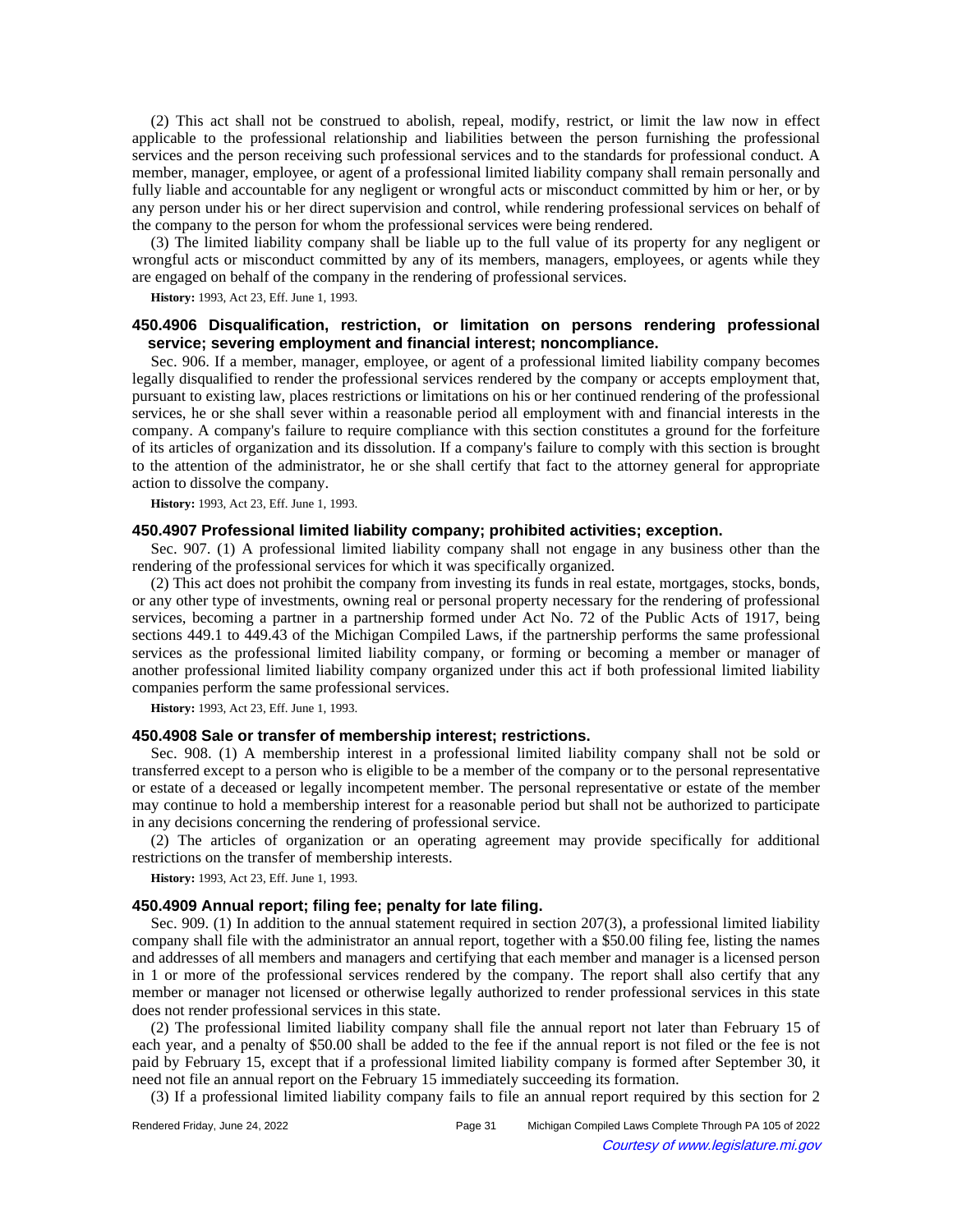(2) This act shall not be construed to abolish, repeal, modify, restrict, or limit the law now in effect applicable to the professional relationship and liabilities between the person furnishing the professional services and the person receiving such professional services and to the standards for professional conduct. A member, manager, employee, or agent of a professional limited liability company shall remain personally and fully liable and accountable for any negligent or wrongful acts or misconduct committed by him or her, or by any person under his or her direct supervision and control, while rendering professional services on behalf of the company to the person for whom the professional services were being rendered.

(3) The limited liability company shall be liable up to the full value of its property for any negligent or wrongful acts or misconduct committed by any of its members, managers, employees, or agents while they are engaged on behalf of the company in the rendering of professional services.

**History:** 1993, Act 23, Eff. June 1, 1993.

### 450.4906 Disqualification, restriction, or limitation on persons rendering professional service; severing employment and financial interest; noncompliance.

Sec. 906. If a member, manager, employee, or agent of a professional limited liability company becomes legally disqualified to render the professional services rendered by the company or accepts employment that, pursuant to existing law, places restrictions or limitations on his or her continued rendering of the professional services, he or she shall sever within a reasonable period all employment with and financial interests in the company. A company's failure to require compliance with this section constitutes a ground for the forfeiture of its articles of organization and its dissolution. If a company's failure to comply with this section is brought to the attention of the administrator, he or she shall certify that fact to the attorney general for appropriate action to dissolve the company.

**History:** 1993, Act 23, Eff. June 1, 1993.

### 450.4907 Professional limited liability company; prohibited activities; exception.

Sec. 907. (1) A professional limited liability company shall not engage in any business other than the rendering of the professional services for which it was specifically organized.

(2) This act does not prohibit the company from investing its funds in real estate, mortgages, stocks, bonds, or any other type of investments, owning real or personal property necessary for the rendering of professional services, becoming a partner in a partnership formed under Act No. 72 of the Public Acts of 1917, being sections 449.1 to 449.43 of the Michigan Compiled Laws, if the partnership performs the same professional services as the professional limited liability company, or forming or becoming a member or manager of another professional limited liability company organized under this act if both professional limited liability companies perform the same professional services.

**History:** 1993, Act 23, Eff. June 1, 1993.

### 450.4908 Sale or transfer of membership interest; restrictions.

Sec. 908. (1) A membership interest in a professional limited liability company shall not be sold or transferred except to a person who is eligible to be a member of the company or to the personal representative or estate of a deceased or legally incompetent member. The personal representative or estate of the member may continue to hold a membership interest for a reasonable period but shall not be authorized to participate in any decisions concerning the rendering of professional service.

(2) The articles of organization or an operating agreement may provide specifically for additional restrictions on the transfer of membership interests.

**History:** 1993, Act 23, Eff. June 1, 1993.

### 450.4909 Annual report; filing fee; penalty for late filing.

Sec. 909. (1) In addition to the annual statement required in section 207(3), a professional limited liability company shall file with the administrator an annual report, together with a $50.00 filing fee, listing the names and addresses of all members and managers and certifying that each member and manager is a licensed person in 1 or more of the professional services rendered by the company. The report shall also certify that any member or manager not licensed or otherwise legally authorized to render professional services in this state does not render professional services in this state.

(2) The professional limited liability company shall file the annual report not later than February 15 of each year, and a penalty of $50.00 shall be added to the fee if the annual report is not filed or the fee is not paid by February 15, except that if a professional limited liability company is formed after September 30, it need not file an annual report on the February 15 immediately succeeding its formation.

(3) If a professional limited liability company fails to file an annual report required by this section for 2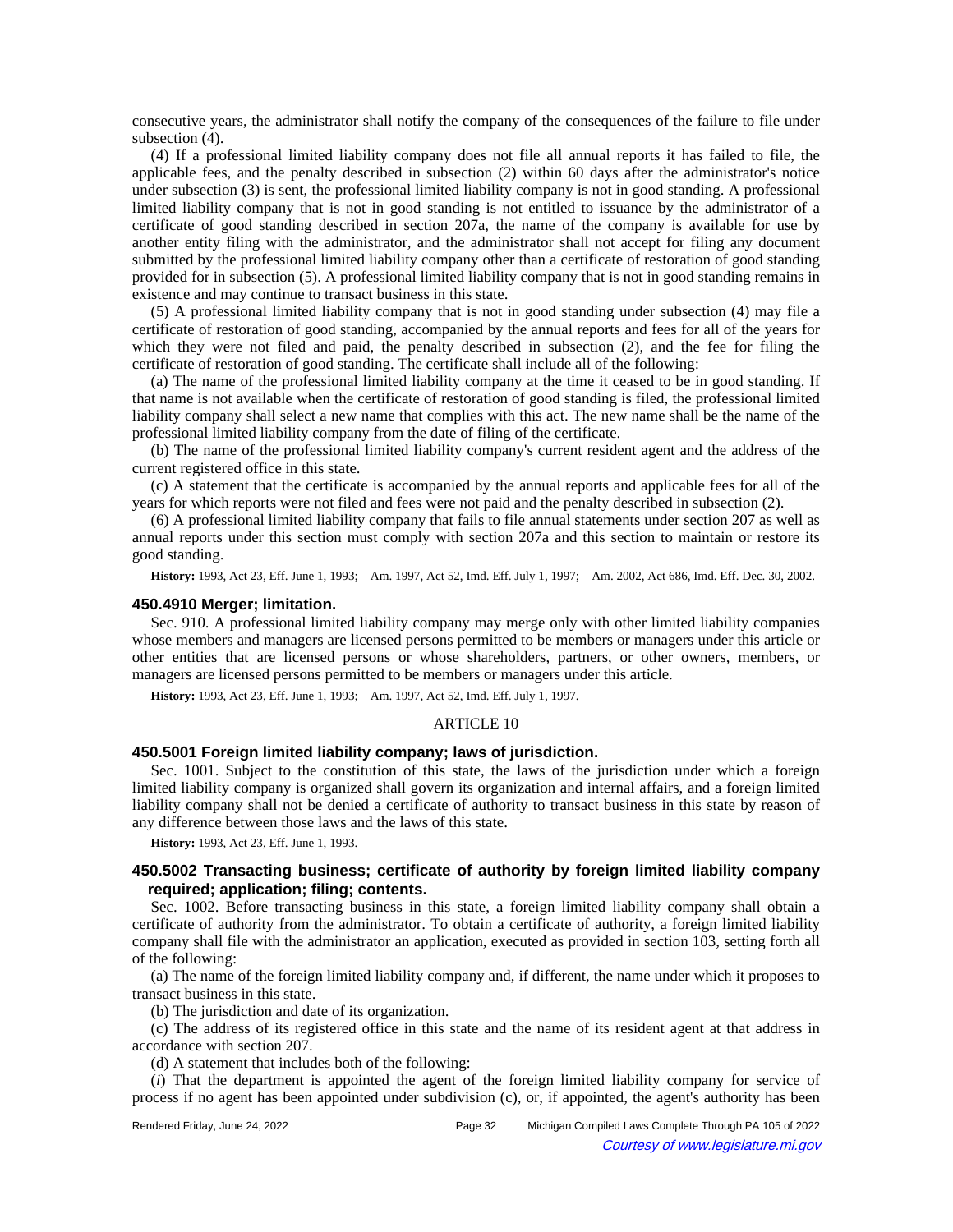consecutive years, the administrator shall notify the company of the consequences of the failure to file under subsection (4).

(4) If a professional limited liability company does not file all annual reports it has failed to file, the applicable fees, and the penalty described in subsection (2) within 60 days after the administrator's notice under subsection (3) is sent, the professional limited liability company is not in good standing. A professional limited liability company that is not in good standing is not entitled to issuance by the administrator of a certificate of good standing described in section 207a, the name of the company is available for use by another entity filing with the administrator, and the administrator shall not accept for filing any document submitted by the professional limited liability company other than a certificate of restoration of good standing provided for in subsection (5). A professional limited liability company that is not in good standing remains in existence and may continue to transact business in this state.

(5) A professional limited liability company that is not in good standing under subsection (4) may file a certificate of restoration of good standing, accompanied by the annual reports and fees for all of the years for which they were not filed and paid, the penalty described in subsection (2), and the fee for filing the certificate of restoration of good standing. The certificate shall include all of the following:

(a) The name of the professional limited liability company at the time it ceased to be in good standing. If that name is not available when the certificate of restoration of good standing is filed, the professional limited liability company shall select a new name that complies with this act. The new name shall be the name of the professional limited liability company from the date of filing of the certificate.

(b) The name of the professional limited liability company's current resident agent and the address of the current registered office in this state.

(c) A statement that the certificate is accompanied by the annual reports and applicable fees for all of the years for which reports were not filed and fees were not paid and the penalty described in subsection (2).

(6) A professional limited liability company that fails to file annual statements under section 207 as well as annual reports under this section must comply with section 207a and this section to maintain or restore its good standing.

**History:** 1993, Act 23, Eff. June 1, 1993; Am. 1997, Act 52, Imd. Eff. July 1, 1997; Am. 2002, Act 686, Imd. Eff. Dec. 30, 2002.

### 450.4910 Merger; limitation.

Sec. 910. A professional limited liability company may merge only with other limited liability companies whose members and managers are licensed persons permitted to be members or managers under this article or other entities that are licensed persons or whose shareholders, partners, or other owners, members, or managers are licensed persons permitted to be members or managers under this article.

**History:** 1993, Act 23, Eff. June 1, 1993; Am. 1997, Act 52, Imd. Eff. July 1, 1997.

## ARTICLE 10

### 450.5001 Foreign limited liability company; laws of jurisdiction.

Sec. 1001. Subject to the constitution of this state, the laws of the jurisdiction under which a foreign limited liability company is organized shall govern its organization and internal affairs, and a foreign limited liability company shall not be denied a certificate of authority to transact business in this state by reason of any difference between those laws and the laws of this state.

**History:** 1993, Act 23, Eff. June 1, 1993.

### 450.5002 Transacting business; certificate of authority by foreign limited liability company required; application; filing; contents.

Sec. 1002. Before transacting business in this state, a foreign limited liability company shall obtain a certificate of authority from the administrator. To obtain a certificate of authority, a foreign limited liability company shall file with the administrator an application, executed as provided in section 103, setting forth all of the following:

(a) The name of the foreign limited liability company and, if different, the name under which it proposes to transact business in this state.

(b) The jurisdiction and date of its organization.

(c) The address of its registered office in this state and the name of its resident agent at that address in accordance with section 207.

(d) A statement that includes both of the following:

(*i*) That the department is appointed the agent of the foreign limited liability company for service of process if no agent has been appointed under subdivision (c), or, if appointed, the agent's authority has been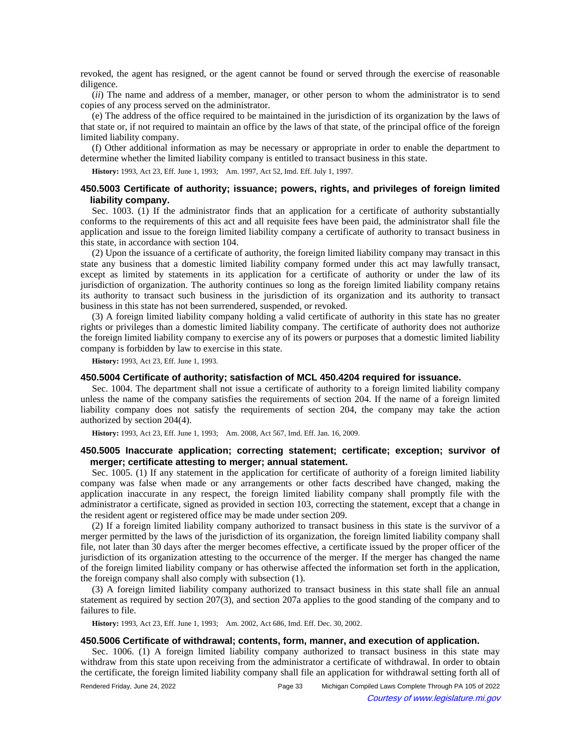revoked, the agent has resigned, or the agent cannot be found or served through the exercise of reasonable diligence.

(*ii*) The name and address of a member, manager, or other person to whom the administrator is to send copies of any process served on the administrator.

(e) The address of the office required to be maintained in the jurisdiction of its organization by the laws of that state or, if not required to maintain an office by the laws of that state, of the principal office of the foreign limited liability company.

(f) Other additional information as may be necessary or appropriate in order to enable the department to determine whether the limited liability company is entitled to transact business in this state.

**History:** 1993, Act 23, Eff. June 1, 1993;—Am. 1997, Act 52, Imd. Eff. July 1, 1997.

### 450.5003 Certificate of authority; issuance; powers, rights, and privileges of foreign limited liability company.

Sec. 1003. (1) If the administrator finds that an application for a certificate of authority substantially conforms to the requirements of this act and all requisite fees have been paid, the administrator shall file the application and issue to the foreign limited liability company a certificate of authority to transact business in this state, in accordance with section 104.

(2) Upon the issuance of a certificate of authority, the foreign limited liability company may transact in this state any business that a domestic limited liability company formed under this act may lawfully transact, except as limited by statements in its application for a certificate of authority or under the law of its jurisdiction of organization. The authority continues so long as the foreign limited liability company retains its authority to transact such business in the jurisdiction of its organization and its authority to transact business in this state has not been surrendered, suspended, or revoked.

(3) A foreign limited liability company holding a valid certificate of authority in this state has no greater rights or privileges than a domestic limited liability company. The certificate of authority does not authorize the foreign limited liability company to exercise any of its powers or purposes that a domestic limited liability company is forbidden by law to exercise in this state.

**History:** 1993, Act 23, Eff. June 1, 1993.

### 450.5004 Certificate of authority; satisfaction of MCL 450.4204 required for issuance.

Sec. 1004. The department shall not issue a certificate of authority to a foreign limited liability company unless the name of the company satisfies the requirements of section 204. If the name of a foreign limited liability company does not satisfy the requirements of section 204, the company may take the action authorized by section 204(4).

**History:** 1993, Act 23, Eff. June 1, 1993;—Am. 2008, Act 567, Imd. Eff. Jan. 16, 2009.

### 450.5005 Inaccurate application; correcting statement; certificate; exception; survivor of merger; certificate attesting to merger; annual statement.

Sec. 1005. (1) If any statement in the application for certificate of authority of a foreign limited liability company was false when made or any arrangements or other facts described have changed, making the application inaccurate in any respect, the foreign limited liability company shall promptly file with the administrator a certificate, signed as provided in section 103, correcting the statement, except that a change in the resident agent or registered office may be made under section 209.

(2) If a foreign limited liability company authorized to transact business in this state is the survivor of a merger permitted by the laws of the jurisdiction of its organization, the foreign limited liability company shall file, not later than 30 days after the merger becomes effective, a certificate issued by the proper officer of the jurisdiction of its organization attesting to the occurrence of the merger. If the merger has changed the name of the foreign limited liability company or has otherwise affected the information set forth in the application, the foreign company shall also comply with subsection (1).

(3) A foreign limited liability company authorized to transact business in this state shall file an annual statement as required by section 207(3), and section 207a applies to the good standing of the company and to failures to file.

**History:** 1993, Act 23, Eff. June 1, 1993;—Am. 2002, Act 686, Imd. Eff. Dec. 30, 2002.

### 450.5006 Certificate of withdrawal; contents, form, manner, and execution of application.

Sec. 1006. (1) A foreign limited liability company authorized to transact business in this state may withdraw from this state upon receiving from the administrator a certificate of withdrawal. In order to obtain the certificate, the foreign limited liability company shall file an application for withdrawal setting forth all of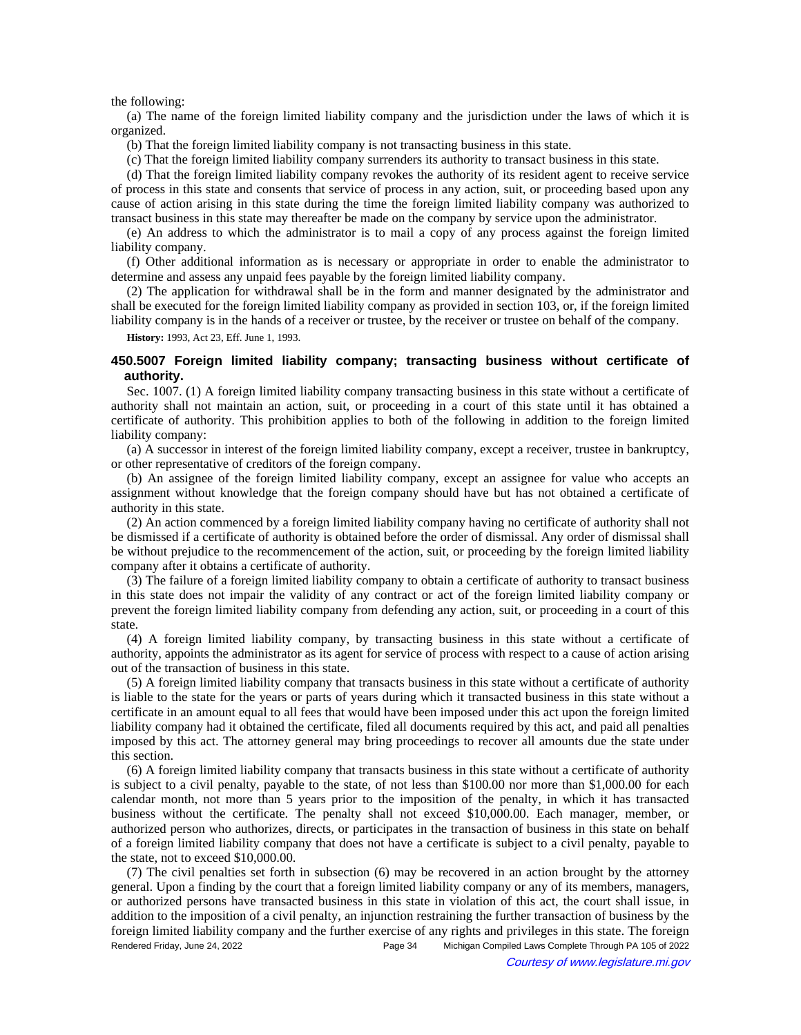the following:

(a) The name of the foreign limited liability company and the jurisdiction under the laws of which it is organized.

(b) That the foreign limited liability company is not transacting business in this state.

(c) That the foreign limited liability company surrenders its authority to transact business in this state.

(d) That the foreign limited liability company revokes the authority of its resident agent to receive service of process in this state and consents that service of process in any action, suit, or proceeding based upon any cause of action arising in this state during the time the foreign limited liability company was authorized to transact business in this state may thereafter be made on the company by service upon the administrator.

(e) An address to which the administrator is to mail a copy of any process against the foreign limited liability company.

(f) Other additional information as is necessary or appropriate in order to enable the administrator to determine and assess any unpaid fees payable by the foreign limited liability company.

(2) The application for withdrawal shall be in the form and manner designated by the administrator and shall be executed for the foreign limited liability company as provided in section 103, or, if the foreign limited liability company is in the hands of a receiver or trustee, by the receiver or trustee on behalf of the company.

**History:** 1993, Act 23, Eff. June 1, 1993.

### 450.5007 Foreign limited liability company; transacting business without certificate of authority.

Sec. 1007. (1) A foreign limited liability company transacting business in this state without a certificate of authority shall not maintain an action, suit, or proceeding in a court of this state until it has obtained a certificate of authority. This prohibition applies to both of the following in addition to the foreign limited liability company:

(a) A successor in interest of the foreign limited liability company, except a receiver, trustee in bankruptcy, or other representative of creditors of the foreign company.

(b) An assignee of the foreign limited liability company, except an assignee for value who accepts an assignment without knowledge that the foreign company should have but has not obtained a certificate of authority in this state.

(2) An action commenced by a foreign limited liability company having no certificate of authority shall not be dismissed if a certificate of authority is obtained before the order of dismissal. Any order of dismissal shall be without prejudice to the recommencement of the action, suit, or proceeding by the foreign limited liability company after it obtains a certificate of authority.

(3) The failure of a foreign limited liability company to obtain a certificate of authority to transact business in this state does not impair the validity of any contract or act of the foreign limited liability company or prevent the foreign limited liability company from defending any action, suit, or proceeding in a court of this state.

(4) A foreign limited liability company, by transacting business in this state without a certificate of authority, appoints the administrator as its agent for service of process with respect to a cause of action arising out of the transaction of business in this state.

(5) A foreign limited liability company that transacts business in this state without a certificate of authority is liable to the state for the years or parts of years during which it transacted business in this state without a certificate in an amount equal to all fees that would have been imposed under this act upon the foreign limited liability company had it obtained the certificate, filed all documents required by this act, and paid all penalties imposed by this act. The attorney general may bring proceedings to recover all amounts due the state under this section.

(6) A foreign limited liability company that transacts business in this state without a certificate of authority is subject to a civil penalty, payable to the state, of not less than $100.00 nor more than $1,000.00 for each calendar month, not more than 5 years prior to the imposition of the penalty, in which it has transacted business without the certificate. The penalty shall not exceed $10,000.00. Each manager, member, or authorized person who authorizes, directs, or participates in the transaction of business in this state on behalf of a foreign limited liability company that does not have a certificate is subject to a civil penalty, payable to the state, not to exceed $10,000.00.

(7) The civil penalties set forth in subsection (6) may be recovered in an action brought by the attorney general. Upon a finding by the court that a foreign limited liability company or any of its members, managers, or authorized persons have transacted business in this state in violation of this act, the court shall issue, in addition to the imposition of a civil penalty, an injunction restraining the further transaction of business by the foreign limited liability company and the further exercise of any rights and privileges in this state. The foreign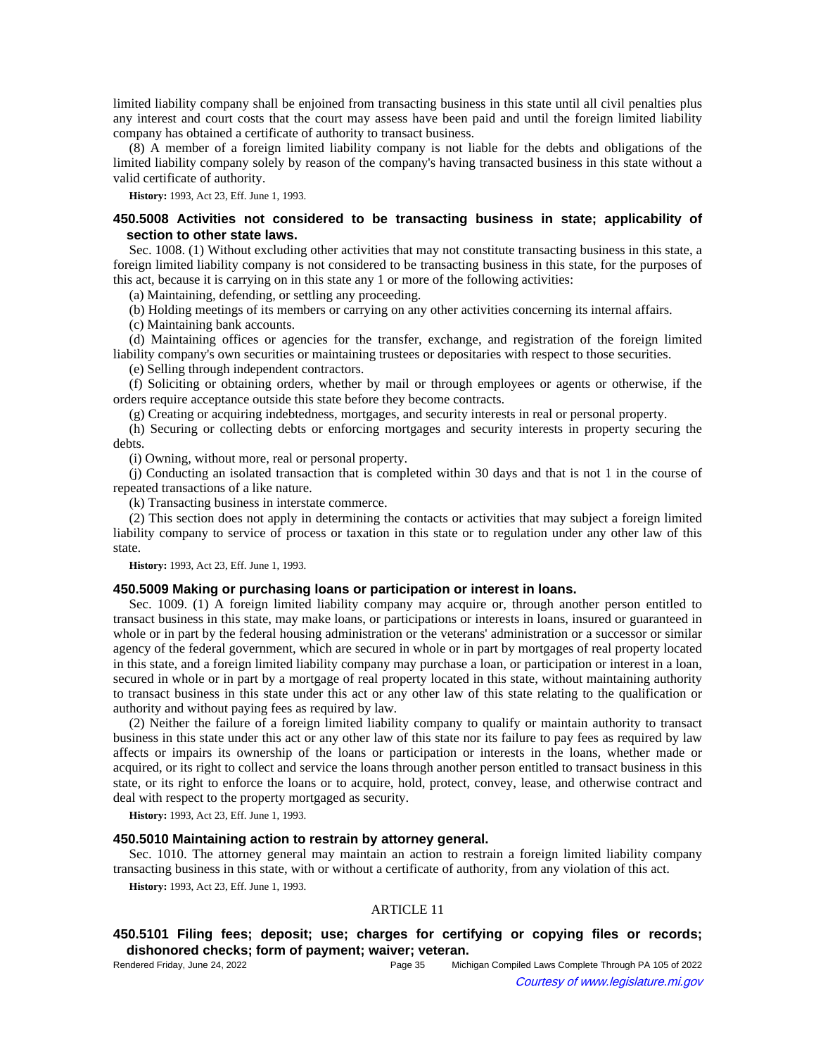limited liability company shall be enjoined from transacting business in this state until all civil penalties plus any interest and court costs that the court may assess have been paid and until the foreign limited liability company has obtained a certificate of authority to transact business.

(8) A member of a foreign limited liability company is not liable for the debts and obligations of the limited liability company solely by reason of the company's having transacted business in this state without a valid certificate of authority.

**History:** 1993, Act 23, Eff. June 1, 1993.

### 450.5008 Activities not considered to be transacting business in state; applicability of section to other state laws.

Sec. 1008. (1) Without excluding other activities that may not constitute transacting business in this state, a foreign limited liability company is not considered to be transacting business in this state, for the purposes of this act, because it is carrying on in this state any 1 or more of the following activities:

(a) Maintaining, defending, or settling any proceeding.

(b) Holding meetings of its members or carrying on any other activities concerning its internal affairs.

(c) Maintaining bank accounts.

(d) Maintaining offices or agencies for the transfer, exchange, and registration of the foreign limited liability company's own securities or maintaining trustees or depositaries with respect to those securities.

(e) Selling through independent contractors.

(f) Soliciting or obtaining orders, whether by mail or through employees or agents or otherwise, if the orders require acceptance outside this state before they become contracts.

(g) Creating or acquiring indebtedness, mortgages, and security interests in real or personal property.

(h) Securing or collecting debts or enforcing mortgages and security interests in property securing the debts.

(i) Owning, without more, real or personal property.

(j) Conducting an isolated transaction that is completed within 30 days and that is not 1 in the course of repeated transactions of a like nature.

(k) Transacting business in interstate commerce.

(2) This section does not apply in determining the contacts or activities that may subject a foreign limited liability company to service of process or taxation in this state or to regulation under any other law of this state.

**History:** 1993, Act 23, Eff. June 1, 1993.

### 450.5009 Making or purchasing loans or participation or interest in loans.

Sec. 1009. (1) A foreign limited liability company may acquire or, through another person entitled to transact business in this state, may make loans, or participations or interests in loans, insured or guaranteed in whole or in part by the federal housing administration or the veterans' administration or a successor or similar agency of the federal government, which are secured in whole or in part by mortgages of real property located in this state, and a foreign limited liability company may purchase a loan, or participation or interest in a loan, secured in whole or in part by a mortgage of real property located in this state, without maintaining authority to transact business in this state under this act or any other law of this state relating to the qualification or authority and without paying fees as required by law.

(2) Neither the failure of a foreign limited liability company to qualify or maintain authority to transact business in this state under this act or any other law of this state nor its failure to pay fees as required by law affects or impairs its ownership of the loans or participation or interests in the loans, whether made or acquired, or its right to collect and service the loans through another person entitled to transact business in this state, or its right to enforce the loans or to acquire, hold, protect, convey, lease, and otherwise contract and deal with respect to the property mortgaged as security.

**History:** 1993, Act 23, Eff. June 1, 1993.

### 450.5010 Maintaining action to restrain by attorney general.

Sec. 1010. The attorney general may maintain an action to restrain a foreign limited liability company transacting business in this state, with or without a certificate of authority, from any violation of this act.

**History:** 1993, Act 23, Eff. June 1, 1993.

## ARTICLE 11

### 450.5101 Filing fees; deposit; use; charges for certifying or copying files or records; dishonored checks; form of payment; waiver; veteran.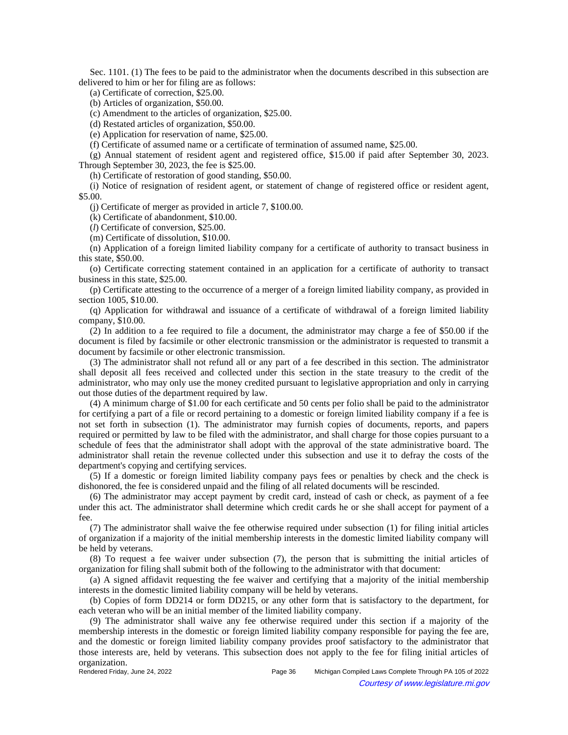Sec. 1101. (1) The fees to be paid to the administrator when the documents described in this subsection are delivered to him or her for filing are as follows:

(a) Certificate of correction, $25.00.

(b) Articles of organization, $50.00.

(c) Amendment to the articles of organization, $25.00.

(d) Restated articles of organization, $50.00.

(e) Application for reservation of name, $25.00.

(f) Certificate of assumed name or a certificate of termination of assumed name, $25.00.

(g) Annual statement of resident agent and registered office, $15.00 if paid after September 30, 2023. Through September 30, 2023, the fee is $25.00.

(h) Certificate of restoration of good standing, $50.00.

(i) Notice of resignation of resident agent, or statement of change of registered office or resident agent, $5.00.

(j) Certificate of merger as provided in article 7, $100.00.

(k) Certificate of abandonment, $10.00.

(*l*) Certificate of conversion, $25.00.

(m) Certificate of dissolution, $10.00.

(n) Application of a foreign limited liability company for a certificate of authority to transact business in this state, $50.00.

(o) Certificate correcting statement contained in an application for a certificate of authority to transact business in this state, $25.00.

(p) Certificate attesting to the occurrence of a merger of a foreign limited liability company, as provided in section 1005, $10.00.

(q) Application for withdrawal and issuance of a certificate of withdrawal of a foreign limited liability company, $10.00.

(2) In addition to a fee required to file a document, the administrator may charge a fee of $50.00 if the document is filed by facsimile or other electronic transmission or the administrator is requested to transmit a document by facsimile or other electronic transmission.

(3) The administrator shall not refund all or any part of a fee described in this section. The administrator shall deposit all fees received and collected under this section in the state treasury to the credit of the administrator, who may only use the money credited pursuant to legislative appropriation and only in carrying out those duties of the department required by law.

(4) A minimum charge of $1.00 for each certificate and 50 cents per folio shall be paid to the administrator for certifying a part of a file or record pertaining to a domestic or foreign limited liability company if a fee is not set forth in subsection (1). The administrator may furnish copies of documents, reports, and papers required or permitted by law to be filed with the administrator, and shall charge for those copies pursuant to a schedule of fees that the administrator shall adopt with the approval of the state administrative board. The administrator shall retain the revenue collected under this subsection and use it to defray the costs of the department's copying and certifying services.

(5) If a domestic or foreign limited liability company pays fees or penalties by check and the check is dishonored, the fee is considered unpaid and the filing of all related documents will be rescinded.

(6) The administrator may accept payment by credit card, instead of cash or check, as payment of a fee under this act. The administrator shall determine which credit cards he or she shall accept for payment of a fee.

(7) The administrator shall waive the fee otherwise required under subsection (1) for filing initial articles of organization if a majority of the initial membership interests in the domestic limited liability company will be held by veterans.

(8) To request a fee waiver under subsection (7), the person that is submitting the initial articles of organization for filing shall submit both of the following to the administrator with that document:

(a) A signed affidavit requesting the fee waiver and certifying that a majority of the initial membership interests in the domestic limited liability company will be held by veterans.

(b) Copies of form DD214 or form DD215, or any other form that is satisfactory to the department, for each veteran who will be an initial member of the limited liability company.

(9) The administrator shall waive any fee otherwise required under this section if a majority of the membership interests in the domestic or foreign limited liability company responsible for paying the fee are, and the domestic or foreign limited liability company provides proof satisfactory to the administrator that those interests are, held by veterans. This subsection does not apply to the fee for filing initial articles of organization.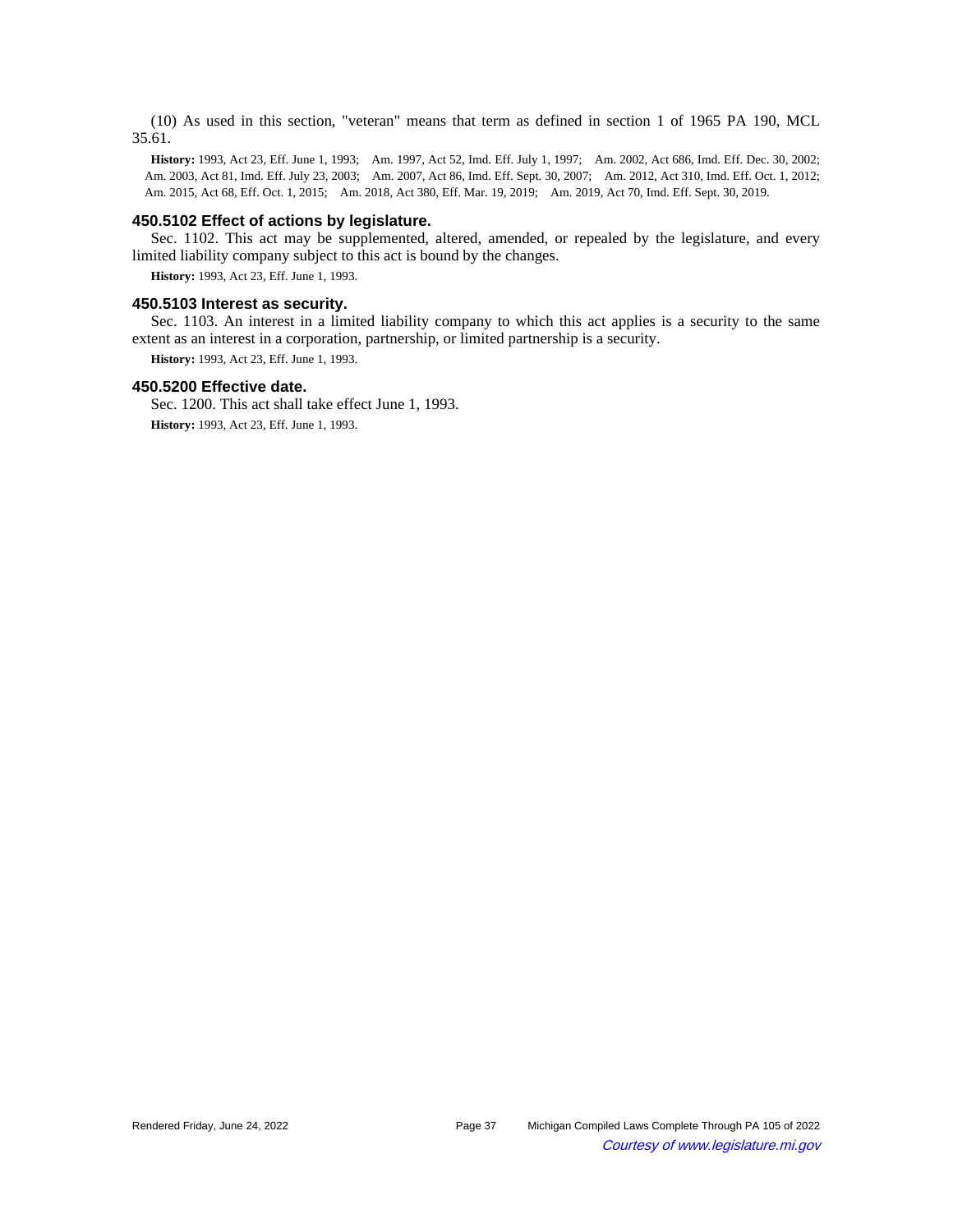(10) As used in this section, "veteran" means that term as defined in section 1 of 1965 PA 190, MCL 35.61.

**History:** 1993, Act 23, Eff. June 1, 1993; Am. 1997, Act 52, Imd. Eff. July 1, 1997; Am. 2002, Act 686, Imd. Eff. Dec. 30, 2002; Am. 2003, Act 81, Imd. Eff. July 23, 2003; Am. 2007, Act 86, Imd. Eff. Sept. 30, 2007; Am. 2012, Act 310, Imd. Eff. Oct. 1, 2012; Am. 2015, Act 68, Eff. Oct. 1, 2015; Am. 2018, Act 380, Eff. Mar. 19, 2019; Am. 2019, Act 70, Imd. Eff. Sept. 30, 2019.

### 450.5102 Effect of actions by legislature.

Sec. 1102. This act may be supplemented, altered, amended, or repealed by the legislature, and every limited liability company subject to this act is bound by the changes.

**History:** 1993, Act 23, Eff. June 1, 1993.

### 450.5103 Interest as security.

Sec. 1103. An interest in a limited liability company to which this act applies is a security to the same extent as an interest in a corporation, partnership, or limited partnership is a security.

**History:** 1993, Act 23, Eff. June 1, 1993.

### 450.5200 Effective date.

Sec. 1200. This act shall take effect June 1, 1993.

**History:** 1993, Act 23, Eff. June 1, 1993.